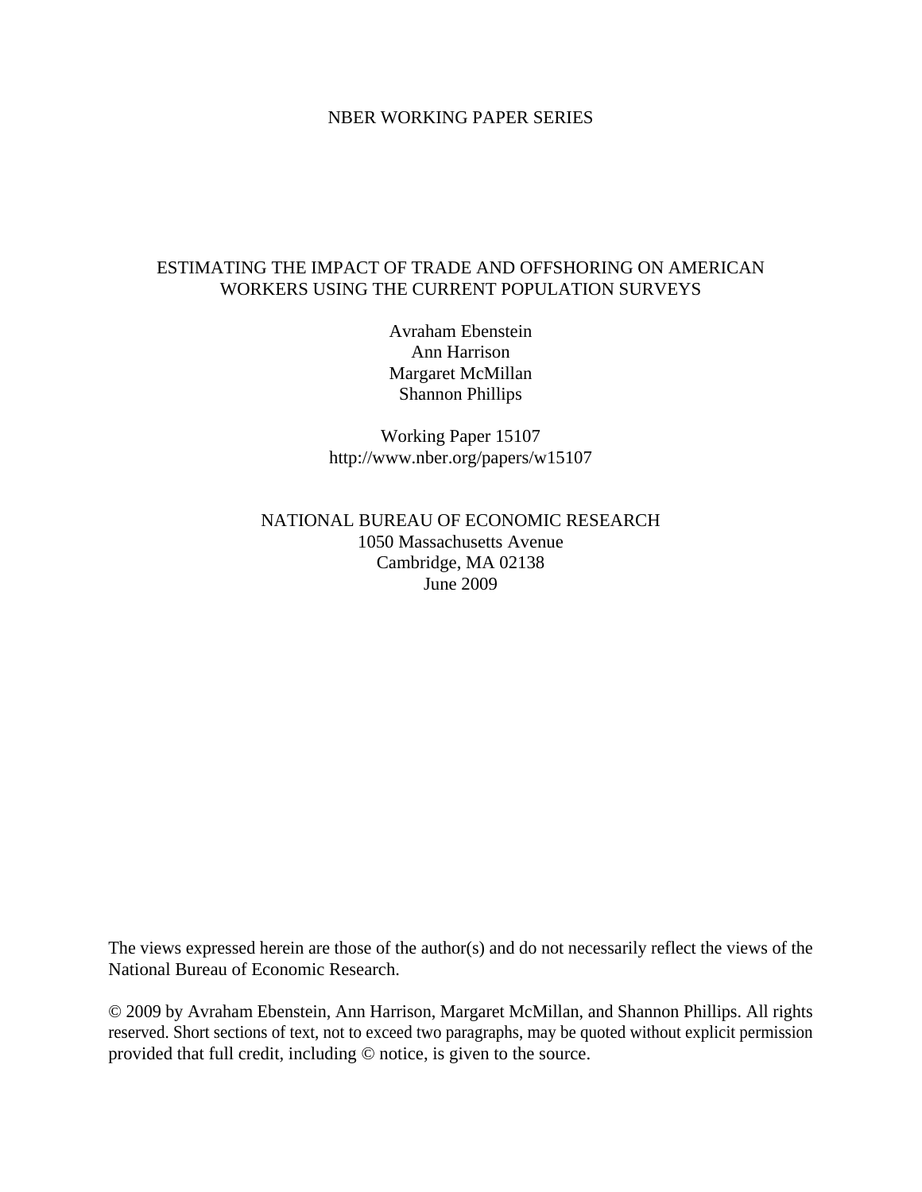NBER WORKING PAPER SERIES

# ESTIMATING THE IMPACT OF TRADE AND OFFSHORING ON AMERICAN WORKERS USING THE CURRENT POPULATION SURVEYS

Avraham Ebenstein  
Ann Harrison  
Margaret McMillan  
Shannon Phillips

Working Paper 15107  
http://www.nber.org/papers/w15107

NATIONAL BUREAU OF ECONOMIC RESEARCH  
1050 Massachusetts Avenue  
Cambridge, MA 02138  
June 2009

The views expressed herein are those of the author(s) and do not necessarily reflect the views of the National Bureau of Economic Research.

© 2009 by Avraham Ebenstein, Ann Harrison, Margaret McMillan, and Shannon Phillips. All rights reserved. Short sections of text, not to exceed two paragraphs, may be quoted without explicit permission provided that full credit, including © notice, is given to the source.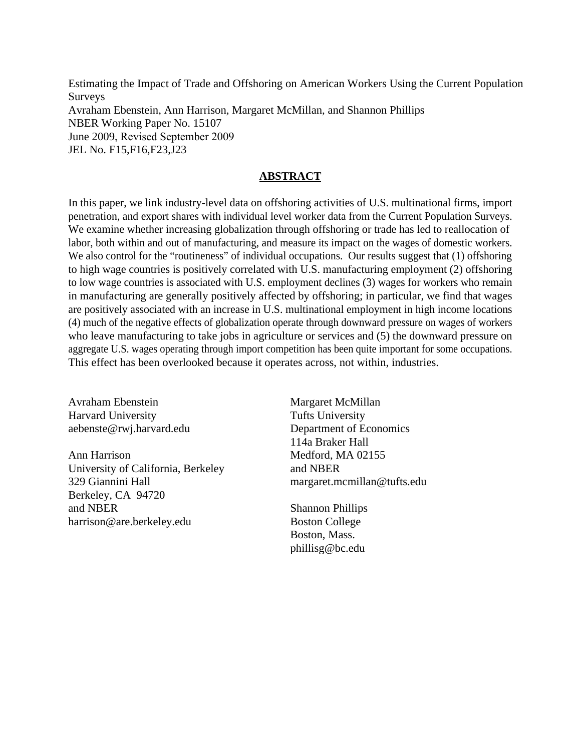Estimating the Impact of Trade and Offshoring on American Workers Using the Current Population Surveys
Avraham Ebenstein, Ann Harrison, Margaret McMillan, and Shannon Phillips
NBER Working Paper No. 15107
June 2009, Revised September 2009
JEL No. F15,F16,F23,J23

## ABSTRACT

In this paper, we link industry-level data on offshoring activities of U.S. multinational firms, import penetration, and export shares with individual level worker data from the Current Population Surveys. We examine whether increasing globalization through offshoring or trade has led to reallocation of labor, both within and out of manufacturing, and measure its impact on the wages of domestic workers. We also control for the "routineness" of individual occupations. Our results suggest that (1) offshoring to high wage countries is positively correlated with U.S. manufacturing employment (2) offshoring to low wage countries is associated with U.S. employment declines (3) wages for workers who remain in manufacturing are generally positively affected by offshoring; in particular, we find that wages are positively associated with an increase in U.S. multinational employment in high income locations (4) much of the negative effects of globalization operate through downward pressure on wages of workers who leave manufacturing to take jobs in agriculture or services and (5) the downward pressure on aggregate U.S. wages operating through import competition has been quite important for some occupations. This effect has been overlooked because it operates across, not within, industries.

Avraham Ebenstein
Harvard University
aebenste@rwj.harvard.edu

Ann Harrison
University of California, Berkeley
329 Giannini Hall
Berkeley, CA 94720
and NBER
harrison@are.berkeley.edu

Margaret McMillan
Tufts University
Department of Economics
114a Braker Hall
Medford, MA 02155
and NBER
margaret.mcmillan@tufts.edu

Shannon Phillips
Boston College
Boston, Mass.
phillisg@bc.edu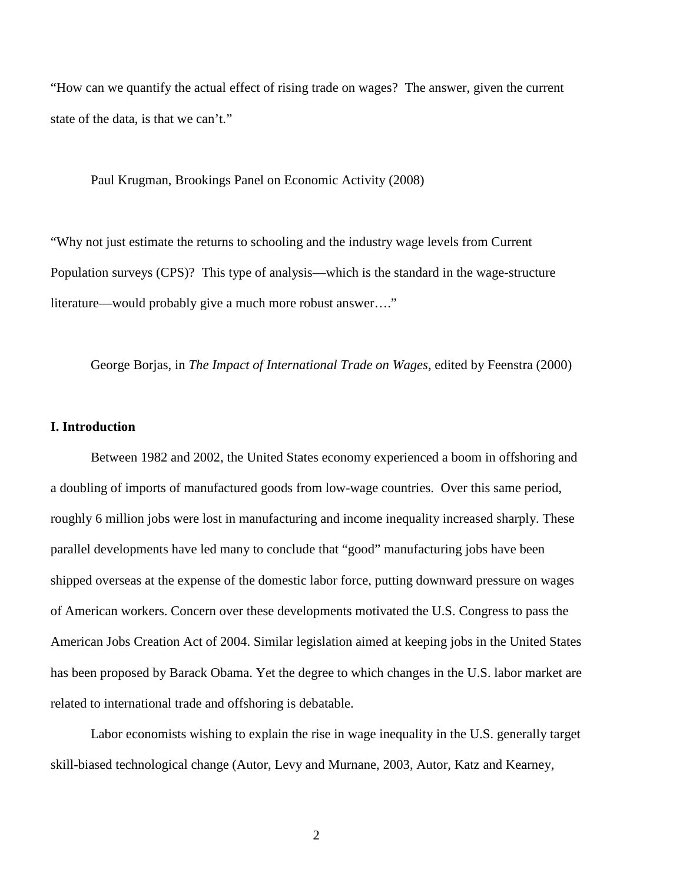"How can we quantify the actual effect of rising trade on wages? The answer, given the current state of the data, is that we can't."

Paul Krugman, Brookings Panel on Economic Activity (2008)

"Why not just estimate the returns to schooling and the industry wage levels from Current Population surveys (CPS)? This type of analysis—which is the standard in the wage-structure literature—would probably give a much more robust answer…."

George Borjas, in *The Impact of International Trade on Wages*, edited by Feenstra (2000)

## I. Introduction

Between 1982 and 2002, the United States economy experienced a boom in offshoring and a doubling of imports of manufactured goods from low-wage countries. Over this same period, roughly 6 million jobs were lost in manufacturing and income inequality increased sharply. These parallel developments have led many to conclude that "good" manufacturing jobs have been shipped overseas at the expense of the domestic labor force, putting downward pressure on wages of American workers. Concern over these developments motivated the U.S. Congress to pass the American Jobs Creation Act of 2004. Similar legislation aimed at keeping jobs in the United States has been proposed by Barack Obama. Yet the degree to which changes in the U.S. labor market are related to international trade and offshoring is debatable.

Labor economists wishing to explain the rise in wage inequality in the U.S. generally target skill-biased technological change (Autor, Levy and Murnane, 2003, Autor, Katz and Kearney,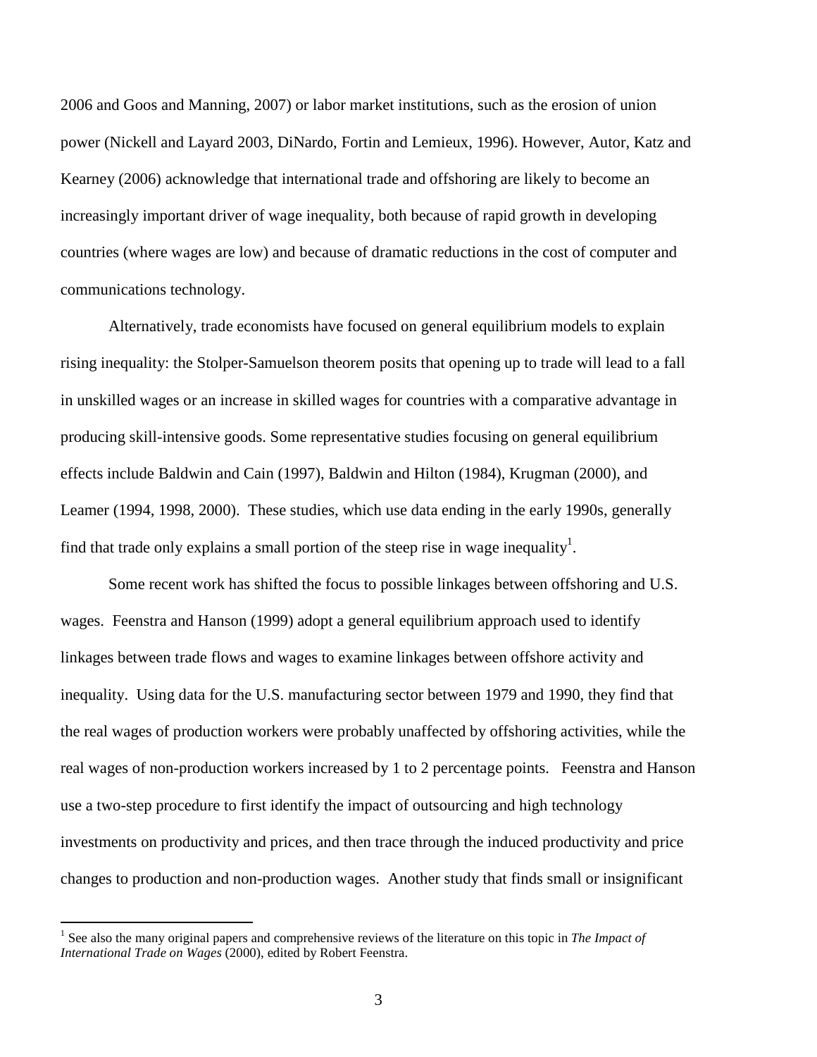2006 and Goos and Manning, 2007) or labor market institutions, such as the erosion of union power (Nickell and Layard 2003, DiNardo, Fortin and Lemieux, 1996). However, Autor, Katz and Kearney (2006) acknowledge that international trade and offshoring are likely to become an increasingly important driver of wage inequality, both because of rapid growth in developing countries (where wages are low) and because of dramatic reductions in the cost of computer and communications technology.

Alternatively, trade economists have focused on general equilibrium models to explain rising inequality: the Stolper-Samuelson theorem posits that opening up to trade will lead to a fall in unskilled wages or an increase in skilled wages for countries with a comparative advantage in producing skill-intensive goods. Some representative studies focusing on general equilibrium effects include Baldwin and Cain (1997), Baldwin and Hilton (1984), Krugman (2000), and Leamer (1994, 1998, 2000). These studies, which use data ending in the early 1990s, generally find that trade only explains a small portion of the steep rise in wage inequality[1].

Some recent work has shifted the focus to possible linkages between offshoring and U.S. wages. Feenstra and Hanson (1999) adopt a general equilibrium approach used to identify linkages between trade flows and wages to examine linkages between offshore activity and inequality. Using data for the U.S. manufacturing sector between 1979 and 1990, they find that the real wages of production workers were probably unaffected by offshoring activities, while the real wages of non-production workers increased by 1 to 2 percentage points. Feenstra and Hanson use a two-step procedure to first identify the impact of outsourcing and high technology investments on productivity and prices, and then trace through the induced productivity and price changes to production and non-production wages. Another study that finds small or insignificant

[1] See also the many original papers and comprehensive reviews of the literature on this topic in *The Impact of International Trade on Wages* (2000), edited by Robert Feenstra.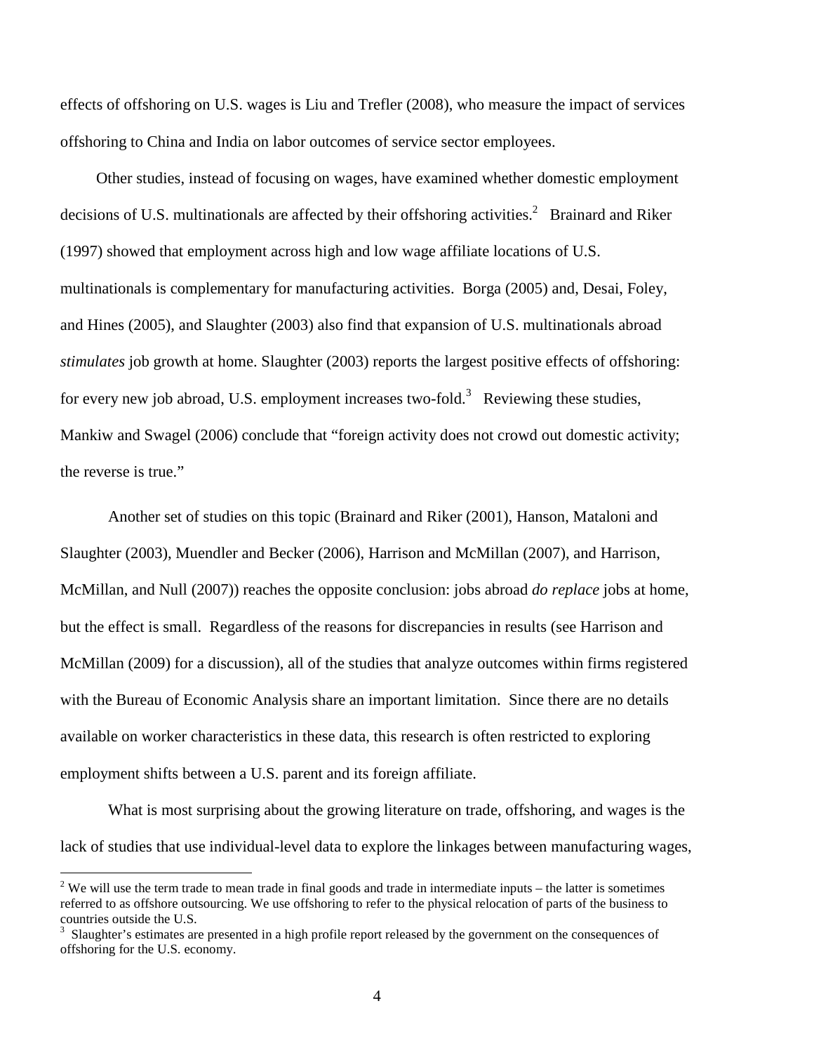effects of offshoring on U.S. wages is Liu and Trefler (2008), who measure the impact of services offshoring to China and India on labor outcomes of service sector employees.

Other studies, instead of focusing on wages, have examined whether domestic employment decisions of U.S. multinationals are affected by their offshoring activities.[2] Brainard and Riker (1997) showed that employment across high and low wage affiliate locations of U.S. multinationals is complementary for manufacturing activities. Borga (2005) and, Desai, Foley, and Hines (2005), and Slaughter (2003) also find that expansion of U.S. multinationals abroad *stimulates* job growth at home. Slaughter (2003) reports the largest positive effects of offshoring: for every new job abroad, U.S. employment increases two-fold.[3] Reviewing these studies, Mankiw and Swagel (2006) conclude that "foreign activity does not crowd out domestic activity; the reverse is true."

Another set of studies on this topic (Brainard and Riker (2001), Hanson, Mataloni and Slaughter (2003), Muendler and Becker (2006), Harrison and McMillan (2007), and Harrison, McMillan, and Null (2007)) reaches the opposite conclusion: jobs abroad *do replace* jobs at home, but the effect is small. Regardless of the reasons for discrepancies in results (see Harrison and McMillan (2009) for a discussion), all of the studies that analyze outcomes within firms registered with the Bureau of Economic Analysis share an important limitation. Since there are no details available on worker characteristics in these data, this research is often restricted to exploring employment shifts between a U.S. parent and its foreign affiliate.

What is most surprising about the growing literature on trade, offshoring, and wages is the lack of studies that use individual-level data to explore the linkages between manufacturing wages,

[2] We will use the term trade to mean trade in final goods and trade in intermediate inputs – the latter is sometimes referred to as offshore outsourcing. We use offshoring to refer to the physical relocation of parts of the business to countries outside the U.S.

[3] Slaughter's estimates are presented in a high profile report released by the government on the consequences of offshoring for the U.S. economy.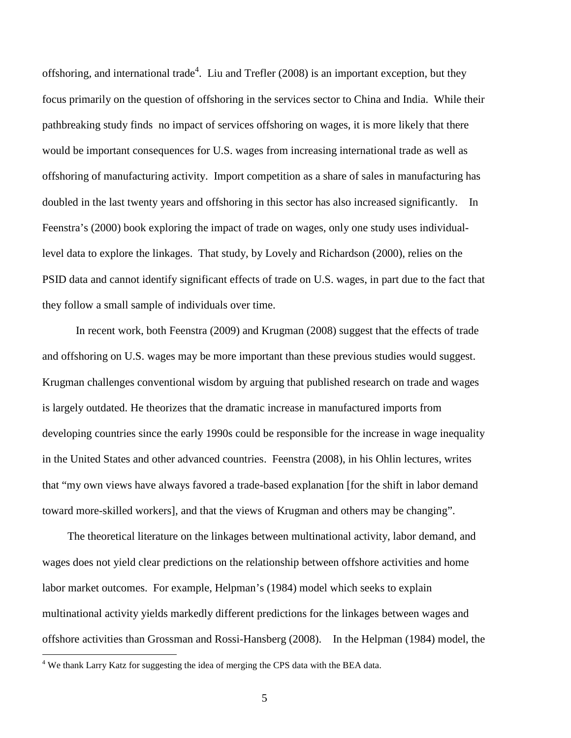offshoring, and international trade[4]. Liu and Trefler (2008) is an important exception, but they focus primarily on the question of offshoring in the services sector to China and India. While their pathbreaking study finds no impact of services offshoring on wages, it is more likely that there would be important consequences for U.S. wages from increasing international trade as well as offshoring of manufacturing activity. Import competition as a share of sales in manufacturing has doubled in the last twenty years and offshoring in this sector has also increased significantly. In Feenstra's (2000) book exploring the impact of trade on wages, only one study uses individual-level data to explore the linkages. That study, by Lovely and Richardson (2000), relies on the PSID data and cannot identify significant effects of trade on U.S. wages, in part due to the fact that they follow a small sample of individuals over time.

In recent work, both Feenstra (2009) and Krugman (2008) suggest that the effects of trade and offshoring on U.S. wages may be more important than these previous studies would suggest. Krugman challenges conventional wisdom by arguing that published research on trade and wages is largely outdated. He theorizes that the dramatic increase in manufactured imports from developing countries since the early 1990s could be responsible for the increase in wage inequality in the United States and other advanced countries. Feenstra (2008), in his Ohlin lectures, writes that "my own views have always favored a trade-based explanation [for the shift in labor demand toward more-skilled workers], and that the views of Krugman and others may be changing".

The theoretical literature on the linkages between multinational activity, labor demand, and wages does not yield clear predictions on the relationship between offshore activities and home labor market outcomes. For example, Helpman's (1984) model which seeks to explain multinational activity yields markedly different predictions for the linkages between wages and offshore activities than Grossman and Rossi-Hansberg (2008). In the Helpman (1984) model, the

[4] We thank Larry Katz for suggesting the idea of merging the CPS data with the BEA data.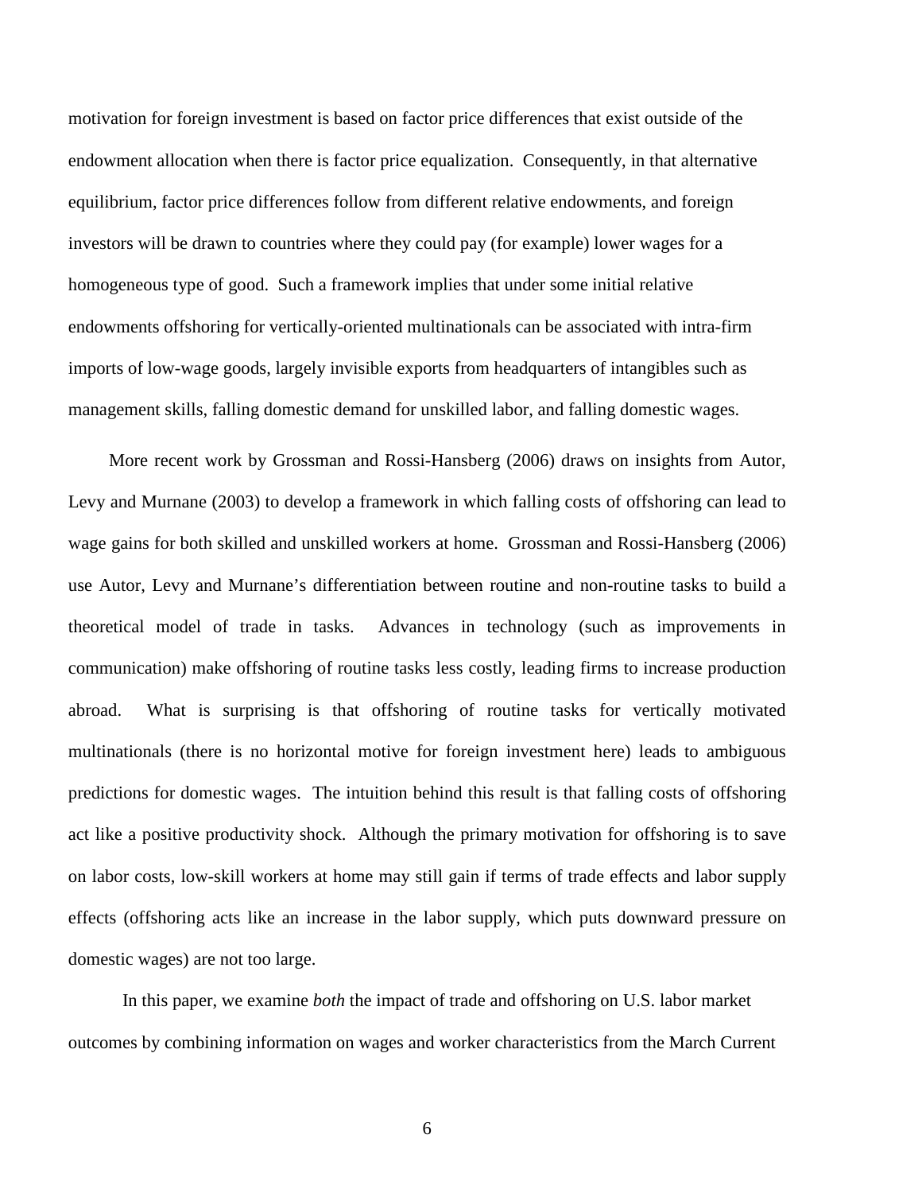motivation for foreign investment is based on factor price differences that exist outside of the endowment allocation when there is factor price equalization. Consequently, in that alternative equilibrium, factor price differences follow from different relative endowments, and foreign investors will be drawn to countries where they could pay (for example) lower wages for a homogeneous type of good. Such a framework implies that under some initial relative endowments offshoring for vertically-oriented multinationals can be associated with intra-firm imports of low-wage goods, largely invisible exports from headquarters of intangibles such as management skills, falling domestic demand for unskilled labor, and falling domestic wages.

More recent work by Grossman and Rossi-Hansberg (2006) draws on insights from Autor, Levy and Murnane (2003) to develop a framework in which falling costs of offshoring can lead to wage gains for both skilled and unskilled workers at home. Grossman and Rossi-Hansberg (2006) use Autor, Levy and Murnane's differentiation between routine and non-routine tasks to build a theoretical model of trade in tasks. Advances in technology (such as improvements in communication) make offshoring of routine tasks less costly, leading firms to increase production abroad. What is surprising is that offshoring of routine tasks for vertically motivated multinationals (there is no horizontal motive for foreign investment here) leads to ambiguous predictions for domestic wages. The intuition behind this result is that falling costs of offshoring act like a positive productivity shock. Although the primary motivation for offshoring is to save on labor costs, low-skill workers at home may still gain if terms of trade effects and labor supply effects (offshoring acts like an increase in the labor supply, which puts downward pressure on domestic wages) are not too large.

In this paper, we examine *both* the impact of trade and offshoring on U.S. labor market outcomes by combining information on wages and worker characteristics from the March Current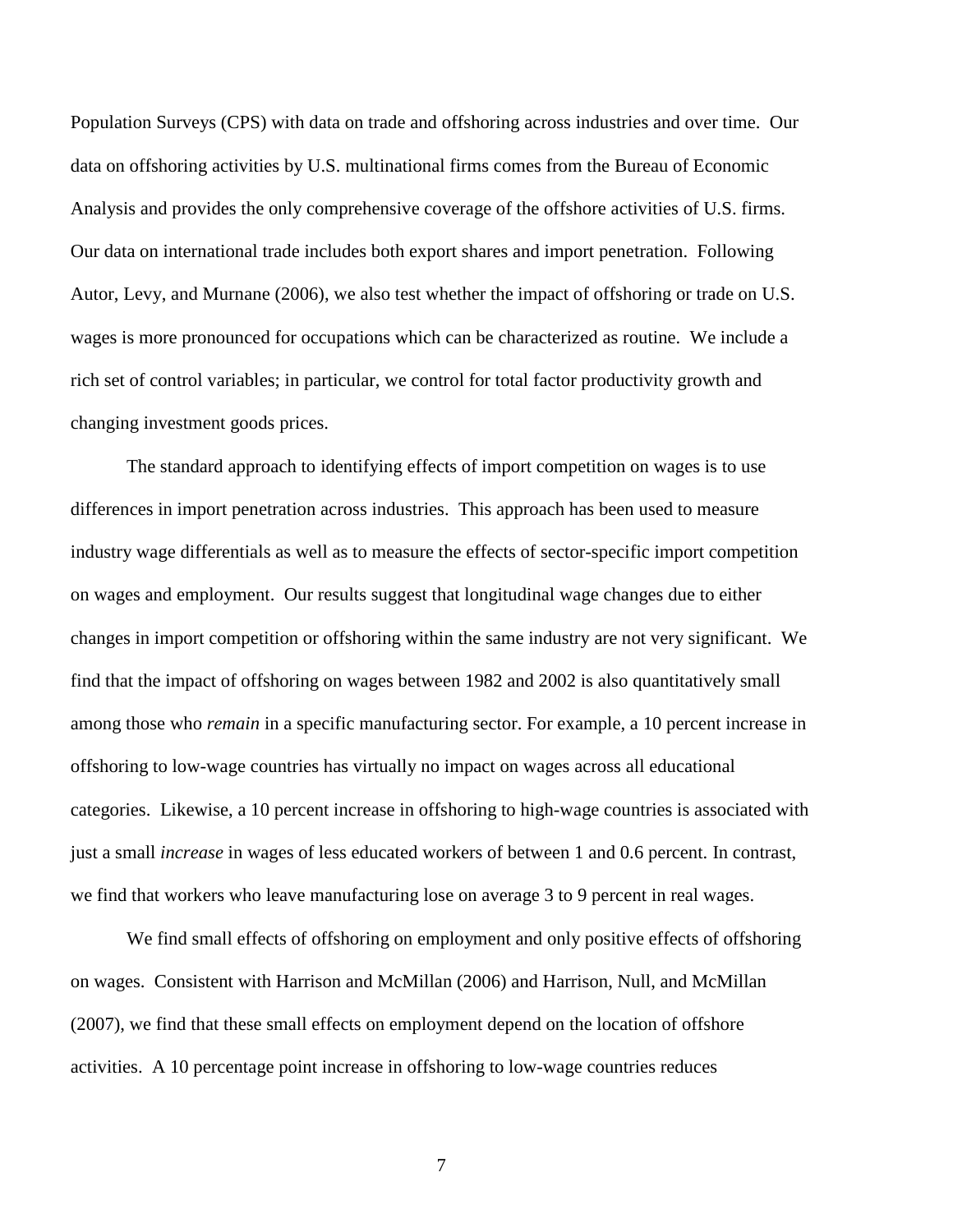Population Surveys (CPS) with data on trade and offshoring across industries and over time. Our data on offshoring activities by U.S. multinational firms comes from the Bureau of Economic Analysis and provides the only comprehensive coverage of the offshore activities of U.S. firms. Our data on international trade includes both export shares and import penetration. Following Autor, Levy, and Murnane (2006), we also test whether the impact of offshoring or trade on U.S. wages is more pronounced for occupations which can be characterized as routine. We include a rich set of control variables; in particular, we control for total factor productivity growth and changing investment goods prices.

The standard approach to identifying effects of import competition on wages is to use differences in import penetration across industries. This approach has been used to measure industry wage differentials as well as to measure the effects of sector-specific import competition on wages and employment. Our results suggest that longitudinal wage changes due to either changes in import competition or offshoring within the same industry are not very significant. We find that the impact of offshoring on wages between 1982 and 2002 is also quantitatively small among those who *remain* in a specific manufacturing sector. For example, a 10 percent increase in offshoring to low-wage countries has virtually no impact on wages across all educational categories. Likewise, a 10 percent increase in offshoring to high-wage countries is associated with just a small *increase* in wages of less educated workers of between 1 and 0.6 percent. In contrast, we find that workers who leave manufacturing lose on average 3 to 9 percent in real wages.

We find small effects of offshoring on employment and only positive effects of offshoring on wages. Consistent with Harrison and McMillan (2006) and Harrison, Null, and McMillan (2007), we find that these small effects on employment depend on the location of offshore activities. A 10 percentage point increase in offshoring to low-wage countries reduces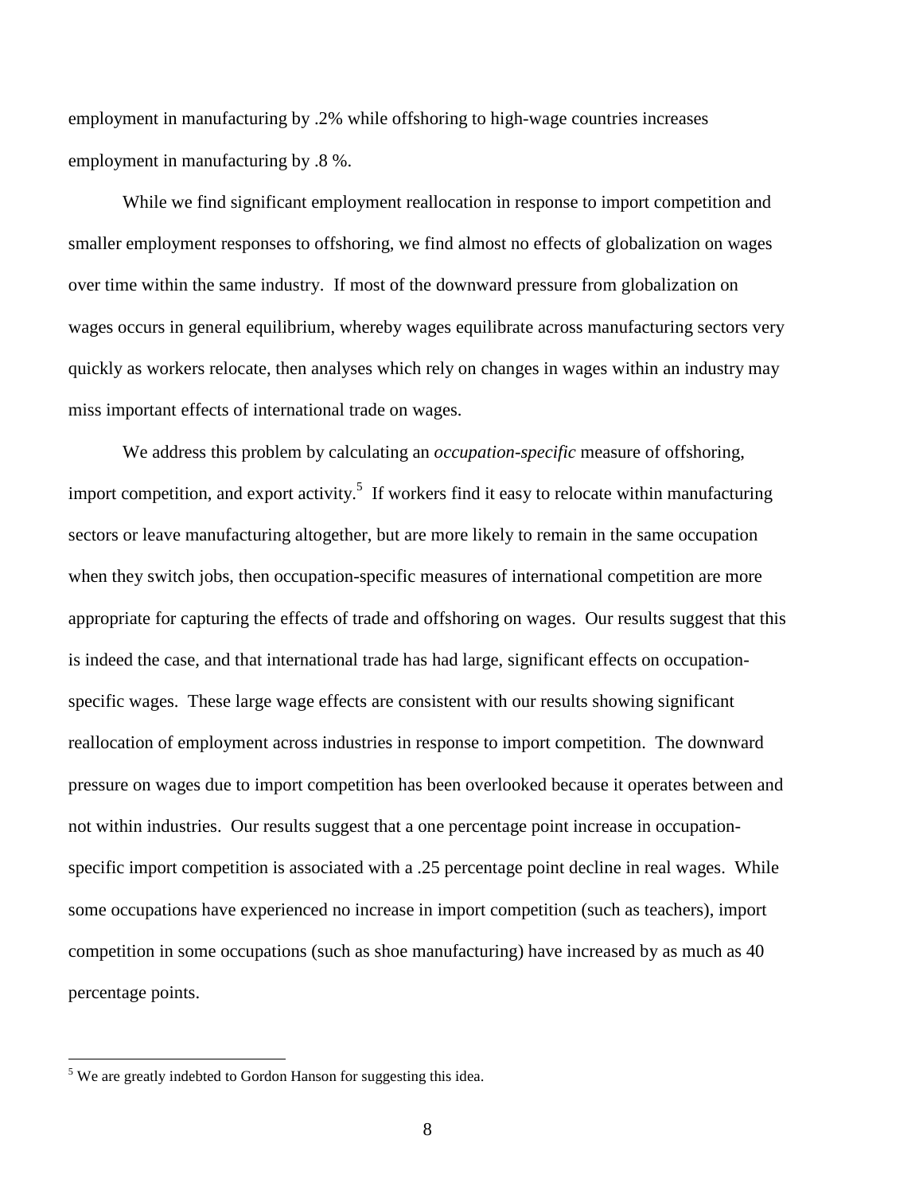employment in manufacturing by .2% while offshoring to high-wage countries increases employment in manufacturing by .8 %.

While we find significant employment reallocation in response to import competition and smaller employment responses to offshoring, we find almost no effects of globalization on wages over time within the same industry. If most of the downward pressure from globalization on wages occurs in general equilibrium, whereby wages equilibrate across manufacturing sectors very quickly as workers relocate, then analyses which rely on changes in wages within an industry may miss important effects of international trade on wages.

We address this problem by calculating an *occupation-specific* measure of offshoring, import competition, and export activity.[5] If workers find it easy to relocate within manufacturing sectors or leave manufacturing altogether, but are more likely to remain in the same occupation when they switch jobs, then occupation-specific measures of international competition are more appropriate for capturing the effects of trade and offshoring on wages. Our results suggest that this is indeed the case, and that international trade has had large, significant effects on occupation-specific wages. These large wage effects are consistent with our results showing significant reallocation of employment across industries in response to import competition. The downward pressure on wages due to import competition has been overlooked because it operates between and not within industries. Our results suggest that a one percentage point increase in occupation-specific import competition is associated with a .25 percentage point decline in real wages. While some occupations have experienced no increase in import competition (such as teachers), import competition in some occupations (such as shoe manufacturing) have increased by as much as 40 percentage points.

[5] We are greatly indebted to Gordon Hanson for suggesting this idea.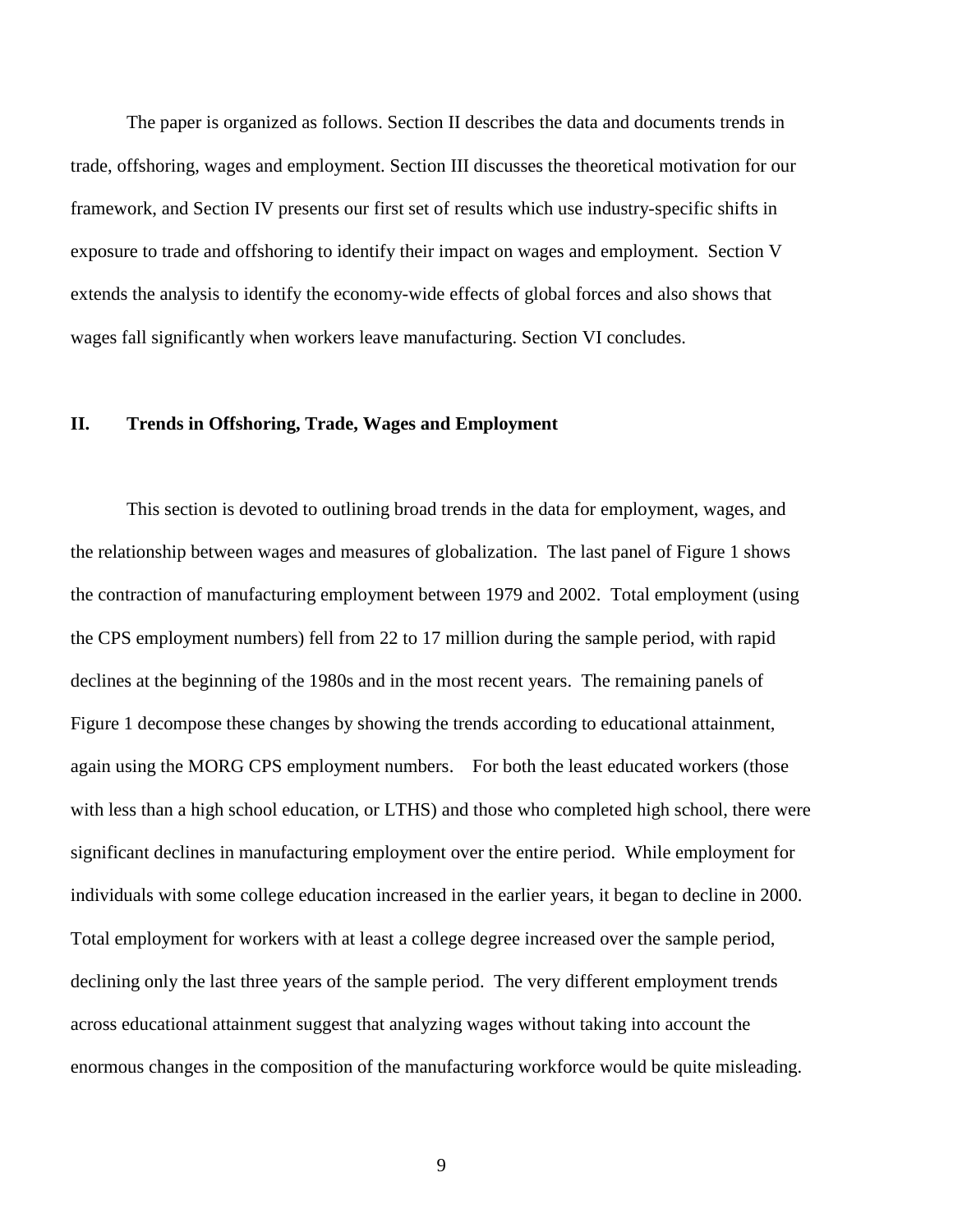The paper is organized as follows. Section II describes the data and documents trends in trade, offshoring, wages and employment. Section III discusses the theoretical motivation for our framework, and Section IV presents our first set of results which use industry-specific shifts in exposure to trade and offshoring to identify their impact on wages and employment. Section V extends the analysis to identify the economy-wide effects of global forces and also shows that wages fall significantly when workers leave manufacturing. Section VI concludes.

## II. Trends in Offshoring, Trade, Wages and Employment

This section is devoted to outlining broad trends in the data for employment, wages, and the relationship between wages and measures of globalization. The last panel of Figure 1 shows the contraction of manufacturing employment between 1979 and 2002. Total employment (using the CPS employment numbers) fell from 22 to 17 million during the sample period, with rapid declines at the beginning of the 1980s and in the most recent years. The remaining panels of Figure 1 decompose these changes by showing the trends according to educational attainment, again using the MORG CPS employment numbers. For both the least educated workers (those with less than a high school education, or LTHS) and those who completed high school, there were significant declines in manufacturing employment over the entire period. While employment for individuals with some college education increased in the earlier years, it began to decline in 2000. Total employment for workers with at least a college degree increased over the sample period, declining only the last three years of the sample period. The very different employment trends across educational attainment suggest that analyzing wages without taking into account the enormous changes in the composition of the manufacturing workforce would be quite misleading.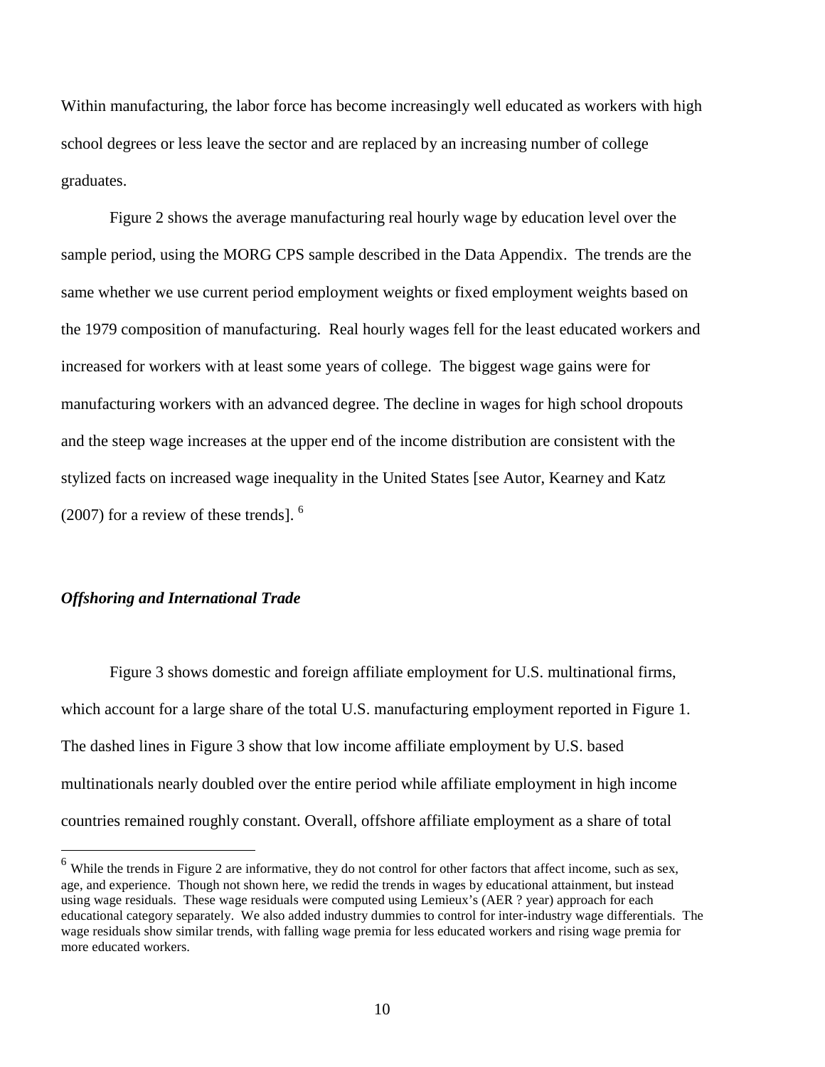Within manufacturing, the labor force has become increasingly well educated as workers with high school degrees or less leave the sector and are replaced by an increasing number of college graduates.

Figure 2 shows the average manufacturing real hourly wage by education level over the sample period, using the MORG CPS sample described in the Data Appendix. The trends are the same whether we use current period employment weights or fixed employment weights based on the 1979 composition of manufacturing. Real hourly wages fell for the least educated workers and increased for workers with at least some years of college. The biggest wage gains were for manufacturing workers with an advanced degree. The decline in wages for high school dropouts and the steep wage increases at the upper end of the income distribution are consistent with the stylized facts on increased wage inequality in the United States [see Autor, Kearney and Katz (2007) for a review of these trends]. [6]

### *Offshoring and International Trade*

Figure 3 shows domestic and foreign affiliate employment for U.S. multinational firms, which account for a large share of the total U.S. manufacturing employment reported in Figure 1. The dashed lines in Figure 3 show that low income affiliate employment by U.S. based multinationals nearly doubled over the entire period while affiliate employment in high income countries remained roughly constant. Overall, offshore affiliate employment as a share of total

---

[6] While the trends in Figure 2 are informative, they do not control for other factors that affect income, such as sex, age, and experience. Though not shown here, we redid the trends in wages by educational attainment, but instead using wage residuals. These wage residuals were computed using Lemieux's (AER ? year) approach for each educational category separately. We also added industry dummies to control for inter-industry wage differentials. The wage residuals show similar trends, with falling wage premia for less educated workers and rising wage premia for more educated workers.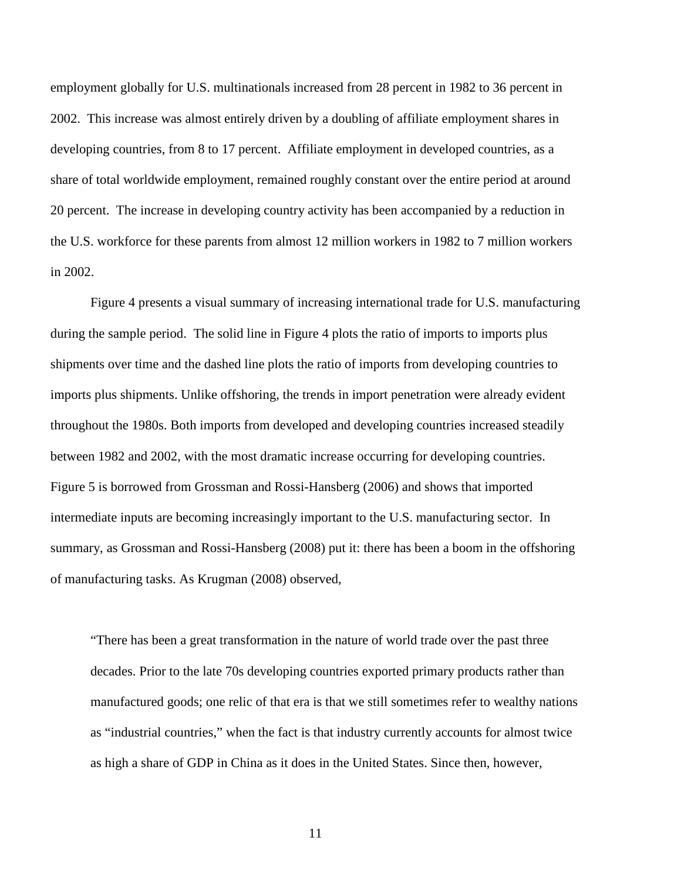employment globally for U.S. multinationals increased from 28 percent in 1982 to 36 percent in 2002. This increase was almost entirely driven by a doubling of affiliate employment shares in developing countries, from 8 to 17 percent. Affiliate employment in developed countries, as a share of total worldwide employment, remained roughly constant over the entire period at around 20 percent. The increase in developing country activity has been accompanied by a reduction in the U.S. workforce for these parents from almost 12 million workers in 1982 to 7 million workers in 2002.

Figure 4 presents a visual summary of increasing international trade for U.S. manufacturing during the sample period. The solid line in Figure 4 plots the ratio of imports to imports plus shipments over time and the dashed line plots the ratio of imports from developing countries to imports plus shipments. Unlike offshoring, the trends in import penetration were already evident throughout the 1980s. Both imports from developed and developing countries increased steadily between 1982 and 2002, with the most dramatic increase occurring for developing countries. Figure 5 is borrowed from Grossman and Rossi-Hansberg (2006) and shows that imported intermediate inputs are becoming increasingly important to the U.S. manufacturing sector. In summary, as Grossman and Rossi-Hansberg (2008) put it: there has been a boom in the offshoring of manufacturing tasks. As Krugman (2008) observed,

> "There has been a great transformation in the nature of world trade over the past three decades. Prior to the late 70s developing countries exported primary products rather than manufactured goods; one relic of that era is that we still sometimes refer to wealthy nations as "industrial countries," when the fact is that industry currently accounts for almost twice as high a share of GDP in China as it does in the United States. Since then, however,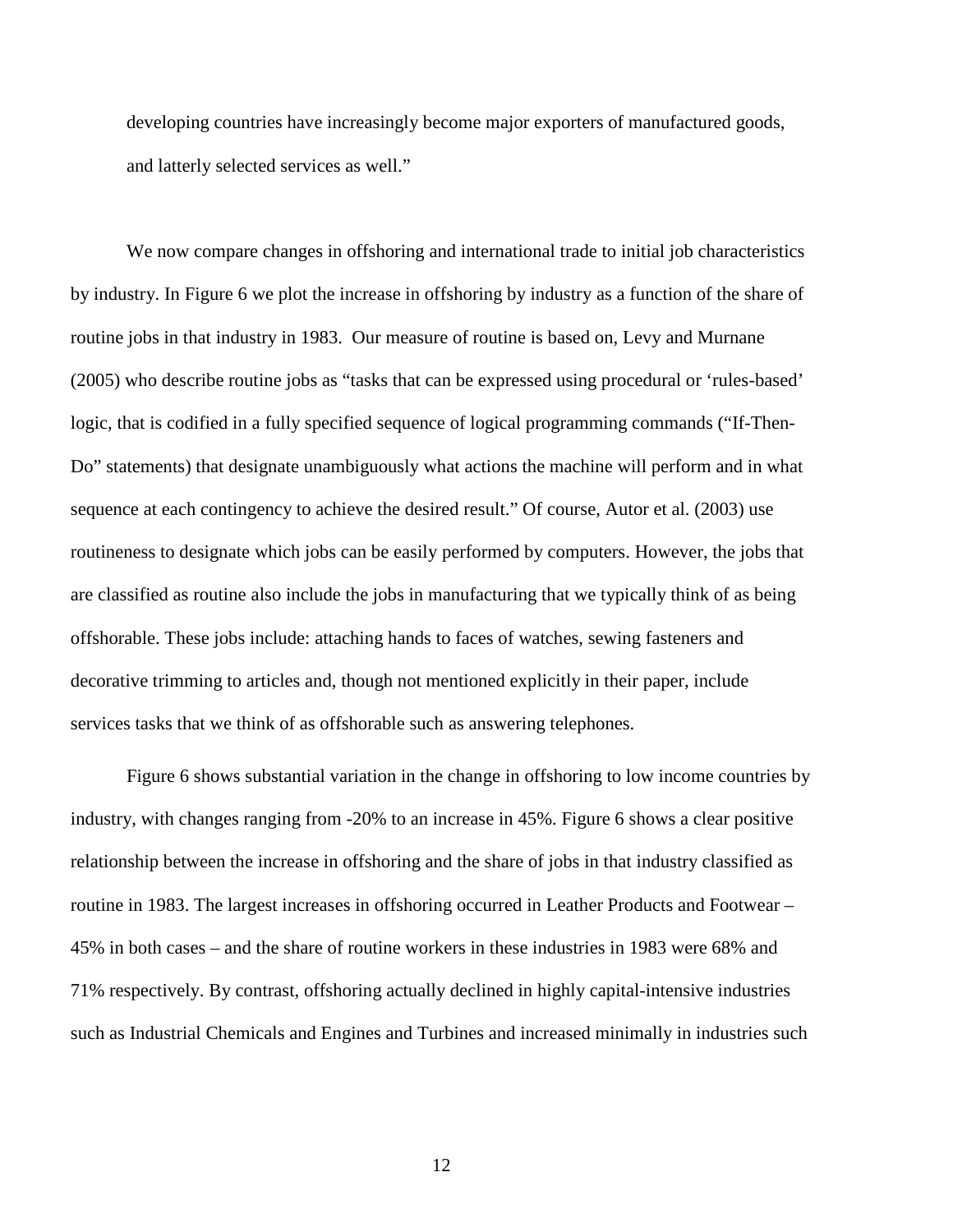developing countries have increasingly become major exporters of manufactured goods, and latterly selected services as well."

We now compare changes in offshoring and international trade to initial job characteristics by industry. In Figure 6 we plot the increase in offshoring by industry as a function of the share of routine jobs in that industry in 1983. Our measure of routine is based on, Levy and Murnane (2005) who describe routine jobs as "tasks that can be expressed using procedural or 'rules-based' logic, that is codified in a fully specified sequence of logical programming commands ("If-Then-Do" statements) that designate unambiguously what actions the machine will perform and in what sequence at each contingency to achieve the desired result." Of course, Autor et al. (2003) use routineness to designate which jobs can be easily performed by computers. However, the jobs that are classified as routine also include the jobs in manufacturing that we typically think of as being offshorable. These jobs include: attaching hands to faces of watches, sewing fasteners and decorative trimming to articles and, though not mentioned explicitly in their paper, include services tasks that we think of as offshorable such as answering telephones.

Figure 6 shows substantial variation in the change in offshoring to low income countries by industry, with changes ranging from -20% to an increase in 45%. Figure 6 shows a clear positive relationship between the increase in offshoring and the share of jobs in that industry classified as routine in 1983. The largest increases in offshoring occurred in Leather Products and Footwear – 45% in both cases – and the share of routine workers in these industries in 1983 were 68% and 71% respectively. By contrast, offshoring actually declined in highly capital-intensive industries such as Industrial Chemicals and Engines and Turbines and increased minimally in industries such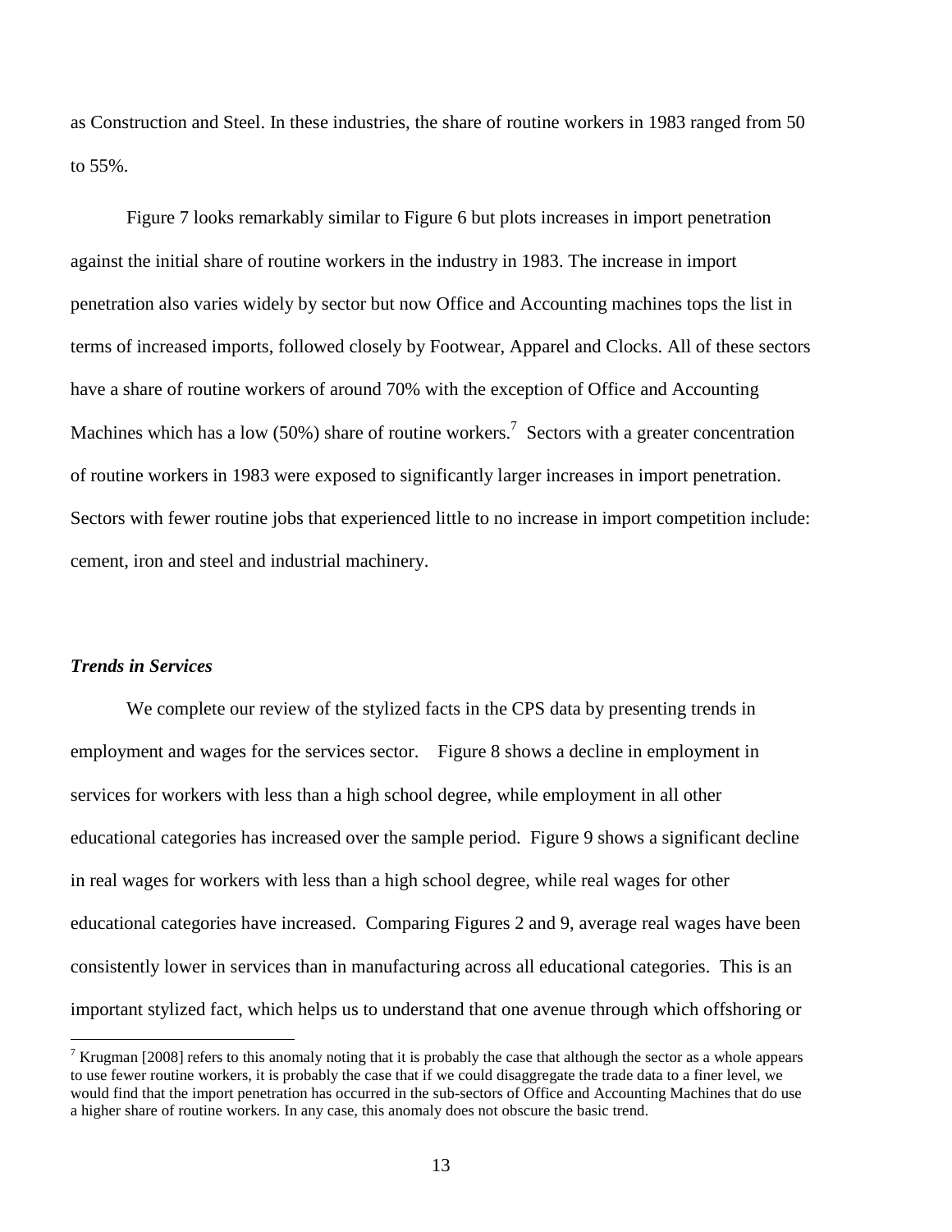as Construction and Steel. In these industries, the share of routine workers in 1983 ranged from 50 to 55%.

Figure 7 looks remarkably similar to Figure 6 but plots increases in import penetration against the initial share of routine workers in the industry in 1983. The increase in import penetration also varies widely by sector but now Office and Accounting machines tops the list in terms of increased imports, followed closely by Footwear, Apparel and Clocks. All of these sectors have a share of routine workers of around 70% with the exception of Office and Accounting Machines which has a low (50%) share of routine workers.[7] Sectors with a greater concentration of routine workers in 1983 were exposed to significantly larger increases in import penetration. Sectors with fewer routine jobs that experienced little to no increase in import competition include: cement, iron and steel and industrial machinery.

### *Trends in Services*

We complete our review of the stylized facts in the CPS data by presenting trends in employment and wages for the services sector. Figure 8 shows a decline in employment in services for workers with less than a high school degree, while employment in all other educational categories has increased over the sample period. Figure 9 shows a significant decline in real wages for workers with less than a high school degree, while real wages for other educational categories have increased. Comparing Figures 2 and 9, average real wages have been consistently lower in services than in manufacturing across all educational categories. This is an important stylized fact, which helps us to understand that one avenue through which offshoring or

[7] Krugman [2008] refers to this anomaly noting that it is probably the case that although the sector as a whole appears to use fewer routine workers, it is probably the case that if we could disaggregate the trade data to a finer level, we would find that the import penetration has occurred in the sub-sectors of Office and Accounting Machines that do use a higher share of routine workers. In any case, this anomaly does not obscure the basic trend.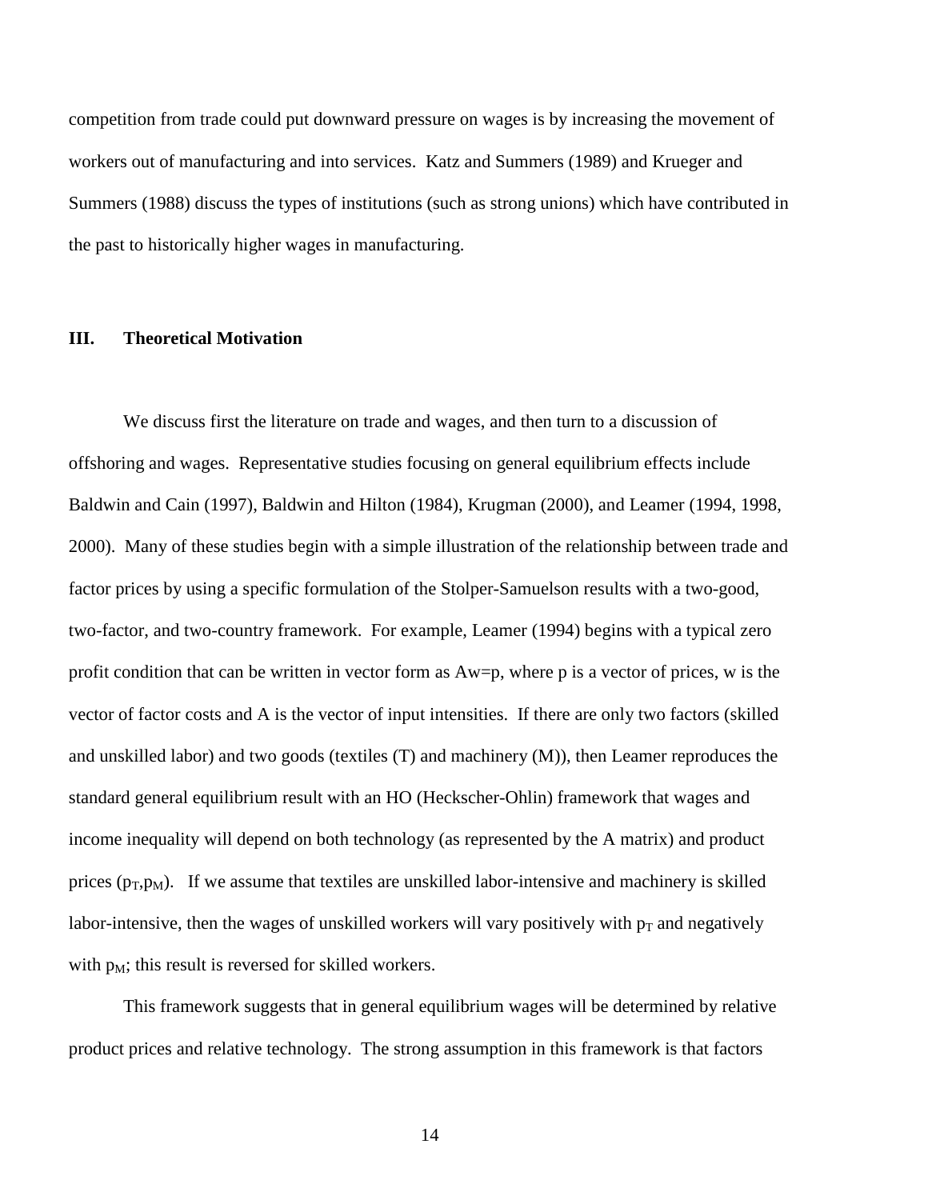competition from trade could put downward pressure on wages is by increasing the movement of workers out of manufacturing and into services. Katz and Summers (1989) and Krueger and Summers (1988) discuss the types of institutions (such as strong unions) which have contributed in the past to historically higher wages in manufacturing.

## III. Theoretical Motivation

We discuss first the literature on trade and wages, and then turn to a discussion of offshoring and wages. Representative studies focusing on general equilibrium effects include Baldwin and Cain (1997), Baldwin and Hilton (1984), Krugman (2000), and Leamer (1994, 1998, 2000). Many of these studies begin with a simple illustration of the relationship between trade and factor prices by using a specific formulation of the Stolper-Samuelson results with a two-good, two-factor, and two-country framework. For example, Leamer (1994) begins with a typical zero profit condition that can be written in vector form as $Aw=p$, where p is a vector of prices, w is the vector of factor costs and A is the vector of input intensities. If there are only two factors (skilled and unskilled labor) and two goods (textiles (T) and machinery (M)), then Leamer reproduces the standard general equilibrium result with an HO (Heckscher-Ohlin) framework that wages and income inequality will depend on both technology (as represented by the A matrix) and product prices ($p_T$,$p_M$). If we assume that textiles are unskilled labor-intensive and machinery is skilled labor-intensive, then the wages of unskilled workers will vary positively with $p_T$ and negatively with $p_M$; this result is reversed for skilled workers.

This framework suggests that in general equilibrium wages will be determined by relative product prices and relative technology. The strong assumption in this framework is that factors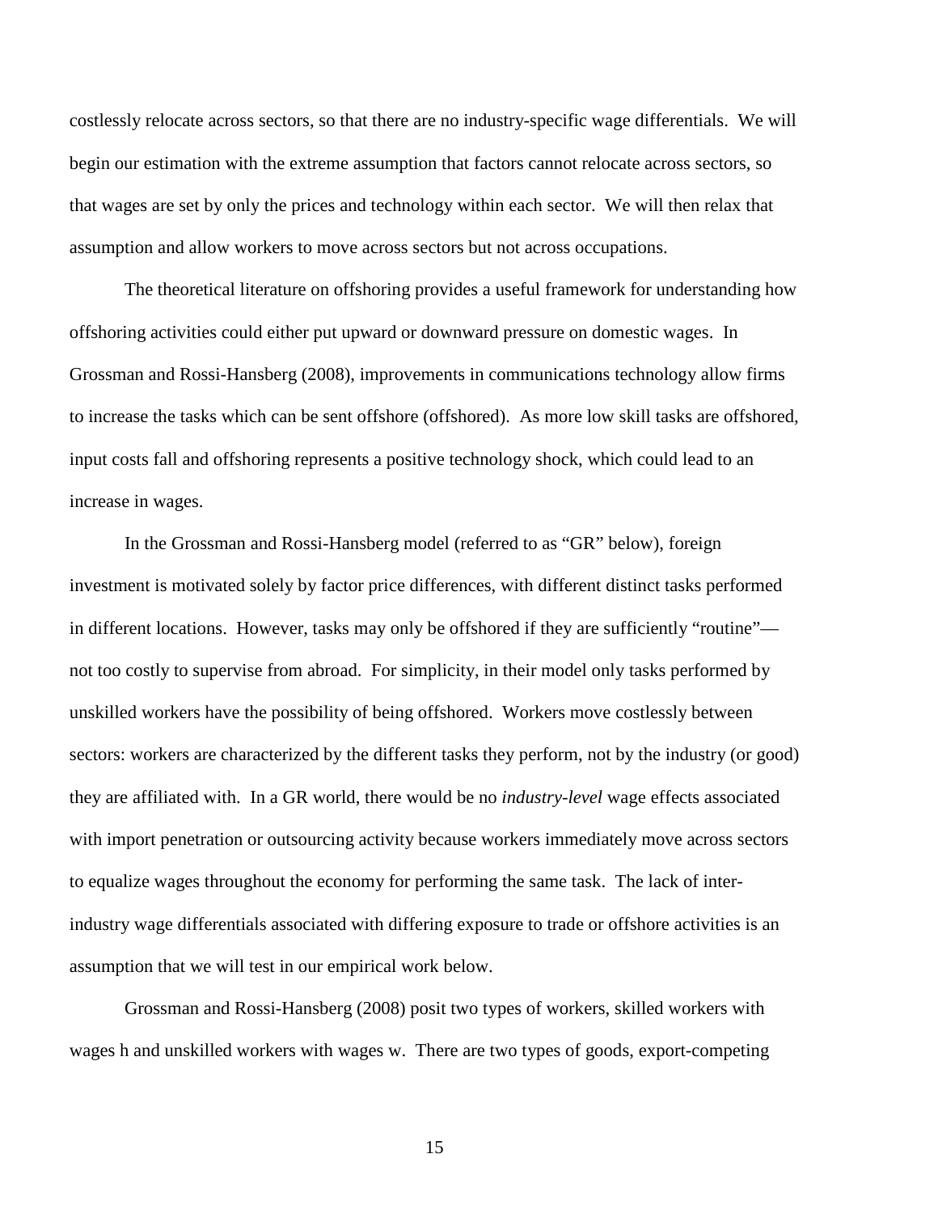costlessly relocate across sectors, so that there are no industry-specific wage differentials. We will begin our estimation with the extreme assumption that factors cannot relocate across sectors, so that wages are set by only the prices and technology within each sector. We will then relax that assumption and allow workers to move across sectors but not across occupations.

The theoretical literature on offshoring provides a useful framework for understanding how offshoring activities could either put upward or downward pressure on domestic wages. In Grossman and Rossi-Hansberg (2008), improvements in communications technology allow firms to increase the tasks which can be sent offshore (offshored). As more low skill tasks are offshored, input costs fall and offshoring represents a positive technology shock, which could lead to an increase in wages.

In the Grossman and Rossi-Hansberg model (referred to as "GR" below), foreign investment is motivated solely by factor price differences, with different distinct tasks performed in different locations. However, tasks may only be offshored if they are sufficiently "routine"—not too costly to supervise from abroad. For simplicity, in their model only tasks performed by unskilled workers have the possibility of being offshored. Workers move costlessly between sectors: workers are characterized by the different tasks they perform, not by the industry (or good) they are affiliated with. In a GR world, there would be no *industry-level* wage effects associated with import penetration or outsourcing activity because workers immediately move across sectors to equalize wages throughout the economy for performing the same task. The lack of inter-industry wage differentials associated with differing exposure to trade or offshore activities is an assumption that we will test in our empirical work below.

Grossman and Rossi-Hansberg (2008) posit two types of workers, skilled workers with wages h and unskilled workers with wages w. There are two types of goods, export-competing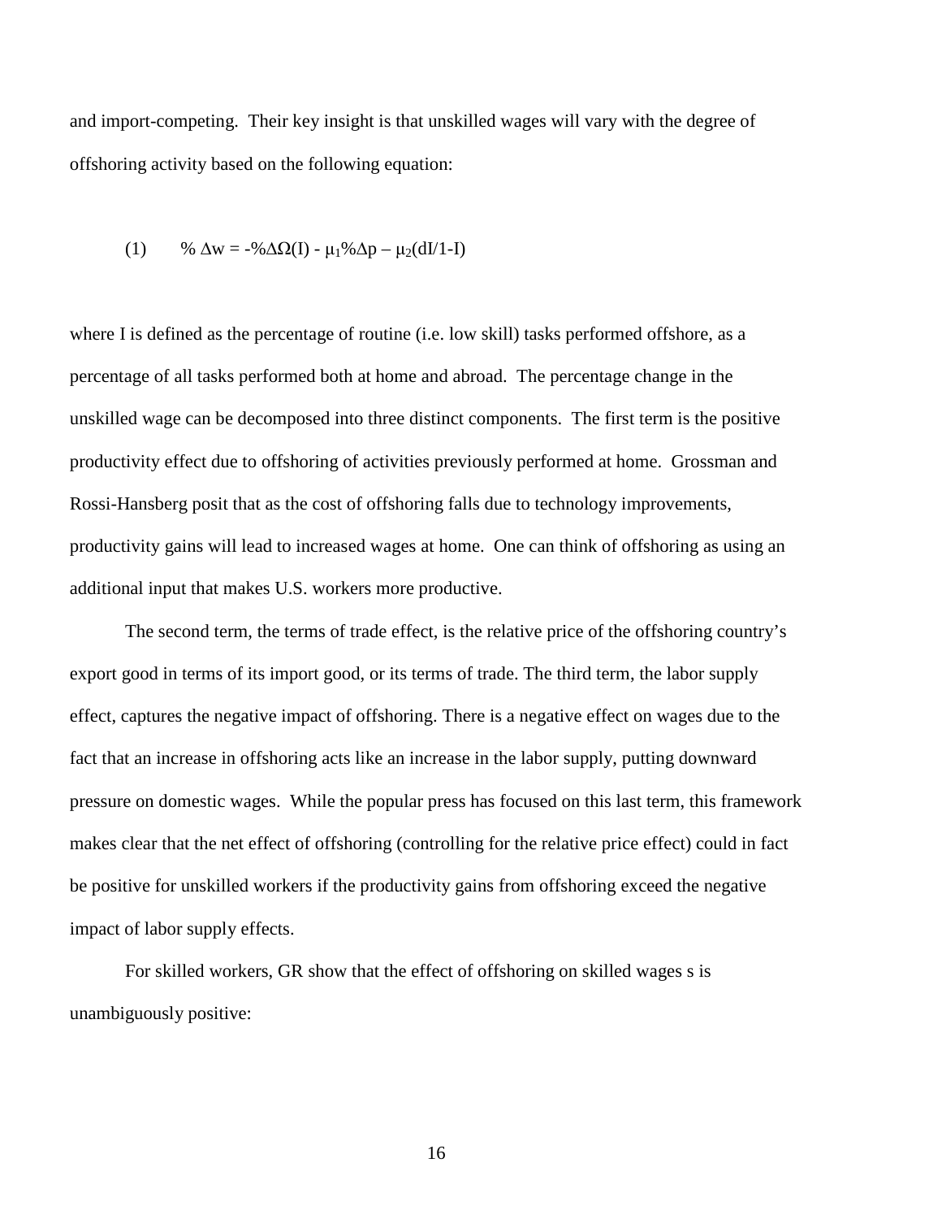and import-competing. Their key insight is that unskilled wages will vary with the degree of offshoring activity based on the following equation:

$$\text{(1)} \qquad \%\,\Delta w = -\%\Delta\Omega(I) - \mu_1\%\Delta p - \mu_2(dI/1\text{-}I)$$

where I is defined as the percentage of routine (i.e. low skill) tasks performed offshore, as a percentage of all tasks performed both at home and abroad. The percentage change in the unskilled wage can be decomposed into three distinct components. The first term is the positive productivity effect due to offshoring of activities previously performed at home. Grossman and Rossi-Hansberg posit that as the cost of offshoring falls due to technology improvements, productivity gains will lead to increased wages at home. One can think of offshoring as using an additional input that makes U.S. workers more productive.

The second term, the terms of trade effect, is the relative price of the offshoring country's export good in terms of its import good, or its terms of trade. The third term, the labor supply effect, captures the negative impact of offshoring. There is a negative effect on wages due to the fact that an increase in offshoring acts like an increase in the labor supply, putting downward pressure on domestic wages. While the popular press has focused on this last term, this framework makes clear that the net effect of offshoring (controlling for the relative price effect) could in fact be positive for unskilled workers if the productivity gains from offshoring exceed the negative impact of labor supply effects.

For skilled workers, GR show that the effect of offshoring on skilled wages s is unambiguously positive: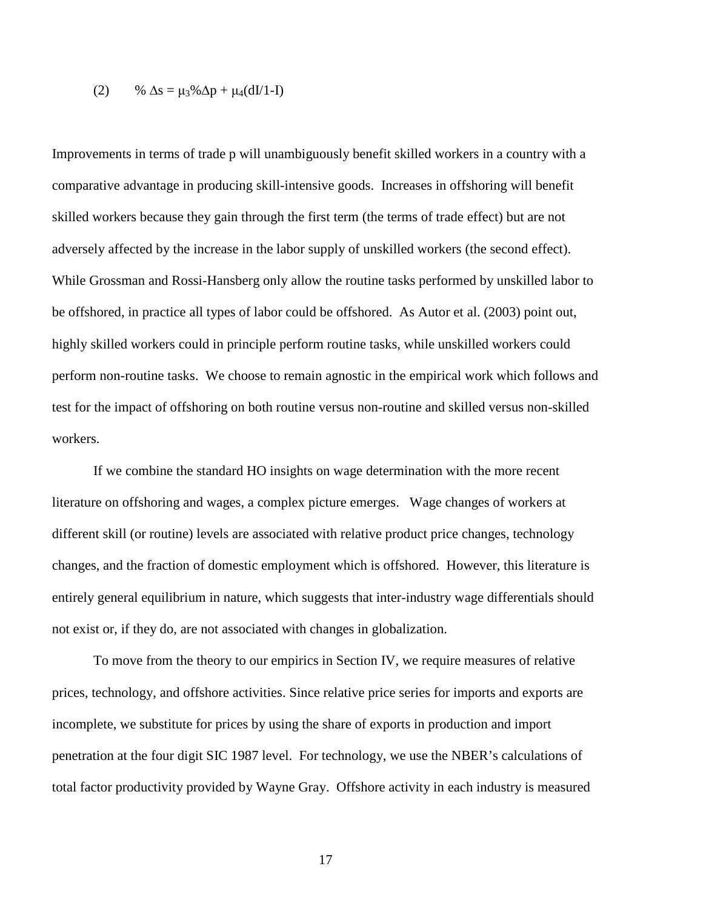$$(2) \qquad \% \Delta s = \mu_3 \% \Delta p + \mu_4 (dI/1\text{-}I)$$

Improvements in terms of trade p will unambiguously benefit skilled workers in a country with a comparative advantage in producing skill-intensive goods. Increases in offshoring will benefit skilled workers because they gain through the first term (the terms of trade effect) but are not adversely affected by the increase in the labor supply of unskilled workers (the second effect). While Grossman and Rossi-Hansberg only allow the routine tasks performed by unskilled labor to be offshored, in practice all types of labor could be offshored. As Autor et al. (2003) point out, highly skilled workers could in principle perform routine tasks, while unskilled workers could perform non-routine tasks. We choose to remain agnostic in the empirical work which follows and test for the impact of offshoring on both routine versus non-routine and skilled versus non-skilled workers.

If we combine the standard HO insights on wage determination with the more recent literature on offshoring and wages, a complex picture emerges. Wage changes of workers at different skill (or routine) levels are associated with relative product price changes, technology changes, and the fraction of domestic employment which is offshored. However, this literature is entirely general equilibrium in nature, which suggests that inter-industry wage differentials should not exist or, if they do, are not associated with changes in globalization.

To move from the theory to our empirics in Section IV, we require measures of relative prices, technology, and offshore activities. Since relative price series for imports and exports are incomplete, we substitute for prices by using the share of exports in production and import penetration at the four digit SIC 1987 level. For technology, we use the NBER's calculations of total factor productivity provided by Wayne Gray. Offshore activity in each industry is measured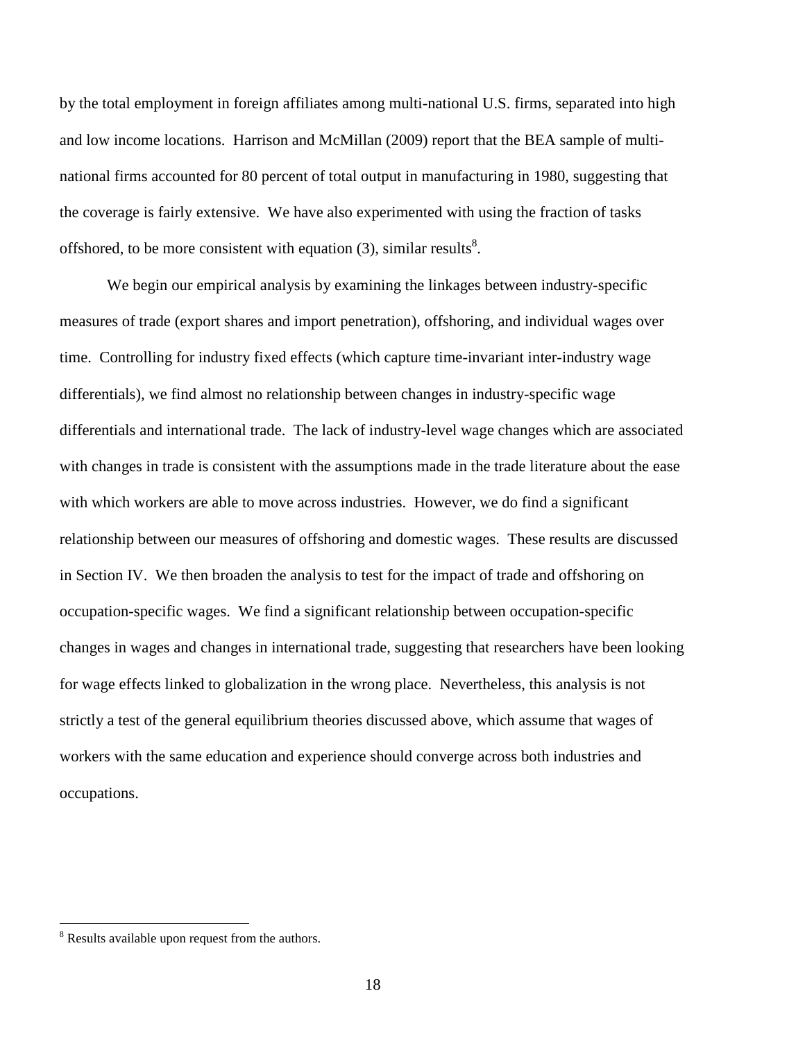by the total employment in foreign affiliates among multi-national U.S. firms, separated into high and low income locations. Harrison and McMillan (2009) report that the BEA sample of multi-national firms accounted for 80 percent of total output in manufacturing in 1980, suggesting that the coverage is fairly extensive. We have also experimented with using the fraction of tasks offshored, to be more consistent with equation (3), similar results[8].

We begin our empirical analysis by examining the linkages between industry-specific measures of trade (export shares and import penetration), offshoring, and individual wages over time. Controlling for industry fixed effects (which capture time-invariant inter-industry wage differentials), we find almost no relationship between changes in industry-specific wage differentials and international trade. The lack of industry-level wage changes which are associated with changes in trade is consistent with the assumptions made in the trade literature about the ease with which workers are able to move across industries. However, we do find a significant relationship between our measures of offshoring and domestic wages. These results are discussed in Section IV. We then broaden the analysis to test for the impact of trade and offshoring on occupation-specific wages. We find a significant relationship between occupation-specific changes in wages and changes in international trade, suggesting that researchers have been looking for wage effects linked to globalization in the wrong place. Nevertheless, this analysis is not strictly a test of the general equilibrium theories discussed above, which assume that wages of workers with the same education and experience should converge across both industries and occupations.

[8] Results available upon request from the authors.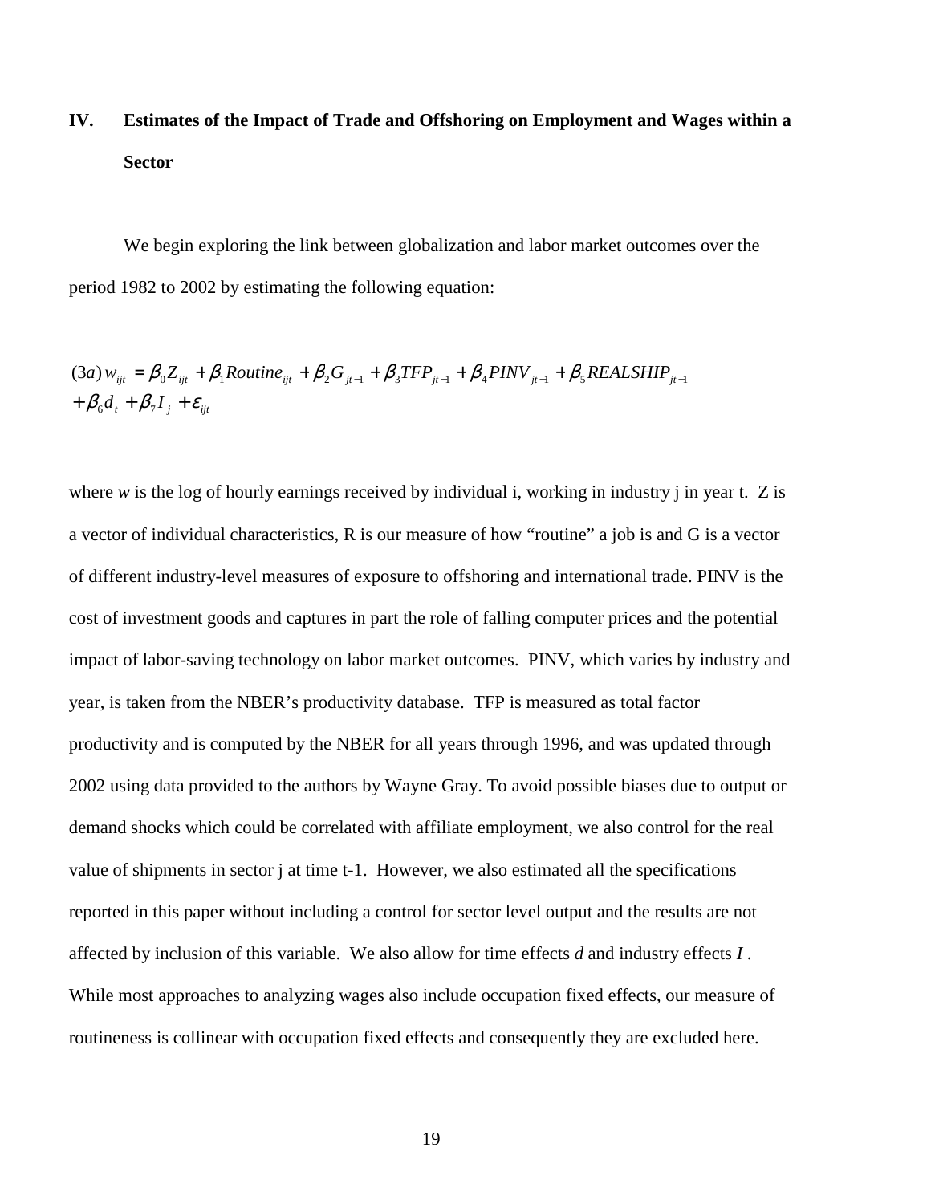## IV. Estimates of the Impact of Trade and Offshoring on Employment and Wages within a Sector

We begin exploring the link between globalization and labor market outcomes over the period 1982 to 2002 by estimating the following equation:

$$(3a)\, w_{ijt} = \beta_0 Z_{ijt} + \beta_1 Routine_{ijt} + \beta_2 G_{jt-1} + \beta_3 TFP_{jt-1} + \beta_4 PINV_{jt-1} + \beta_5 REALSHIP_{jt-1} + \beta_6 d_t + \beta_7 I_j + \varepsilon_{ijt}$$

where *w* is the log of hourly earnings received by individual i, working in industry j in year t. Z is a vector of individual characteristics, R is our measure of how "routine" a job is and G is a vector of different industry-level measures of exposure to offshoring and international trade. PINV is the cost of investment goods and captures in part the role of falling computer prices and the potential impact of labor-saving technology on labor market outcomes. PINV, which varies by industry and year, is taken from the NBER's productivity database. TFP is measured as total factor productivity and is computed by the NBER for all years through 1996, and was updated through 2002 using data provided to the authors by Wayne Gray. To avoid possible biases due to output or demand shocks which could be correlated with affiliate employment, we also control for the real value of shipments in sector j at time t-1. However, we also estimated all the specifications reported in this paper without including a control for sector level output and the results are not affected by inclusion of this variable. We also allow for time effects *d* and industry effects *I* . While most approaches to analyzing wages also include occupation fixed effects, our measure of routineness is collinear with occupation fixed effects and consequently they are excluded here.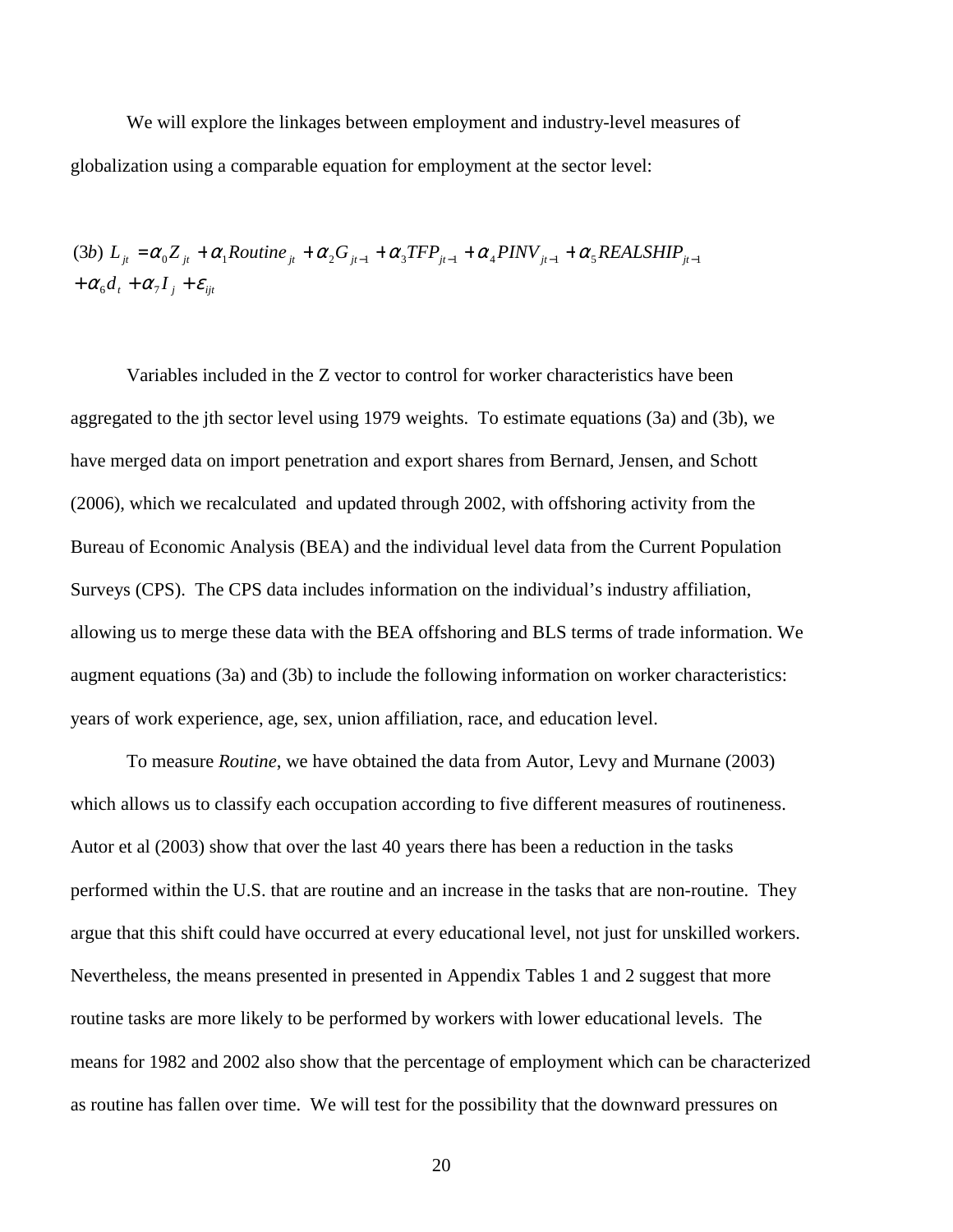We will explore the linkages between employment and industry-level measures of globalization using a comparable equation for employment at the sector level:

$$(3b)\ L_{jt} = \alpha_0 Z_{jt} + \alpha_1 Routine_{jt} + \alpha_2 G_{jt-1} + \alpha_3 TFP_{jt-1} + \alpha_4 PINV_{jt-1} + \alpha_5 REALSHIP_{jt-1} + \alpha_6 d_t + \alpha_7 I_j + \varepsilon_{ijt}$$

Variables included in the Z vector to control for worker characteristics have been aggregated to the jth sector level using 1979 weights. To estimate equations (3a) and (3b), we have merged data on import penetration and export shares from Bernard, Jensen, and Schott (2006), which we recalculated and updated through 2002, with offshoring activity from the Bureau of Economic Analysis (BEA) and the individual level data from the Current Population Surveys (CPS). The CPS data includes information on the individual's industry affiliation, allowing us to merge these data with the BEA offshoring and BLS terms of trade information. We augment equations (3a) and (3b) to include the following information on worker characteristics: years of work experience, age, sex, union affiliation, race, and education level.

To measure *Routine*, we have obtained the data from Autor, Levy and Murnane (2003) which allows us to classify each occupation according to five different measures of routineness. Autor et al (2003) show that over the last 40 years there has been a reduction in the tasks performed within the U.S. that are routine and an increase in the tasks that are non-routine. They argue that this shift could have occurred at every educational level, not just for unskilled workers. Nevertheless, the means presented in presented in Appendix Tables 1 and 2 suggest that more routine tasks are more likely to be performed by workers with lower educational levels. The means for 1982 and 2002 also show that the percentage of employment which can be characterized as routine has fallen over time. We will test for the possibility that the downward pressures on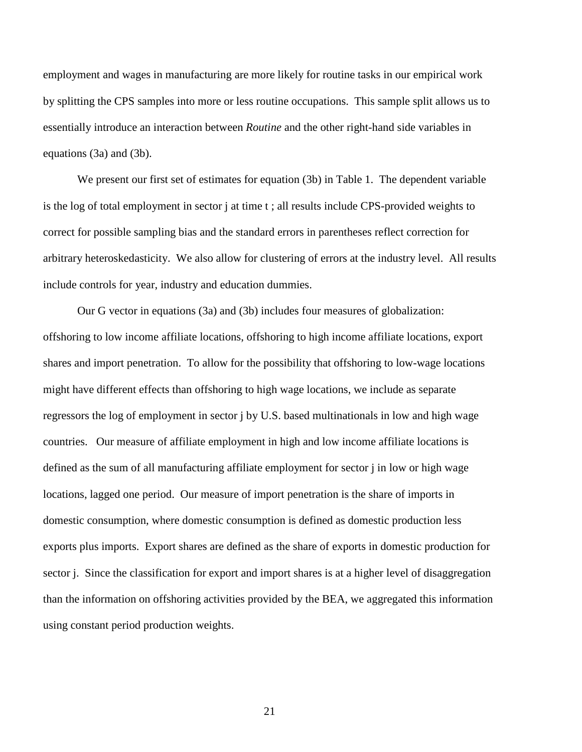employment and wages in manufacturing are more likely for routine tasks in our empirical work by splitting the CPS samples into more or less routine occupations. This sample split allows us to essentially introduce an interaction between *Routine* and the other right-hand side variables in equations (3a) and (3b).

We present our first set of estimates for equation (3b) in Table 1. The dependent variable is the log of total employment in sector j at time t ; all results include CPS-provided weights to correct for possible sampling bias and the standard errors in parentheses reflect correction for arbitrary heteroskedasticity. We also allow for clustering of errors at the industry level. All results include controls for year, industry and education dummies.

Our G vector in equations (3a) and (3b) includes four measures of globalization: offshoring to low income affiliate locations, offshoring to high income affiliate locations, export shares and import penetration. To allow for the possibility that offshoring to low-wage locations might have different effects than offshoring to high wage locations, we include as separate regressors the log of employment in sector j by U.S. based multinationals in low and high wage countries. Our measure of affiliate employment in high and low income affiliate locations is defined as the sum of all manufacturing affiliate employment for sector j in low or high wage locations, lagged one period. Our measure of import penetration is the share of imports in domestic consumption, where domestic consumption is defined as domestic production less exports plus imports. Export shares are defined as the share of exports in domestic production for sector j. Since the classification for export and import shares is at a higher level of disaggregation than the information on offshoring activities provided by the BEA, we aggregated this information using constant period production weights.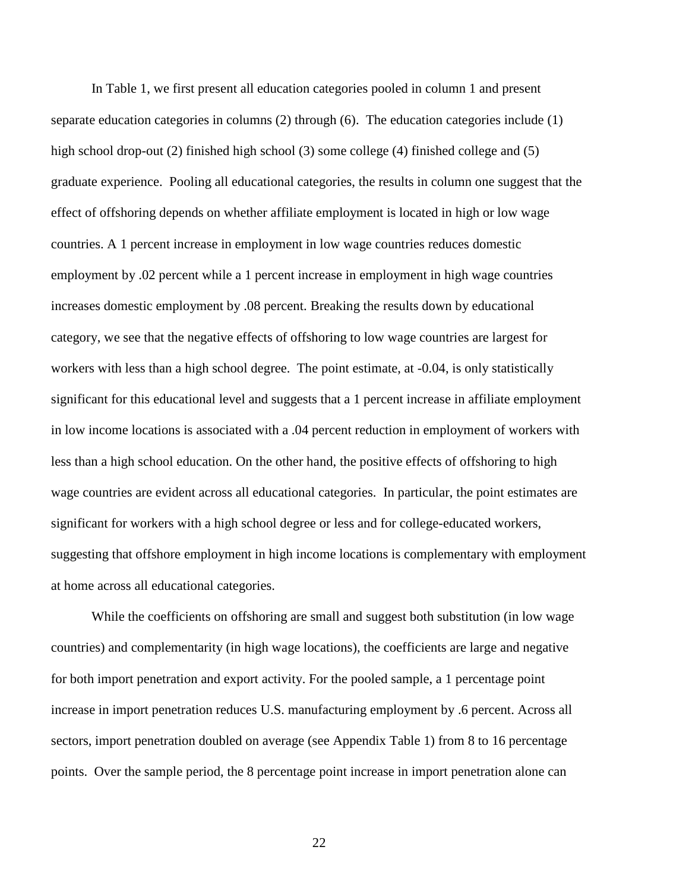In Table 1, we first present all education categories pooled in column 1 and present separate education categories in columns (2) through (6). The education categories include (1) high school drop-out (2) finished high school (3) some college (4) finished college and (5) graduate experience. Pooling all educational categories, the results in column one suggest that the effect of offshoring depends on whether affiliate employment is located in high or low wage countries. A 1 percent increase in employment in low wage countries reduces domestic employment by .02 percent while a 1 percent increase in employment in high wage countries increases domestic employment by .08 percent. Breaking the results down by educational category, we see that the negative effects of offshoring to low wage countries are largest for workers with less than a high school degree. The point estimate, at -0.04, is only statistically significant for this educational level and suggests that a 1 percent increase in affiliate employment in low income locations is associated with a .04 percent reduction in employment of workers with less than a high school education. On the other hand, the positive effects of offshoring to high wage countries are evident across all educational categories. In particular, the point estimates are significant for workers with a high school degree or less and for college-educated workers, suggesting that offshore employment in high income locations is complementary with employment at home across all educational categories.

While the coefficients on offshoring are small and suggest both substitution (in low wage countries) and complementarity (in high wage locations), the coefficients are large and negative for both import penetration and export activity. For the pooled sample, a 1 percentage point increase in import penetration reduces U.S. manufacturing employment by .6 percent. Across all sectors, import penetration doubled on average (see Appendix Table 1) from 8 to 16 percentage points. Over the sample period, the 8 percentage point increase in import penetration alone can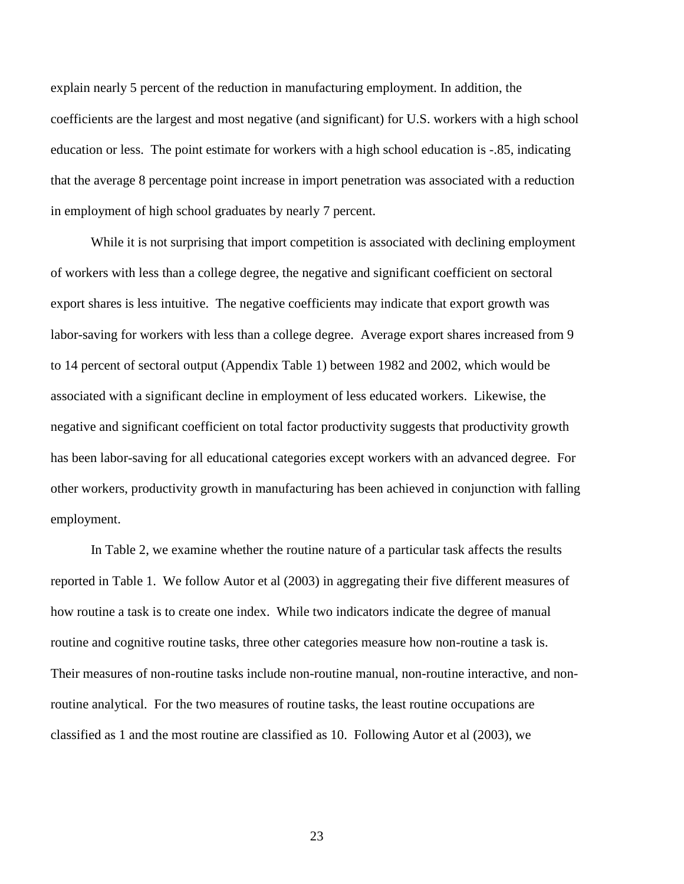explain nearly 5 percent of the reduction in manufacturing employment. In addition, the coefficients are the largest and most negative (and significant) for U.S. workers with a high school education or less. The point estimate for workers with a high school education is -.85, indicating that the average 8 percentage point increase in import penetration was associated with a reduction in employment of high school graduates by nearly 7 percent.

While it is not surprising that import competition is associated with declining employment of workers with less than a college degree, the negative and significant coefficient on sectoral export shares is less intuitive. The negative coefficients may indicate that export growth was labor-saving for workers with less than a college degree. Average export shares increased from 9 to 14 percent of sectoral output (Appendix Table 1) between 1982 and 2002, which would be associated with a significant decline in employment of less educated workers. Likewise, the negative and significant coefficient on total factor productivity suggests that productivity growth has been labor-saving for all educational categories except workers with an advanced degree. For other workers, productivity growth in manufacturing has been achieved in conjunction with falling employment.

In Table 2, we examine whether the routine nature of a particular task affects the results reported in Table 1. We follow Autor et al (2003) in aggregating their five different measures of how routine a task is to create one index. While two indicators indicate the degree of manual routine and cognitive routine tasks, three other categories measure how non-routine a task is. Their measures of non-routine tasks include non-routine manual, non-routine interactive, and non-routine analytical. For the two measures of routine tasks, the least routine occupations are classified as 1 and the most routine are classified as 10. Following Autor et al (2003), we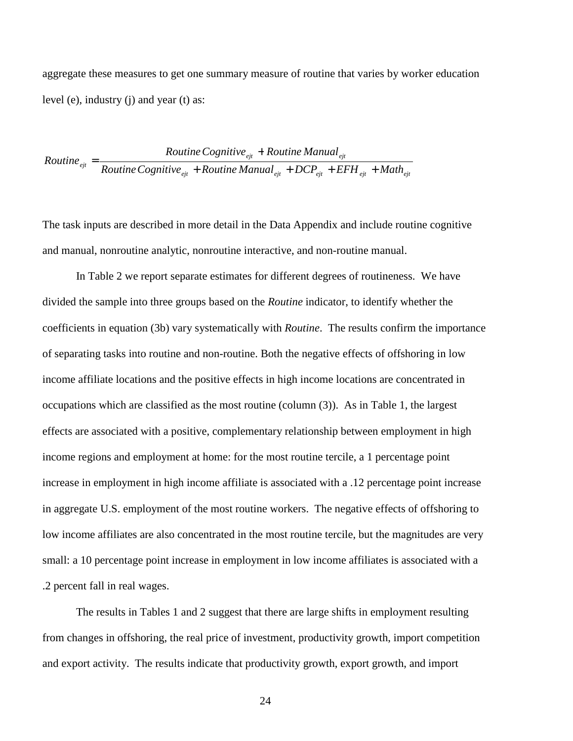aggregate these measures to get one summary measure of routine that varies by worker education level (e), industry (j) and year (t) as:

$$Routine_{ejt} = \frac{Routine\,Cognitive_{ejt} + Routine\,Manual_{ejt}}{Routine\,Cognitive_{ejt} + Routine\,Manual_{ejt} + DCP_{ejt} + EFH_{ejt} + Math_{ejt}}$$

The task inputs are described in more detail in the Data Appendix and include routine cognitive and manual, nonroutine analytic, nonroutine interactive, and non-routine manual.

In Table 2 we report separate estimates for different degrees of routineness. We have divided the sample into three groups based on the *Routine* indicator, to identify whether the coefficients in equation (3b) vary systematically with *Routine*. The results confirm the importance of separating tasks into routine and non-routine. Both the negative effects of offshoring in low income affiliate locations and the positive effects in high income locations are concentrated in occupations which are classified as the most routine (column (3)). As in Table 1, the largest effects are associated with a positive, complementary relationship between employment in high income regions and employment at home: for the most routine tercile, a 1 percentage point increase in employment in high income affiliate is associated with a .12 percentage point increase in aggregate U.S. employment of the most routine workers. The negative effects of offshoring to low income affiliates are also concentrated in the most routine tercile, but the magnitudes are very small: a 10 percentage point increase in employment in low income affiliates is associated with a .2 percent fall in real wages.

The results in Tables 1 and 2 suggest that there are large shifts in employment resulting from changes in offshoring, the real price of investment, productivity growth, import competition and export activity. The results indicate that productivity growth, export growth, and import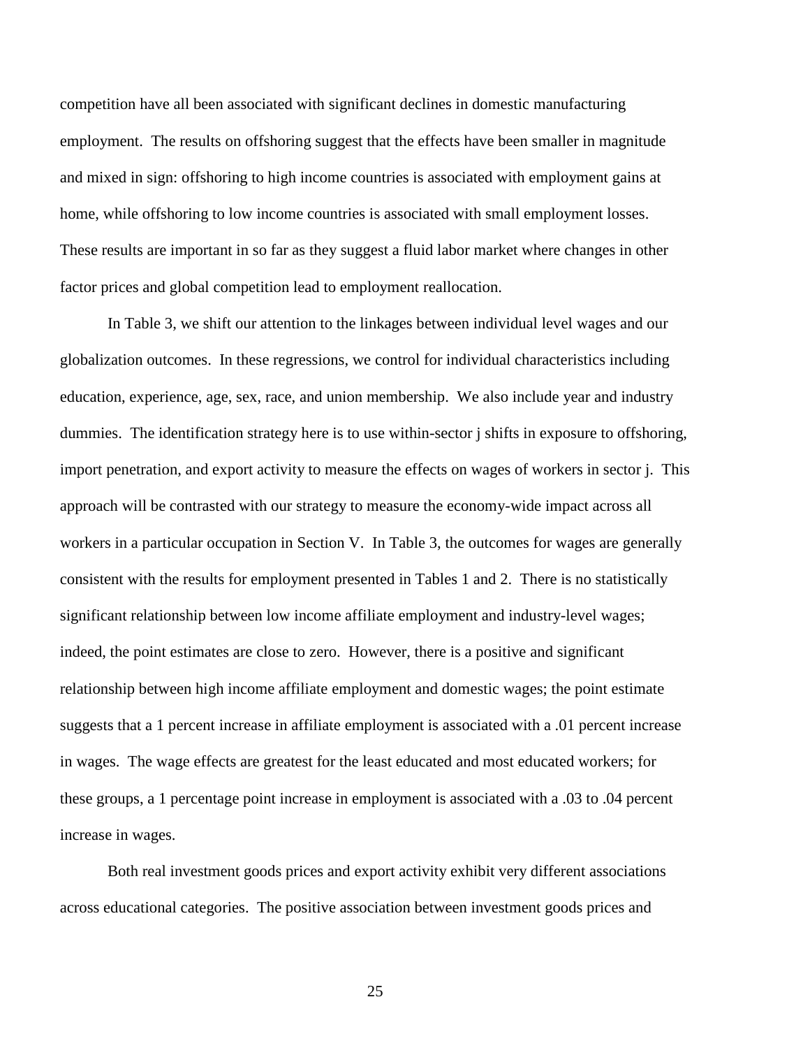competition have all been associated with significant declines in domestic manufacturing employment. The results on offshoring suggest that the effects have been smaller in magnitude and mixed in sign: offshoring to high income countries is associated with employment gains at home, while offshoring to low income countries is associated with small employment losses. These results are important in so far as they suggest a fluid labor market where changes in other factor prices and global competition lead to employment reallocation.

In Table 3, we shift our attention to the linkages between individual level wages and our globalization outcomes. In these regressions, we control for individual characteristics including education, experience, age, sex, race, and union membership. We also include year and industry dummies. The identification strategy here is to use within-sector j shifts in exposure to offshoring, import penetration, and export activity to measure the effects on wages of workers in sector j. This approach will be contrasted with our strategy to measure the economy-wide impact across all workers in a particular occupation in Section V. In Table 3, the outcomes for wages are generally consistent with the results for employment presented in Tables 1 and 2. There is no statistically significant relationship between low income affiliate employment and industry-level wages; indeed, the point estimates are close to zero. However, there is a positive and significant relationship between high income affiliate employment and domestic wages; the point estimate suggests that a 1 percent increase in affiliate employment is associated with a .01 percent increase in wages. The wage effects are greatest for the least educated and most educated workers; for these groups, a 1 percentage point increase in employment is associated with a .03 to .04 percent increase in wages.

Both real investment goods prices and export activity exhibit very different associations across educational categories. The positive association between investment goods prices and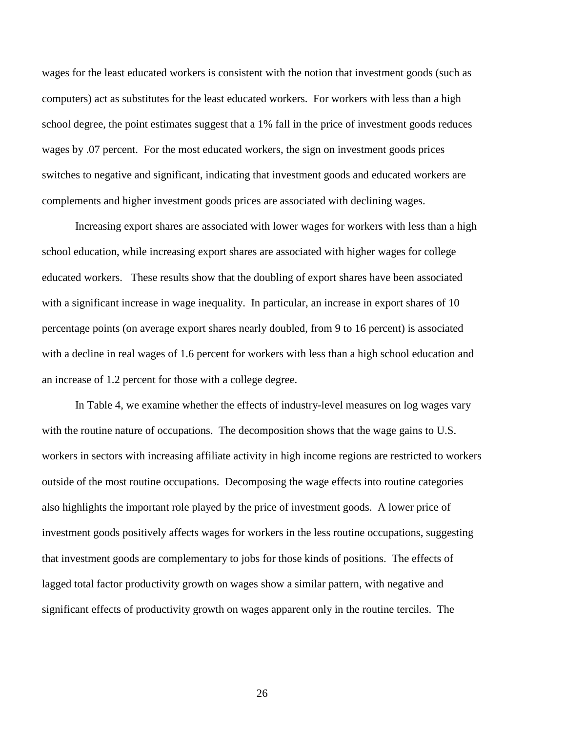wages for the least educated workers is consistent with the notion that investment goods (such as computers) act as substitutes for the least educated workers. For workers with less than a high school degree, the point estimates suggest that a 1% fall in the price of investment goods reduces wages by .07 percent. For the most educated workers, the sign on investment goods prices switches to negative and significant, indicating that investment goods and educated workers are complements and higher investment goods prices are associated with declining wages.

Increasing export shares are associated with lower wages for workers with less than a high school education, while increasing export shares are associated with higher wages for college educated workers. These results show that the doubling of export shares have been associated with a significant increase in wage inequality. In particular, an increase in export shares of 10 percentage points (on average export shares nearly doubled, from 9 to 16 percent) is associated with a decline in real wages of 1.6 percent for workers with less than a high school education and an increase of 1.2 percent for those with a college degree.

In Table 4, we examine whether the effects of industry-level measures on log wages vary with the routine nature of occupations. The decomposition shows that the wage gains to U.S. workers in sectors with increasing affiliate activity in high income regions are restricted to workers outside of the most routine occupations. Decomposing the wage effects into routine categories also highlights the important role played by the price of investment goods. A lower price of investment goods positively affects wages for workers in the less routine occupations, suggesting that investment goods are complementary to jobs for those kinds of positions. The effects of lagged total factor productivity growth on wages show a similar pattern, with negative and significant effects of productivity growth on wages apparent only in the routine terciles. The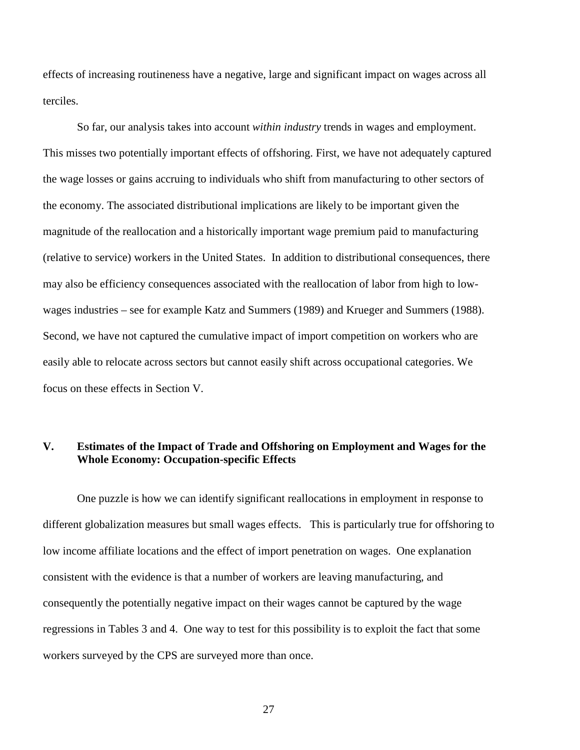effects of increasing routineness have a negative, large and significant impact on wages across all terciles.

So far, our analysis takes into account *within industry* trends in wages and employment. This misses two potentially important effects of offshoring. First, we have not adequately captured the wage losses or gains accruing to individuals who shift from manufacturing to other sectors of the economy. The associated distributional implications are likely to be important given the magnitude of the reallocation and a historically important wage premium paid to manufacturing (relative to service) workers in the United States. In addition to distributional consequences, there may also be efficiency consequences associated with the reallocation of labor from high to low-wages industries – see for example Katz and Summers (1989) and Krueger and Summers (1988). Second, we have not captured the cumulative impact of import competition on workers who are easily able to relocate across sectors but cannot easily shift across occupational categories. We focus on these effects in Section V.

## V. Estimates of the Impact of Trade and Offshoring on Employment and Wages for the Whole Economy: Occupation-specific Effects

One puzzle is how we can identify significant reallocations in employment in response to different globalization measures but small wages effects. This is particularly true for offshoring to low income affiliate locations and the effect of import penetration on wages. One explanation consistent with the evidence is that a number of workers are leaving manufacturing, and consequently the potentially negative impact on their wages cannot be captured by the wage regressions in Tables 3 and 4. One way to test for this possibility is to exploit the fact that some workers surveyed by the CPS are surveyed more than once.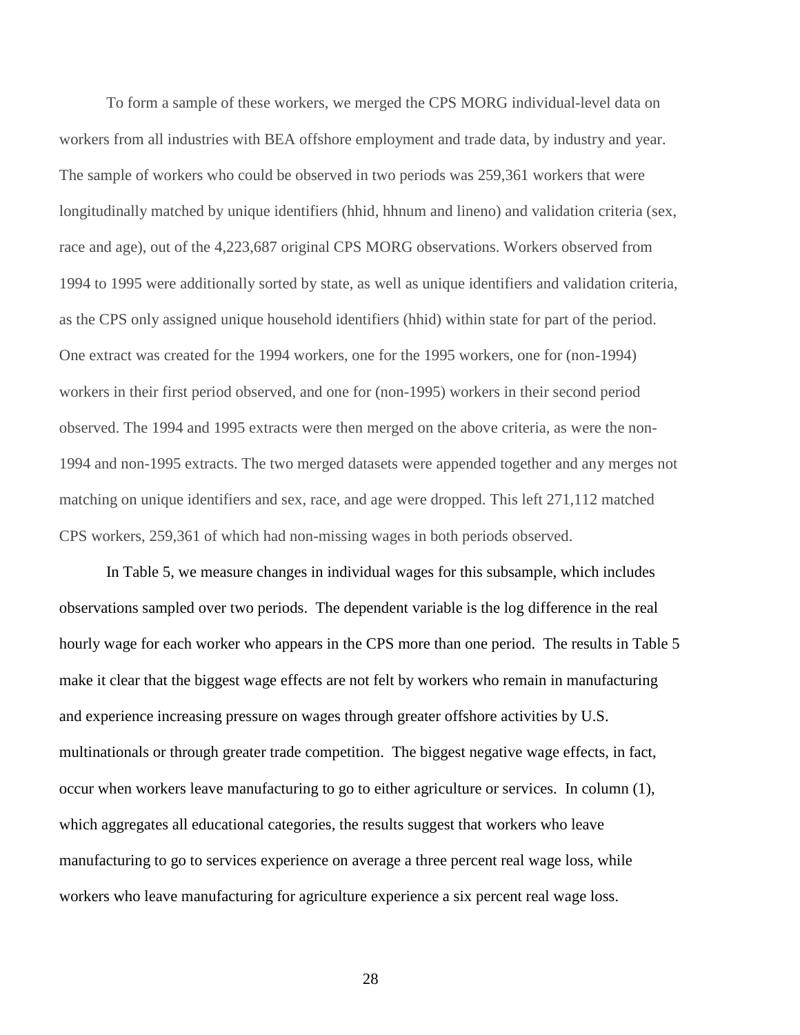To form a sample of these workers, we merged the CPS MORG individual-level data on workers from all industries with BEA offshore employment and trade data, by industry and year. The sample of workers who could be observed in two periods was 259,361 workers that were longitudinally matched by unique identifiers (hhid, hhnum and lineno) and validation criteria (sex, race and age), out of the 4,223,687 original CPS MORG observations. Workers observed from 1994 to 1995 were additionally sorted by state, as well as unique identifiers and validation criteria, as the CPS only assigned unique household identifiers (hhid) within state for part of the period. One extract was created for the 1994 workers, one for the 1995 workers, one for (non-1994) workers in their first period observed, and one for (non-1995) workers in their second period observed. The 1994 and 1995 extracts were then merged on the above criteria, as were the non-1994 and non-1995 extracts. The two merged datasets were appended together and any merges not matching on unique identifiers and sex, race, and age were dropped. This left 271,112 matched CPS workers, 259,361 of which had non-missing wages in both periods observed.

In Table 5, we measure changes in individual wages for this subsample, which includes observations sampled over two periods. The dependent variable is the log difference in the real hourly wage for each worker who appears in the CPS more than one period. The results in Table 5 make it clear that the biggest wage effects are not felt by workers who remain in manufacturing and experience increasing pressure on wages through greater offshore activities by U.S. multinationals or through greater trade competition. The biggest negative wage effects, in fact, occur when workers leave manufacturing to go to either agriculture or services. In column (1), which aggregates all educational categories, the results suggest that workers who leave manufacturing to go to services experience on average a three percent real wage loss, while workers who leave manufacturing for agriculture experience a six percent real wage loss.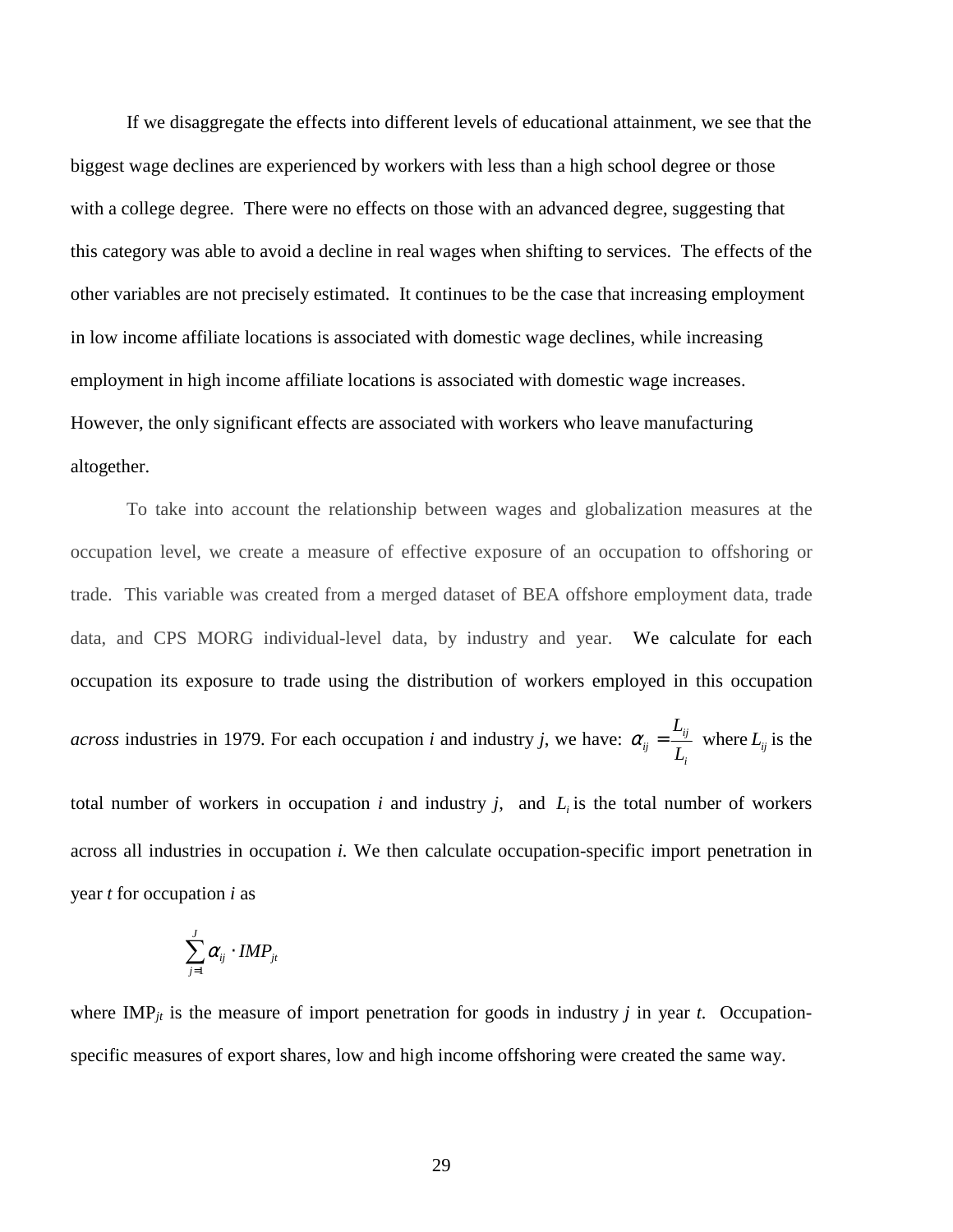If we disaggregate the effects into different levels of educational attainment, we see that the biggest wage declines are experienced by workers with less than a high school degree or those with a college degree. There were no effects on those with an advanced degree, suggesting that this category was able to avoid a decline in real wages when shifting to services. The effects of the other variables are not precisely estimated. It continues to be the case that increasing employment in low income affiliate locations is associated with domestic wage declines, while increasing employment in high income affiliate locations is associated with domestic wage increases. However, the only significant effects are associated with workers who leave manufacturing altogether.

To take into account the relationship between wages and globalization measures at the occupation level, we create a measure of effective exposure of an occupation to offshoring or trade. This variable was created from a merged dataset of BEA offshore employment data, trade data, and CPS MORG individual-level data, by industry and year. We calculate for each occupation its exposure to trade using the distribution of workers employed in this occupation *across* industries in 1979. For each occupation *i* and industry *j*, we have: $\alpha_{ij} = \frac{L_{ij}}{L_i}$ where $L_{ij}$ is the total number of workers in occupation *i* and industry *j*, and $L_i$ is the total number of workers across all industries in occupation *i*. We then calculate occupation-specific import penetration in year *t* for occupation *i* as

$$\sum_{j=1}^{J} \alpha_{ij} \cdot IMP_{jt}$$

where $IMP_{jt}$ is the measure of import penetration for goods in industry *j* in year *t*. Occupation-specific measures of export shares, low and high income offshoring were created the same way.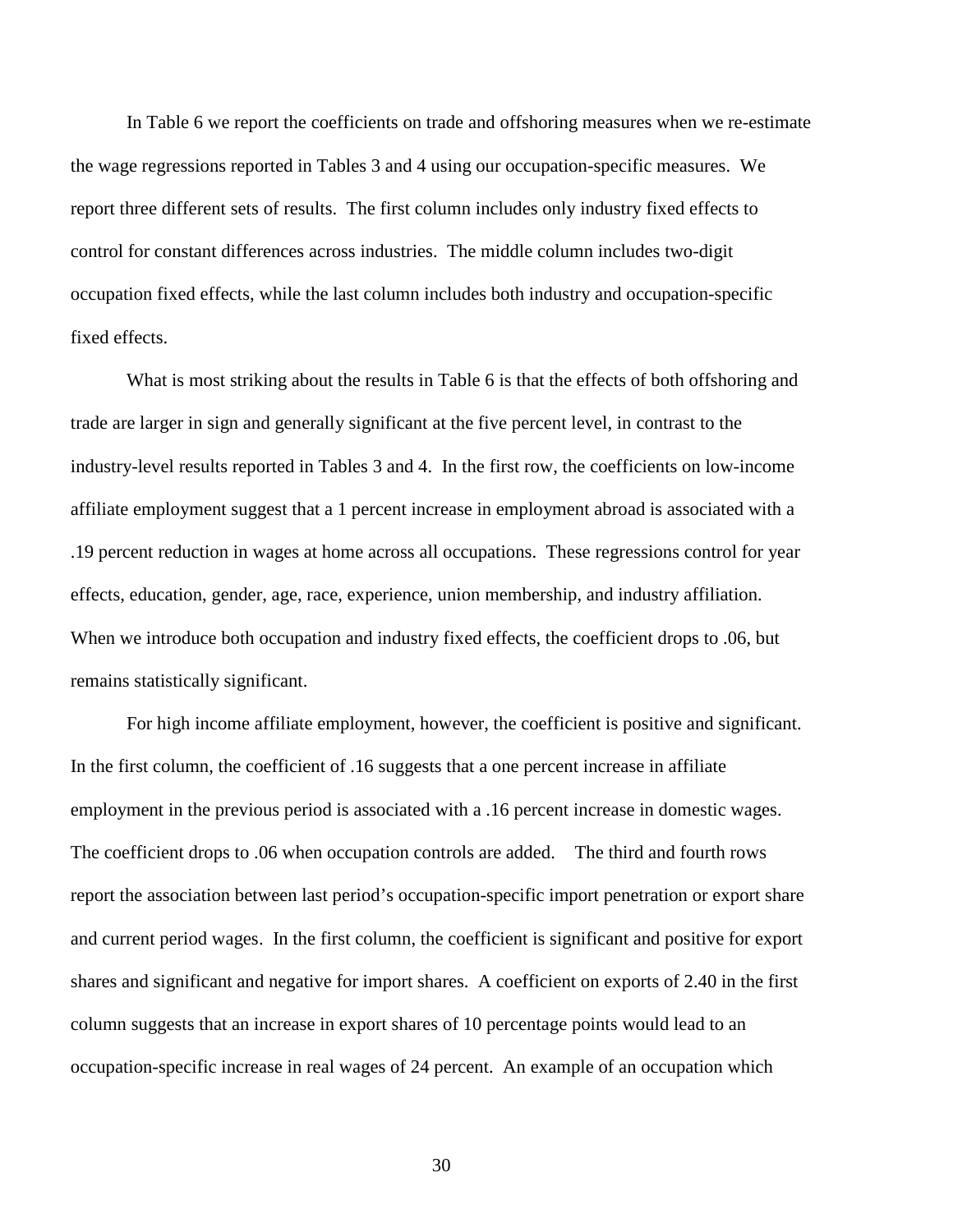In Table 6 we report the coefficients on trade and offshoring measures when we re-estimate the wage regressions reported in Tables 3 and 4 using our occupation-specific measures. We report three different sets of results. The first column includes only industry fixed effects to control for constant differences across industries. The middle column includes two-digit occupation fixed effects, while the last column includes both industry and occupation-specific fixed effects.

What is most striking about the results in Table 6 is that the effects of both offshoring and trade are larger in sign and generally significant at the five percent level, in contrast to the industry-level results reported in Tables 3 and 4. In the first row, the coefficients on low-income affiliate employment suggest that a 1 percent increase in employment abroad is associated with a .19 percent reduction in wages at home across all occupations. These regressions control for year effects, education, gender, age, race, experience, union membership, and industry affiliation. When we introduce both occupation and industry fixed effects, the coefficient drops to .06, but remains statistically significant.

For high income affiliate employment, however, the coefficient is positive and significant. In the first column, the coefficient of .16 suggests that a one percent increase in affiliate employment in the previous period is associated with a .16 percent increase in domestic wages. The coefficient drops to .06 when occupation controls are added. The third and fourth rows report the association between last period's occupation-specific import penetration or export share and current period wages. In the first column, the coefficient is significant and positive for export shares and significant and negative for import shares. A coefficient on exports of 2.40 in the first column suggests that an increase in export shares of 10 percentage points would lead to an occupation-specific increase in real wages of 24 percent. An example of an occupation which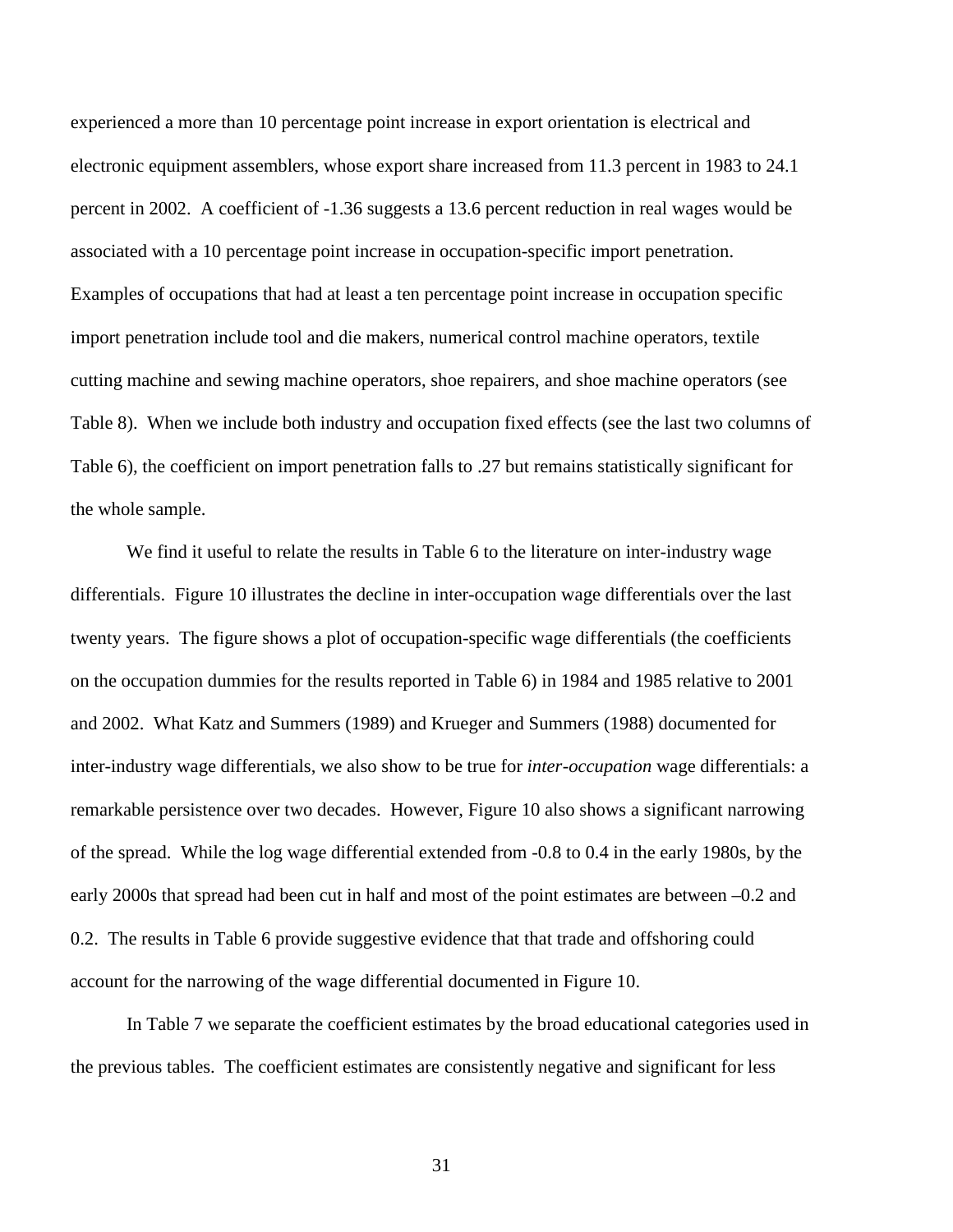experienced a more than 10 percentage point increase in export orientation is electrical and electronic equipment assemblers, whose export share increased from 11.3 percent in 1983 to 24.1 percent in 2002. A coefficient of -1.36 suggests a 13.6 percent reduction in real wages would be associated with a 10 percentage point increase in occupation-specific import penetration. Examples of occupations that had at least a ten percentage point increase in occupation specific import penetration include tool and die makers, numerical control machine operators, textile cutting machine and sewing machine operators, shoe repairers, and shoe machine operators (see Table 8). When we include both industry and occupation fixed effects (see the last two columns of Table 6), the coefficient on import penetration falls to .27 but remains statistically significant for the whole sample.

We find it useful to relate the results in Table 6 to the literature on inter-industry wage differentials. Figure 10 illustrates the decline in inter-occupation wage differentials over the last twenty years. The figure shows a plot of occupation-specific wage differentials (the coefficients on the occupation dummies for the results reported in Table 6) in 1984 and 1985 relative to 2001 and 2002. What Katz and Summers (1989) and Krueger and Summers (1988) documented for inter-industry wage differentials, we also show to be true for *inter-occupation* wage differentials: a remarkable persistence over two decades. However, Figure 10 also shows a significant narrowing of the spread. While the log wage differential extended from -0.8 to 0.4 in the early 1980s, by the early 2000s that spread had been cut in half and most of the point estimates are between –0.2 and 0.2. The results in Table 6 provide suggestive evidence that that trade and offshoring could account for the narrowing of the wage differential documented in Figure 10.

In Table 7 we separate the coefficient estimates by the broad educational categories used in the previous tables. The coefficient estimates are consistently negative and significant for less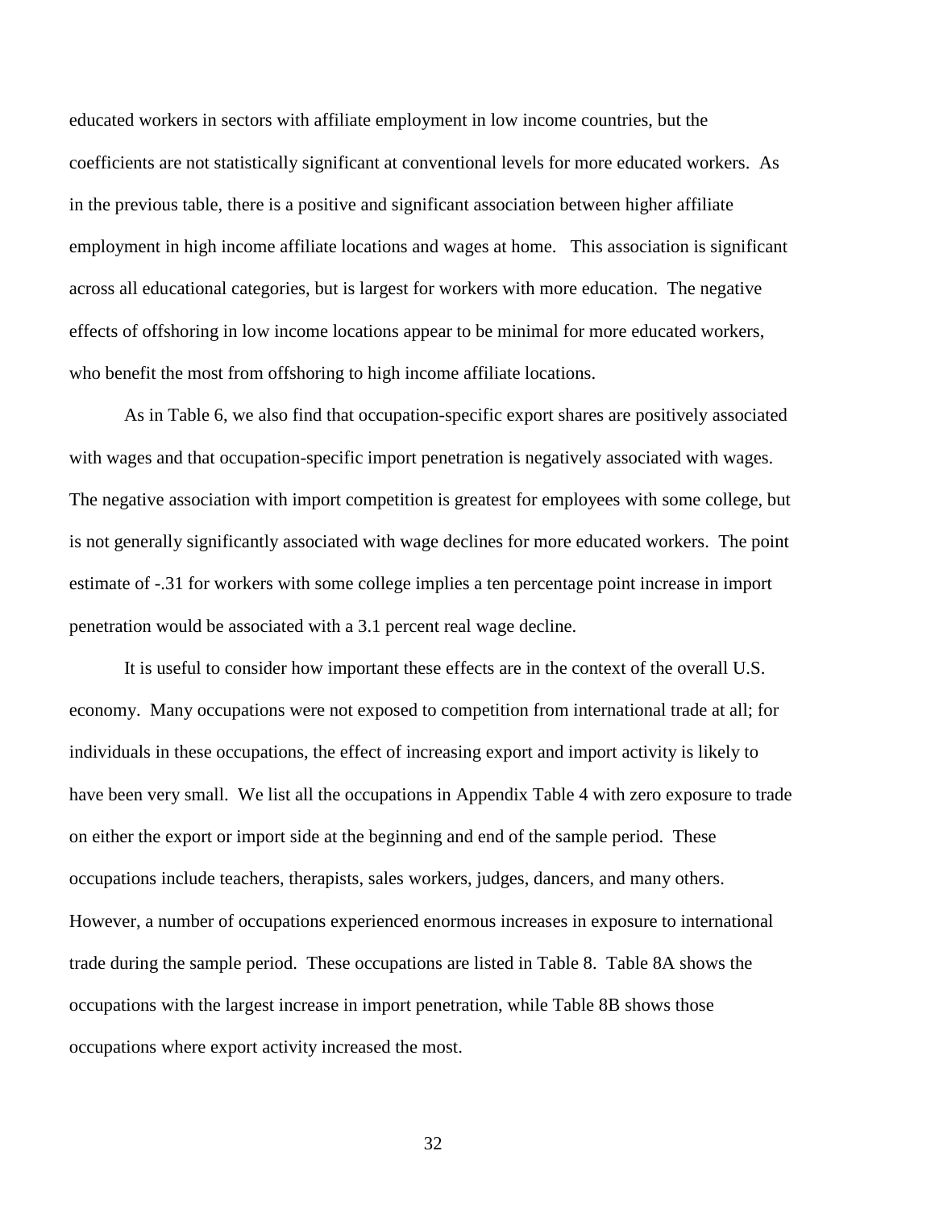educated workers in sectors with affiliate employment in low income countries, but the coefficients are not statistically significant at conventional levels for more educated workers. As in the previous table, there is a positive and significant association between higher affiliate employment in high income affiliate locations and wages at home. This association is significant across all educational categories, but is largest for workers with more education. The negative effects of offshoring in low income locations appear to be minimal for more educated workers, who benefit the most from offshoring to high income affiliate locations.

As in Table 6, we also find that occupation-specific export shares are positively associated with wages and that occupation-specific import penetration is negatively associated with wages. The negative association with import competition is greatest for employees with some college, but is not generally significantly associated with wage declines for more educated workers. The point estimate of -.31 for workers with some college implies a ten percentage point increase in import penetration would be associated with a 3.1 percent real wage decline.

It is useful to consider how important these effects are in the context of the overall U.S. economy. Many occupations were not exposed to competition from international trade at all; for individuals in these occupations, the effect of increasing export and import activity is likely to have been very small. We list all the occupations in Appendix Table 4 with zero exposure to trade on either the export or import side at the beginning and end of the sample period. These occupations include teachers, therapists, sales workers, judges, dancers, and many others. However, a number of occupations experienced enormous increases in exposure to international trade during the sample period. These occupations are listed in Table 8. Table 8A shows the occupations with the largest increase in import penetration, while Table 8B shows those occupations where export activity increased the most.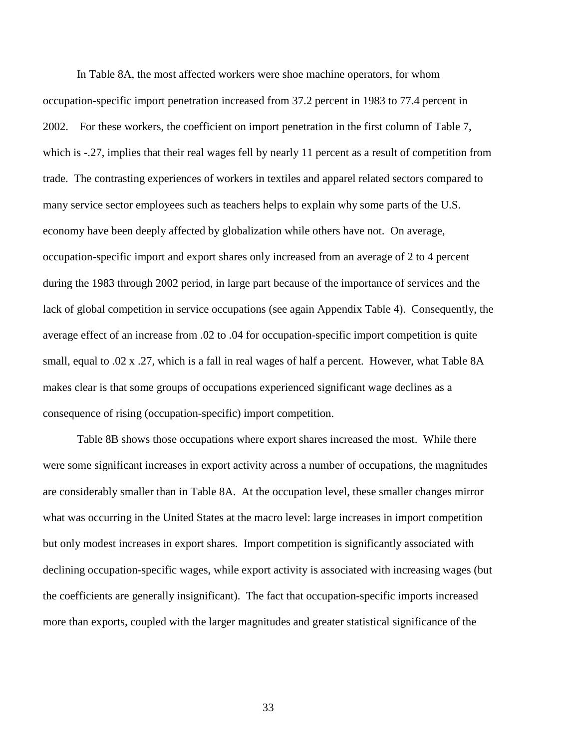In Table 8A, the most affected workers were shoe machine operators, for whom occupation-specific import penetration increased from 37.2 percent in 1983 to 77.4 percent in 2002. For these workers, the coefficient on import penetration in the first column of Table 7, which is -.27, implies that their real wages fell by nearly 11 percent as a result of competition from trade. The contrasting experiences of workers in textiles and apparel related sectors compared to many service sector employees such as teachers helps to explain why some parts of the U.S. economy have been deeply affected by globalization while others have not. On average, occupation-specific import and export shares only increased from an average of 2 to 4 percent during the 1983 through 2002 period, in large part because of the importance of services and the lack of global competition in service occupations (see again Appendix Table 4). Consequently, the average effect of an increase from .02 to .04 for occupation-specific import competition is quite small, equal to .02 x .27, which is a fall in real wages of half a percent. However, what Table 8A makes clear is that some groups of occupations experienced significant wage declines as a consequence of rising (occupation-specific) import competition.

Table 8B shows those occupations where export shares increased the most. While there were some significant increases in export activity across a number of occupations, the magnitudes are considerably smaller than in Table 8A. At the occupation level, these smaller changes mirror what was occurring in the United States at the macro level: large increases in import competition but only modest increases in export shares. Import competition is significantly associated with declining occupation-specific wages, while export activity is associated with increasing wages (but the coefficients are generally insignificant). The fact that occupation-specific imports increased more than exports, coupled with the larger magnitudes and greater statistical significance of the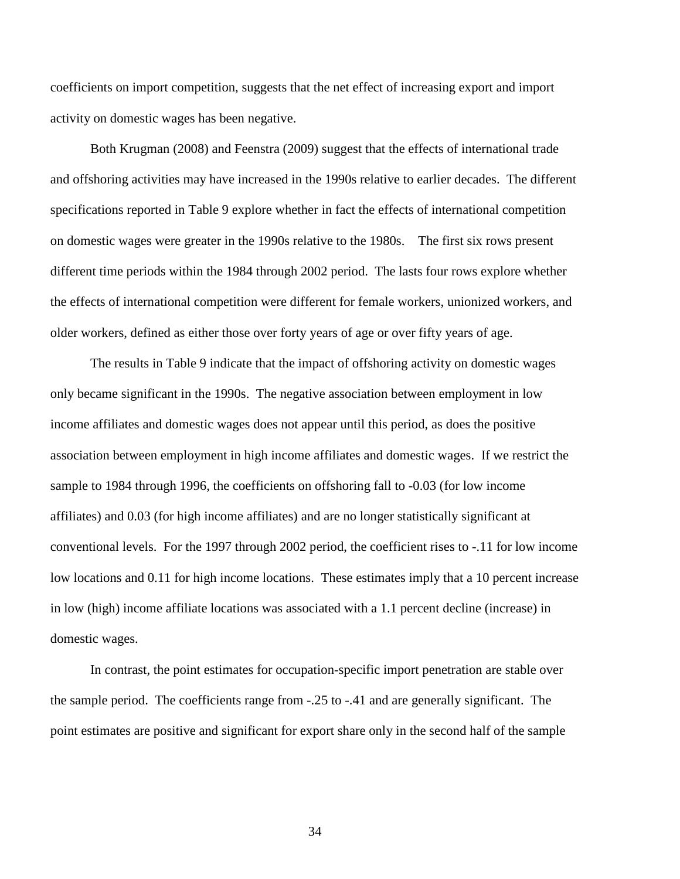coefficients on import competition, suggests that the net effect of increasing export and import activity on domestic wages has been negative.

Both Krugman (2008) and Feenstra (2009) suggest that the effects of international trade and offshoring activities may have increased in the 1990s relative to earlier decades. The different specifications reported in Table 9 explore whether in fact the effects of international competition on domestic wages were greater in the 1990s relative to the 1980s. The first six rows present different time periods within the 1984 through 2002 period. The lasts four rows explore whether the effects of international competition were different for female workers, unionized workers, and older workers, defined as either those over forty years of age or over fifty years of age.

The results in Table 9 indicate that the impact of offshoring activity on domestic wages only became significant in the 1990s. The negative association between employment in low income affiliates and domestic wages does not appear until this period, as does the positive association between employment in high income affiliates and domestic wages. If we restrict the sample to 1984 through 1996, the coefficients on offshoring fall to -0.03 (for low income affiliates) and 0.03 (for high income affiliates) and are no longer statistically significant at conventional levels. For the 1997 through 2002 period, the coefficient rises to -.11 for low income low locations and 0.11 for high income locations. These estimates imply that a 10 percent increase in low (high) income affiliate locations was associated with a 1.1 percent decline (increase) in domestic wages.

In contrast, the point estimates for occupation-specific import penetration are stable over the sample period. The coefficients range from -.25 to -.41 and are generally significant. The point estimates are positive and significant for export share only in the second half of the sample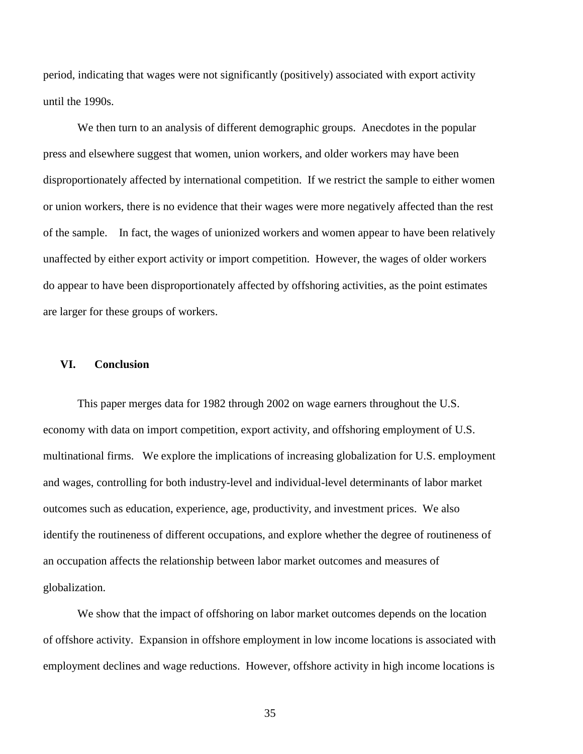period, indicating that wages were not significantly (positively) associated with export activity until the 1990s.

We then turn to an analysis of different demographic groups. Anecdotes in the popular press and elsewhere suggest that women, union workers, and older workers may have been disproportionately affected by international competition. If we restrict the sample to either women or union workers, there is no evidence that their wages were more negatively affected than the rest of the sample. In fact, the wages of unionized workers and women appear to have been relatively unaffected by either export activity or import competition. However, the wages of older workers do appear to have been disproportionately affected by offshoring activities, as the point estimates are larger for these groups of workers.

## VI. Conclusion

This paper merges data for 1982 through 2002 on wage earners throughout the U.S. economy with data on import competition, export activity, and offshoring employment of U.S. multinational firms. We explore the implications of increasing globalization for U.S. employment and wages, controlling for both industry-level and individual-level determinants of labor market outcomes such as education, experience, age, productivity, and investment prices. We also identify the routineness of different occupations, and explore whether the degree of routineness of an occupation affects the relationship between labor market outcomes and measures of globalization.

We show that the impact of offshoring on labor market outcomes depends on the location of offshore activity. Expansion in offshore employment in low income locations is associated with employment declines and wage reductions. However, offshore activity in high income locations is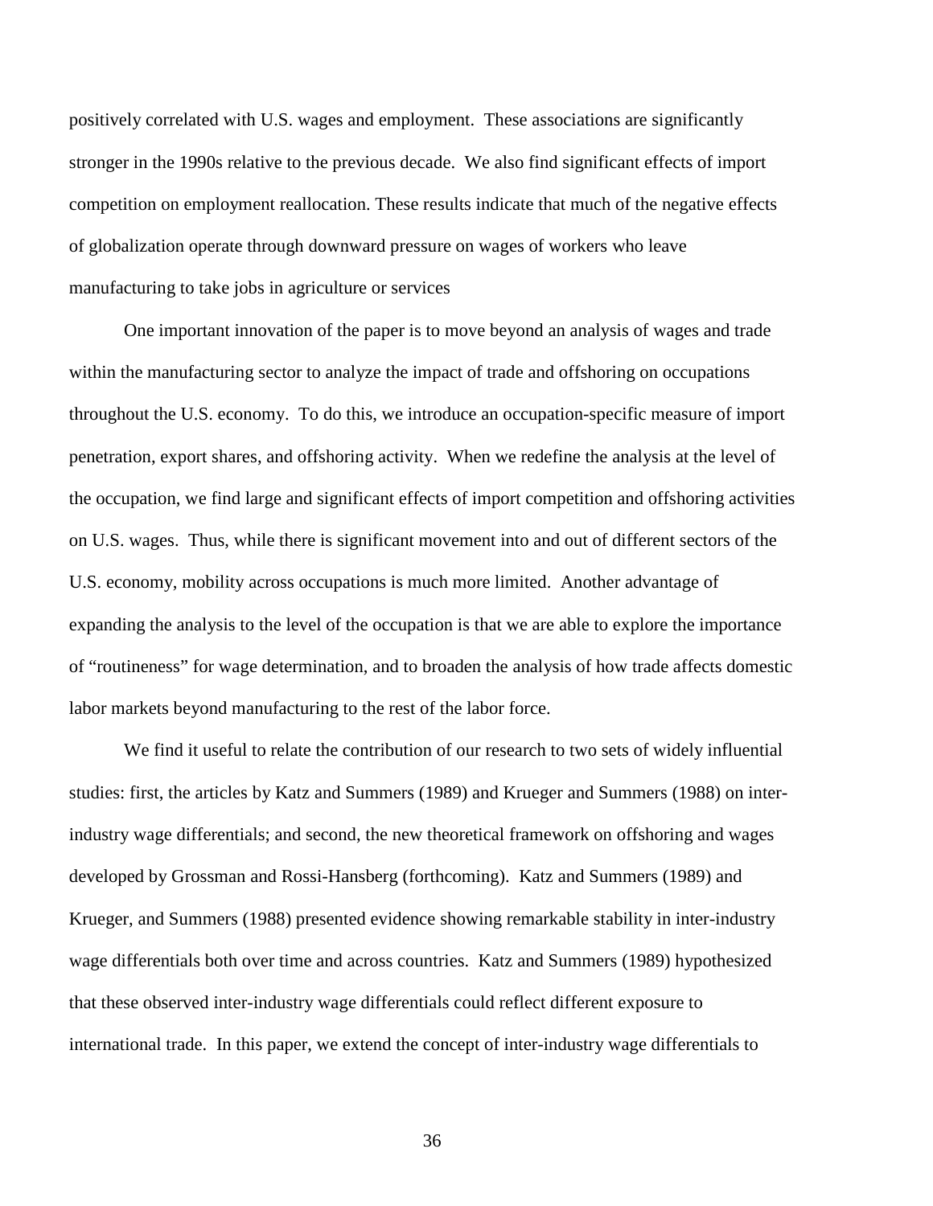positively correlated with U.S. wages and employment. These associations are significantly stronger in the 1990s relative to the previous decade. We also find significant effects of import competition on employment reallocation. These results indicate that much of the negative effects of globalization operate through downward pressure on wages of workers who leave manufacturing to take jobs in agriculture or services

One important innovation of the paper is to move beyond an analysis of wages and trade within the manufacturing sector to analyze the impact of trade and offshoring on occupations throughout the U.S. economy. To do this, we introduce an occupation-specific measure of import penetration, export shares, and offshoring activity. When we redefine the analysis at the level of the occupation, we find large and significant effects of import competition and offshoring activities on U.S. wages. Thus, while there is significant movement into and out of different sectors of the U.S. economy, mobility across occupations is much more limited. Another advantage of expanding the analysis to the level of the occupation is that we are able to explore the importance of "routineness" for wage determination, and to broaden the analysis of how trade affects domestic labor markets beyond manufacturing to the rest of the labor force.

We find it useful to relate the contribution of our research to two sets of widely influential studies: first, the articles by Katz and Summers (1989) and Krueger and Summers (1988) on inter-industry wage differentials; and second, the new theoretical framework on offshoring and wages developed by Grossman and Rossi-Hansberg (forthcoming). Katz and Summers (1989) and Krueger, and Summers (1988) presented evidence showing remarkable stability in inter-industry wage differentials both over time and across countries. Katz and Summers (1989) hypothesized that these observed inter-industry wage differentials could reflect different exposure to international trade. In this paper, we extend the concept of inter-industry wage differentials to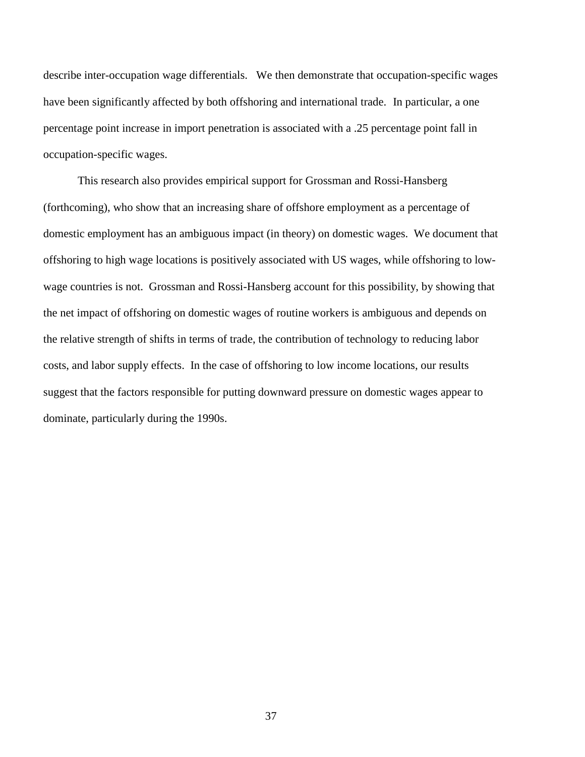describe inter-occupation wage differentials. We then demonstrate that occupation-specific wages have been significantly affected by both offshoring and international trade. In particular, a one percentage point increase in import penetration is associated with a .25 percentage point fall in occupation-specific wages.

This research also provides empirical support for Grossman and Rossi-Hansberg (forthcoming), who show that an increasing share of offshore employment as a percentage of domestic employment has an ambiguous impact (in theory) on domestic wages. We document that offshoring to high wage locations is positively associated with US wages, while offshoring to low-wage countries is not. Grossman and Rossi-Hansberg account for this possibility, by showing that the net impact of offshoring on domestic wages of routine workers is ambiguous and depends on the relative strength of shifts in terms of trade, the contribution of technology to reducing labor costs, and labor supply effects. In the case of offshoring to low income locations, our results suggest that the factors responsible for putting downward pressure on domestic wages appear to dominate, particularly during the 1990s.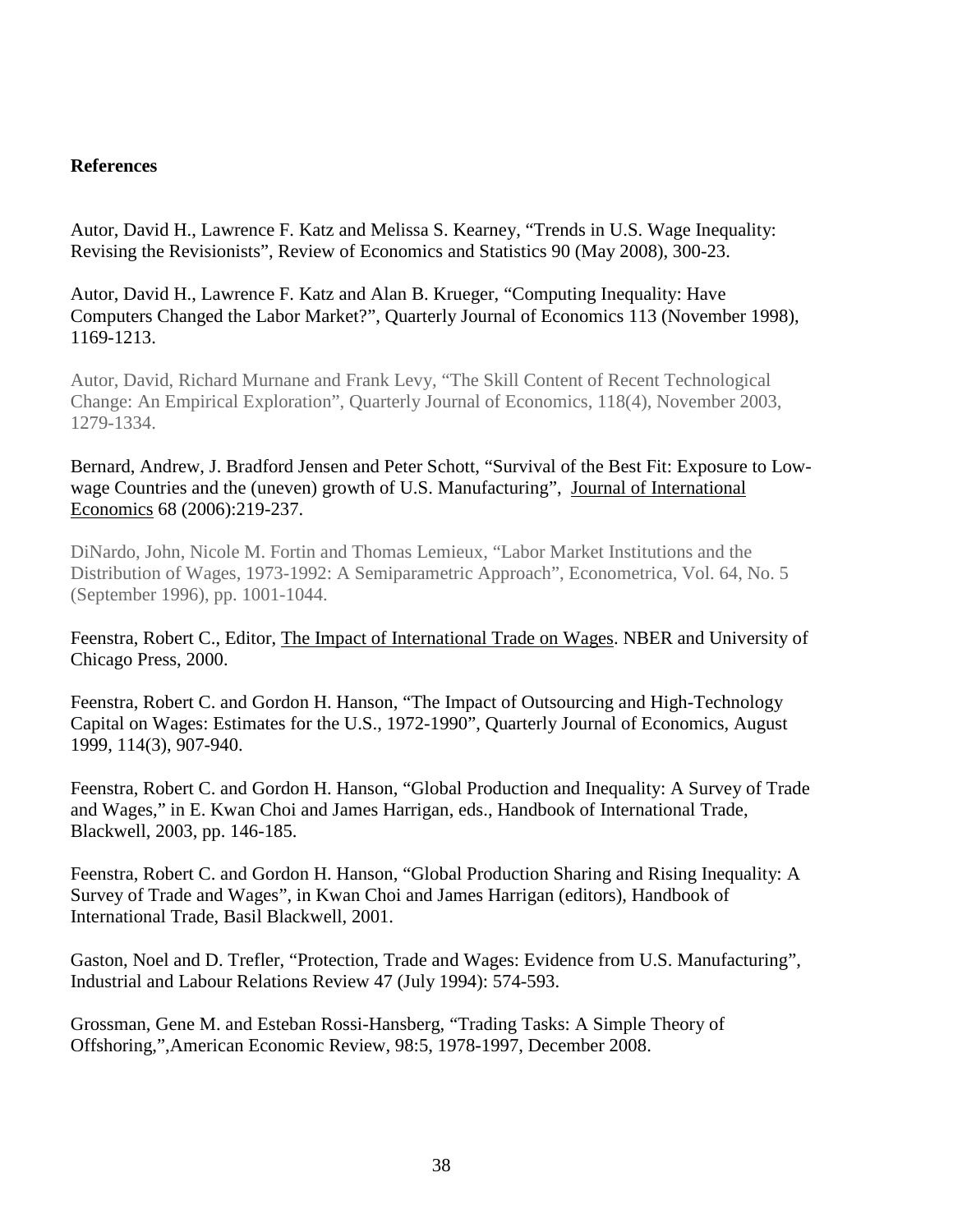**References**

Autor, David H., Lawrence F. Katz and Melissa S. Kearney, "Trends in U.S. Wage Inequality: Revising the Revisionists", Review of Economics and Statistics 90 (May 2008), 300-23.

Autor, David H., Lawrence F. Katz and Alan B. Krueger, "Computing Inequality: Have Computers Changed the Labor Market?", Quarterly Journal of Economics 113 (November 1998), 1169-1213.

Autor, David, Richard Murnane and Frank Levy, "The Skill Content of Recent Technological Change: An Empirical Exploration", Quarterly Journal of Economics, 118(4), November 2003, 1279-1334.

Bernard, Andrew, J. Bradford Jensen and Peter Schott, "Survival of the Best Fit: Exposure to Low-wage Countries and the (uneven) growth of U.S. Manufacturing", Journal of International Economics 68 (2006):219-237.

DiNardo, John, Nicole M. Fortin and Thomas Lemieux, "Labor Market Institutions and the Distribution of Wages, 1973-1992: A Semiparametric Approach", Econometrica, Vol. 64, No. 5 (September 1996), pp. 1001-1044.

Feenstra, Robert C., Editor, The Impact of International Trade on Wages. NBER and University of Chicago Press, 2000.

Feenstra, Robert C. and Gordon H. Hanson, "The Impact of Outsourcing and High-Technology Capital on Wages: Estimates for the U.S., 1972-1990", Quarterly Journal of Economics, August 1999, 114(3), 907-940.

Feenstra, Robert C. and Gordon H. Hanson, "Global Production and Inequality: A Survey of Trade and Wages," in E. Kwan Choi and James Harrigan, eds., Handbook of International Trade, Blackwell, 2003, pp. 146-185.

Feenstra, Robert C. and Gordon H. Hanson, "Global Production Sharing and Rising Inequality: A Survey of Trade and Wages", in Kwan Choi and James Harrigan (editors), Handbook of International Trade, Basil Blackwell, 2001.

Gaston, Noel and D. Trefler, "Protection, Trade and Wages: Evidence from U.S. Manufacturing", Industrial and Labour Relations Review 47 (July 1994): 574-593.

Grossman, Gene M. and Esteban Rossi-Hansberg, "Trading Tasks: A Simple Theory of Offshoring,",American Economic Review, 98:5, 1978-1997, December 2008.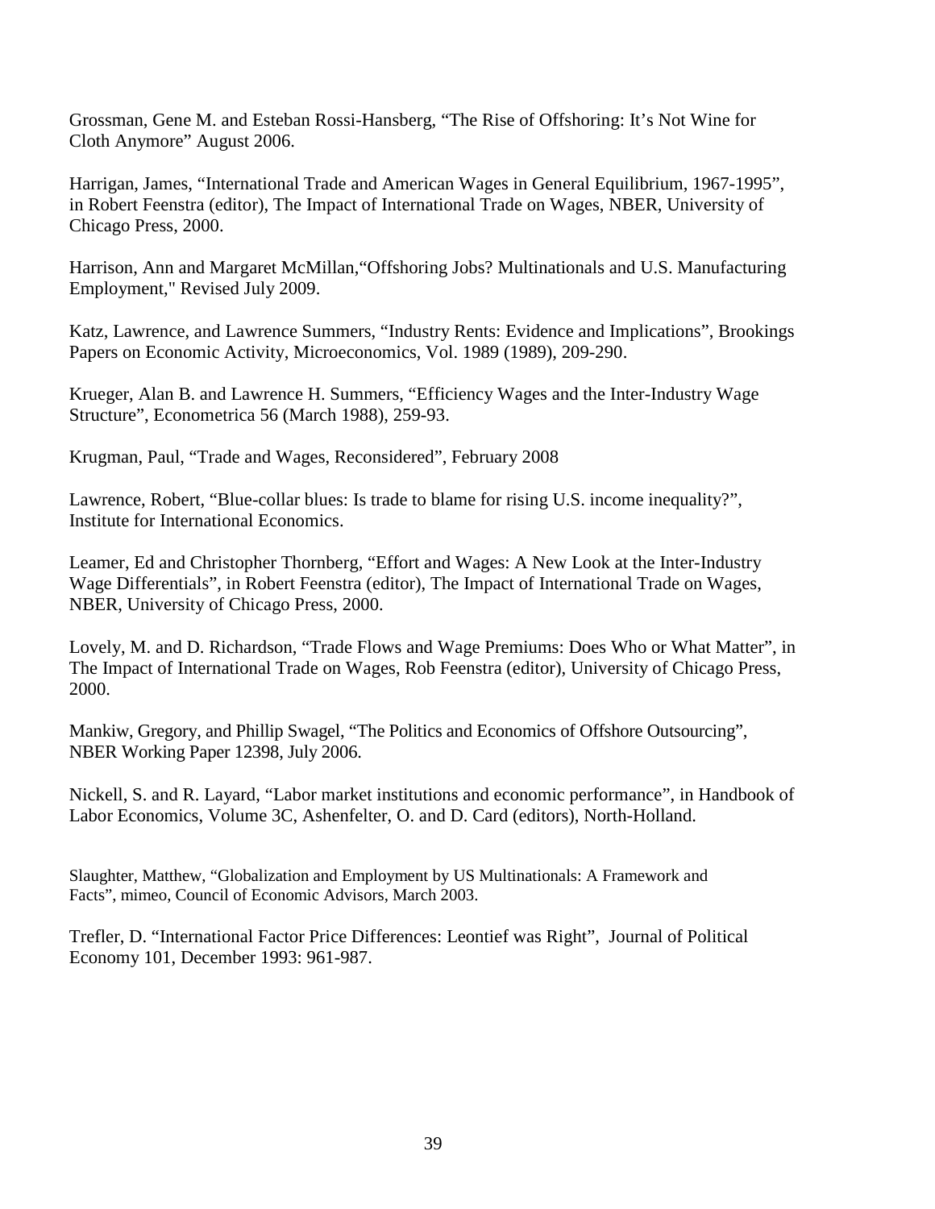Grossman, Gene M. and Esteban Rossi-Hansberg, “The Rise of Offshoring: It’s Not Wine for Cloth Anymore” August 2006.

Harrigan, James, “International Trade and American Wages in General Equilibrium, 1967-1995”, in Robert Feenstra (editor), The Impact of International Trade on Wages, NBER, University of Chicago Press, 2000.

Harrison, Ann and Margaret McMillan,“Offshoring Jobs? Multinationals and U.S. Manufacturing Employment," Revised July 2009.

Katz, Lawrence, and Lawrence Summers, “Industry Rents: Evidence and Implications”, Brookings Papers on Economic Activity, Microeconomics, Vol. 1989 (1989), 209-290.

Krueger, Alan B. and Lawrence H. Summers, “Efficiency Wages and the Inter-Industry Wage Structure”, Econometrica 56 (March 1988), 259-93.

Krugman, Paul, “Trade and Wages, Reconsidered”, February 2008

Lawrence, Robert, “Blue-collar blues: Is trade to blame for rising U.S. income inequality?”, Institute for International Economics.

Leamer, Ed and Christopher Thornberg, “Effort and Wages: A New Look at the Inter-Industry Wage Differentials”, in Robert Feenstra (editor), The Impact of International Trade on Wages, NBER, University of Chicago Press, 2000.

Lovely, M. and D. Richardson, “Trade Flows and Wage Premiums: Does Who or What Matter”, in The Impact of International Trade on Wages, Rob Feenstra (editor), University of Chicago Press, 2000.

Mankiw, Gregory, and Phillip Swagel, “The Politics and Economics of Offshore Outsourcing”, NBER Working Paper 12398, July 2006.

Nickell, S. and R. Layard, “Labor market institutions and economic performance”, in Handbook of Labor Economics, Volume 3C, Ashenfelter, O. and D. Card (editors), North-Holland.

Slaughter, Matthew, “Globalization and Employment by US Multinationals: A Framework and Facts”, mimeo, Council of Economic Advisors, March 2003.

Trefler, D. “International Factor Price Differences: Leontief was Right”, Journal of Political Economy 101, December 1993: 961-987.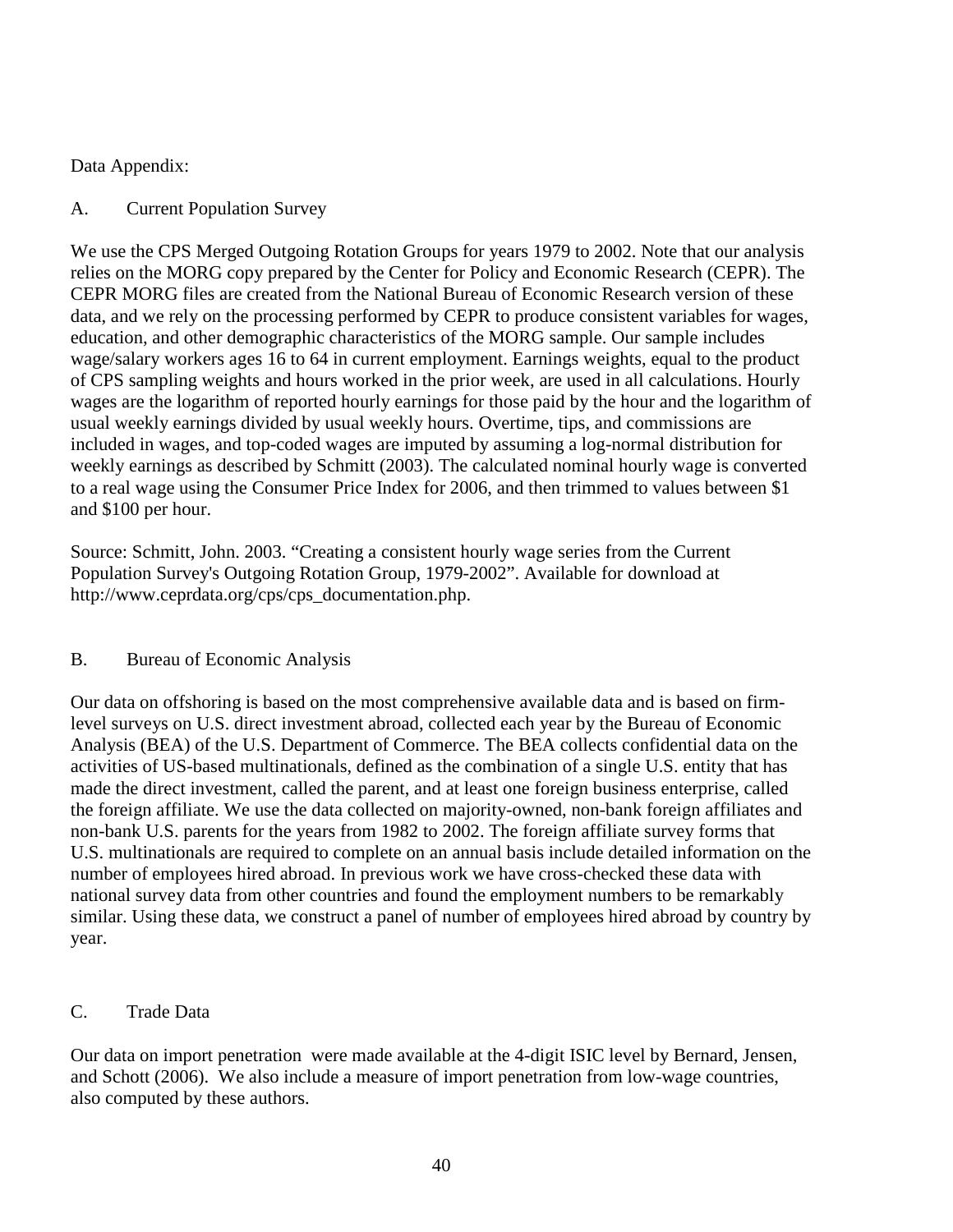Data Appendix:

## A. Current Population Survey

We use the CPS Merged Outgoing Rotation Groups for years 1979 to 2002. Note that our analysis relies on the MORG copy prepared by the Center for Policy and Economic Research (CEPR). The CEPR MORG files are created from the National Bureau of Economic Research version of these data, and we rely on the processing performed by CEPR to produce consistent variables for wages, education, and other demographic characteristics of the MORG sample. Our sample includes wage/salary workers ages 16 to 64 in current employment. Earnings weights, equal to the product of CPS sampling weights and hours worked in the prior week, are used in all calculations. Hourly wages are the logarithm of reported hourly earnings for those paid by the hour and the logarithm of usual weekly earnings divided by usual weekly hours. Overtime, tips, and commissions are included in wages, and top-coded wages are imputed by assuming a log-normal distribution for weekly earnings as described by Schmitt (2003). The calculated nominal hourly wage is converted to a real wage using the Consumer Price Index for 2006, and then trimmed to values between $1 and $100 per hour.

Source: Schmitt, John. 2003. "Creating a consistent hourly wage series from the Current Population Survey's Outgoing Rotation Group, 1979-2002". Available for download at http://www.ceprdata.org/cps/cps_documentation.php.

## B. Bureau of Economic Analysis

Our data on offshoring is based on the most comprehensive available data and is based on firm-level surveys on U.S. direct investment abroad, collected each year by the Bureau of Economic Analysis (BEA) of the U.S. Department of Commerce. The BEA collects confidential data on the activities of US-based multinationals, defined as the combination of a single U.S. entity that has made the direct investment, called the parent, and at least one foreign business enterprise, called the foreign affiliate. We use the data collected on majority-owned, non-bank foreign affiliates and non-bank U.S. parents for the years from 1982 to 2002. The foreign affiliate survey forms that U.S. multinationals are required to complete on an annual basis include detailed information on the number of employees hired abroad. In previous work we have cross-checked these data with national survey data from other countries and found the employment numbers to be remarkably similar. Using these data, we construct a panel of number of employees hired abroad by country by year.

## C. Trade Data

Our data on import penetration were made available at the 4-digit ISIC level by Bernard, Jensen, and Schott (2006). We also include a measure of import penetration from low-wage countries, also computed by these authors.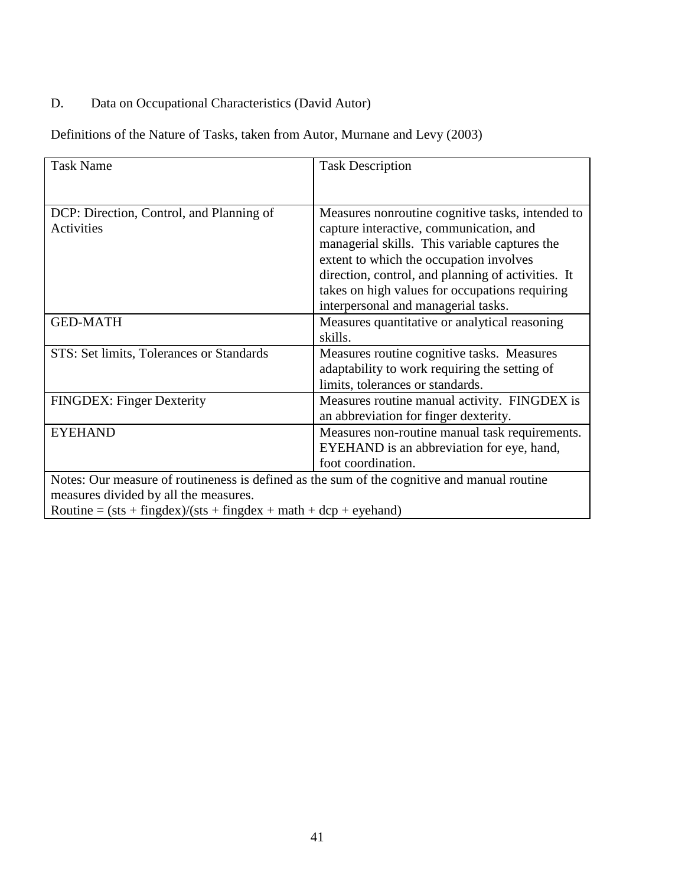## D. Data on Occupational Characteristics (David Autor)

Definitions of the Nature of Tasks, taken from Autor, Murnane and Levy (2003)

| Task Name | Task Description |
|---|---|
| DCP: Direction, Control, and Planning of Activities | Measures nonroutine cognitive tasks, intended to capture interactive, communication, and managerial skills. This variable captures the extent to which the occupation involves direction, control, and planning of activities. It takes on high values for occupations requiring interpersonal and managerial tasks. |
| GED-MATH | Measures quantitative or analytical reasoning skills. |
| STS: Set limits, Tolerances or Standards | Measures routine cognitive tasks. Measures adaptability to work requiring the setting of limits, tolerances or standards. |
| FINGDEX: Finger Dexterity | Measures routine manual activity. FINGDEX is an abbreviation for finger dexterity. |
| EYEHAND | Measures non-routine manual task requirements. EYEHAND is an abbreviation for eye, hand, foot coordination. |

Notes: Our measure of routineness is defined as the sum of the cognitive and manual routine measures divided by all the measures.
Routine = (sts + fingdex)/(sts + fingdex + math + dcp + eyehand)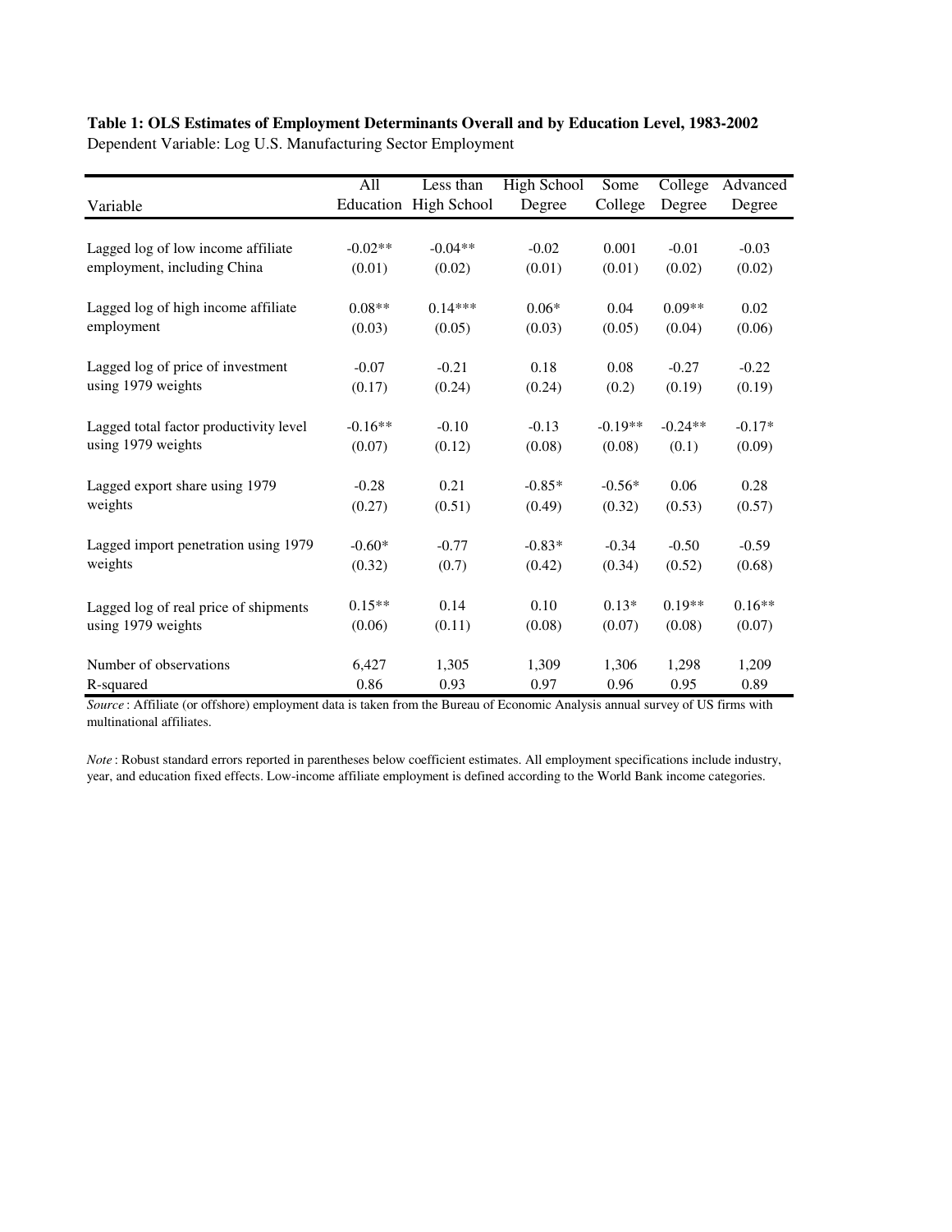**Table 1: OLS Estimates of Employment Determinants Overall and by Education Level, 1983-2002**

Dependent Variable: Log U.S. Manufacturing Sector Employment

| Variable | All Education | Less than High School | High School Degree | Some College | College Degree | Advanced Degree |
|---|---|---|---|---|---|---|
| Lagged log of low income affiliate employment, including China | -0.02** | -0.04** | -0.02 | 0.001 | -0.01 | -0.03 |
| | (0.01) | (0.02) | (0.01) | (0.01) | (0.02) | (0.02) |
| Lagged log of high income affiliate employment | 0.08** | 0.14*** | 0.06* | 0.04 | 0.09** | 0.02 |
| | (0.03) | (0.05) | (0.03) | (0.05) | (0.04) | (0.06) |
| Lagged log of price of investment using 1979 weights | -0.07 | -0.21 | 0.18 | 0.08 | -0.27 | -0.22 |
| | (0.17) | (0.24) | (0.24) | (0.2) | (0.19) | (0.19) |
| Lagged total factor productivity level using 1979 weights | -0.16** | -0.10 | -0.13 | -0.19** | -0.24** | -0.17* |
| | (0.07) | (0.12) | (0.08) | (0.08) | (0.1) | (0.09) |
| Lagged export share using 1979 weights | -0.28 | 0.21 | -0.85* | -0.56* | 0.06 | 0.28 |
| | (0.27) | (0.51) | (0.49) | (0.32) | (0.53) | (0.57) |
| Lagged import penetration using 1979 weights | -0.60* | -0.77 | -0.83* | -0.34 | -0.50 | -0.59 |
| | (0.32) | (0.7) | (0.42) | (0.34) | (0.52) | (0.68) |
| Lagged log of real price of shipments using 1979 weights | 0.15** | 0.14 | 0.10 | 0.13* | 0.19** | 0.16** |
| | (0.06) | (0.11) | (0.08) | (0.07) | (0.08) | (0.07) |
| Number of observations | 6,427 | 1,305 | 1,309 | 1,306 | 1,298 | 1,209 |
| R-squared | 0.86 | 0.93 | 0.97 | 0.96 | 0.95 | 0.89 |

*Source* : Affiliate (or offshore) employment data is taken from the Bureau of Economic Analysis annual survey of US firms with multinational affiliates.

*Note* : Robust standard errors reported in parentheses below coefficient estimates. All employment specifications include industry, year, and education fixed effects. Low-income affiliate employment is defined according to the World Bank income categories.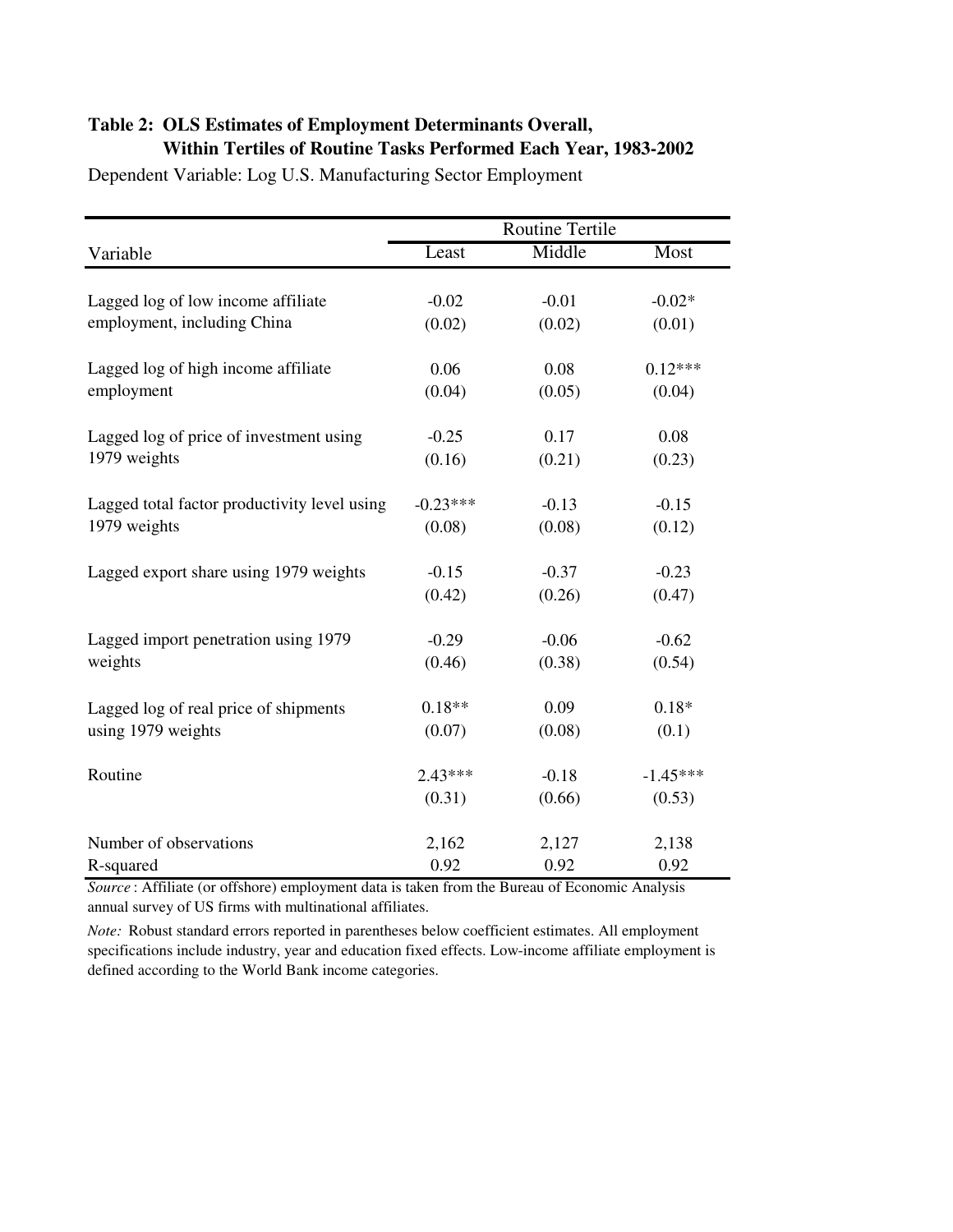**Table 2: OLS Estimates of Employment Determinants Overall, Within Tertiles of Routine Tasks Performed Each Year, 1983-2002**

Dependent Variable: Log U.S. Manufacturing Sector Employment

| | Routine Tertile | | |
|---|---|---|---|
| Variable | Least | Middle | Most |
| Lagged log of low income affiliate employment, including China | -0.02 | -0.01 | -0.02* |
| | (0.02) | (0.02) | (0.01) |
| Lagged log of high income affiliate employment | 0.06 | 0.08 | 0.12*** |
| | (0.04) | (0.05) | (0.04) |
| Lagged log of price of investment using 1979 weights | -0.25 | 0.17 | 0.08 |
| | (0.16) | (0.21) | (0.23) |
| Lagged total factor productivity level using 1979 weights | -0.23*** | -0.13 | -0.15 |
| | (0.08) | (0.08) | (0.12) |
| Lagged export share using 1979 weights | -0.15 | -0.37 | -0.23 |
| | (0.42) | (0.26) | (0.47) |
| Lagged import penetration using 1979 weights | -0.29 | -0.06 | -0.62 |
| | (0.46) | (0.38) | (0.54) |
| Lagged log of real price of shipments using 1979 weights | 0.18** | 0.09 | 0.18* |
| | (0.07) | (0.08) | (0.1) |
| Routine | 2.43*** | -0.18 | -1.45*** |
| | (0.31) | (0.66) | (0.53) |
| Number of observations | 2,162 | 2,127 | 2,138 |
| R-squared | 0.92 | 0.92 | 0.92 |

*Source*: Affiliate (or offshore) employment data is taken from the Bureau of Economic Analysis annual survey of US firms with multinational affiliates.

*Note:* Robust standard errors reported in parentheses below coefficient estimates. All employment specifications include industry, year and education fixed effects. Low-income affiliate employment is defined according to the World Bank income categories.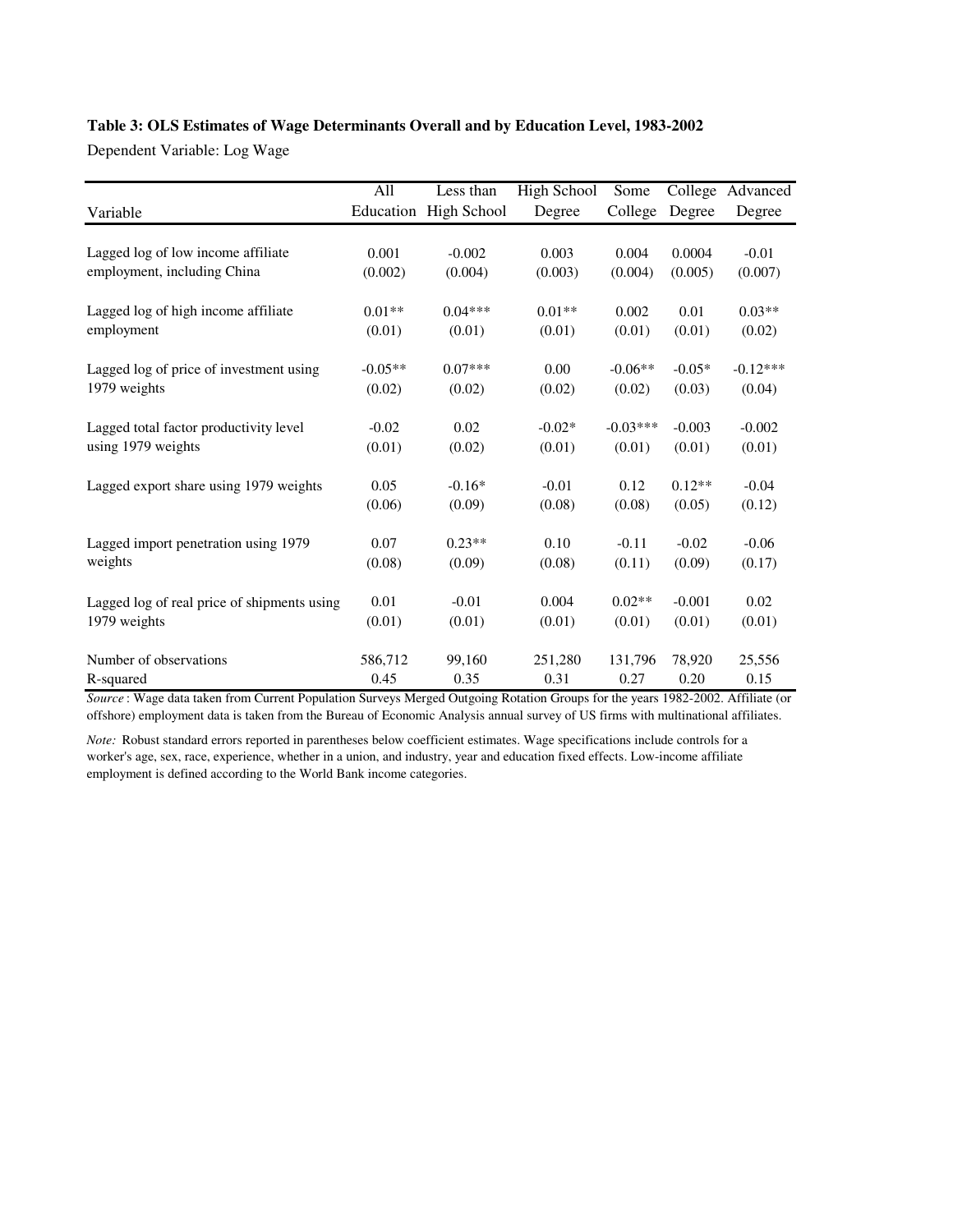**Table 3: OLS Estimates of Wage Determinants Overall and by Education Level, 1983-2002**

Dependent Variable: Log Wage

| Variable | All Education | Less than High School | High School Degree | Some College | College Degree | Advanced Degree |
|---|---|---|---|---|---|---|
| Lagged log of low income affiliate employment, including China | 0.001 | -0.002 | 0.003 | 0.004 | 0.0004 | -0.01 |
| | (0.002) | (0.004) | (0.003) | (0.004) | (0.005) | (0.007) |
| Lagged log of high income affiliate employment | 0.01** | 0.04*** | 0.01** | 0.002 | 0.01 | 0.03** |
| | (0.01) | (0.01) | (0.01) | (0.01) | (0.01) | (0.02) |
| Lagged log of price of investment using 1979 weights | -0.05** | 0.07*** | 0.00 | -0.06** | -0.05* | -0.12*** |
| | (0.02) | (0.02) | (0.02) | (0.02) | (0.03) | (0.04) |
| Lagged total factor productivity level using 1979 weights | -0.02 | 0.02 | -0.02* | -0.03*** | -0.003 | -0.002 |
| | (0.01) | (0.02) | (0.01) | (0.01) | (0.01) | (0.01) |
| Lagged export share using 1979 weights | 0.05 | -0.16* | -0.01 | 0.12 | 0.12** | -0.04 |
| | (0.06) | (0.09) | (0.08) | (0.08) | (0.05) | (0.12) |
| Lagged import penetration using 1979 weights | 0.07 | 0.23** | 0.10 | -0.11 | -0.02 | -0.06 |
| | (0.08) | (0.09) | (0.08) | (0.11) | (0.09) | (0.17) |
| Lagged log of real price of shipments using 1979 weights | 0.01 | -0.01 | 0.004 | 0.02** | -0.001 | 0.02 |
| | (0.01) | (0.01) | (0.01) | (0.01) | (0.01) | (0.01) |
| Number of observations | 586,712 | 99,160 | 251,280 | 131,796 | 78,920 | 25,556 |
| R-squared | 0.45 | 0.35 | 0.31 | 0.27 | 0.20 | 0.15 |

*Source*: Wage data taken from Current Population Surveys Merged Outgoing Rotation Groups for the years 1982-2002. Affiliate (or offshore) employment data is taken from the Bureau of Economic Analysis annual survey of US firms with multinational affiliates.

*Note:* Robust standard errors reported in parentheses below coefficient estimates. Wage specifications include controls for a worker's age, sex, race, experience, whether in a union, and industry, year and education fixed effects. Low-income affiliate employment is defined according to the World Bank income categories.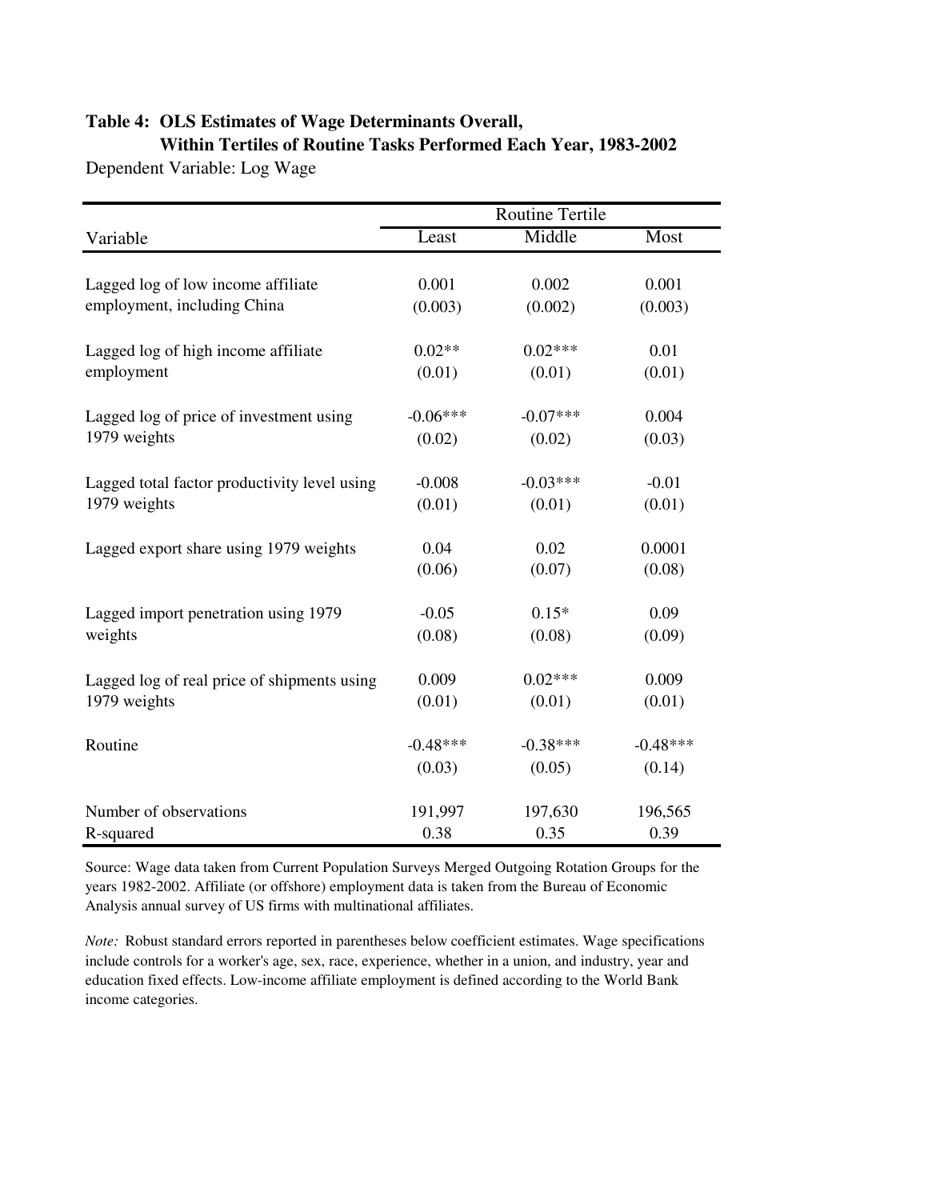**Table 4: OLS Estimates of Wage Determinants Overall, Within Tertiles of Routine Tasks Performed Each Year, 1983-2002**

Dependent Variable: Log Wage

| Variable | Routine Tertile | | |
|---|---|---|---|
| | Least | Middle | Most |
| Lagged log of low income affiliate employment, including China | 0.001 | 0.002 | 0.001 |
| | (0.003) | (0.002) | (0.003) |
| Lagged log of high income affiliate employment | 0.02** | 0.02*** | 0.01 |
| | (0.01) | (0.01) | (0.01) |
| Lagged log of price of investment using 1979 weights | -0.06*** | -0.07*** | 0.004 |
| | (0.02) | (0.02) | (0.03) |
| Lagged total factor productivity level using 1979 weights | -0.008 | -0.03*** | -0.01 |
| | (0.01) | (0.01) | (0.01) |
| Lagged export share using 1979 weights | 0.04 | 0.02 | 0.0001 |
| | (0.06) | (0.07) | (0.08) |
| Lagged import penetration using 1979 weights | -0.05 | 0.15* | 0.09 |
| | (0.08) | (0.08) | (0.09) |
| Lagged log of real price of shipments using 1979 weights | 0.009 | 0.02*** | 0.009 |
| | (0.01) | (0.01) | (0.01) |
| Routine | -0.48*** | -0.38*** | -0.48*** |
| | (0.03) | (0.05) | (0.14) |
| Number of observations | 191,997 | 197,630 | 196,565 |
| R-squared | 0.38 | 0.35 | 0.39 |

Source: Wage data taken from Current Population Surveys Merged Outgoing Rotation Groups for the years 1982-2002. Affiliate (or offshore) employment data is taken from the Bureau of Economic Analysis annual survey of US firms with multinational affiliates.

*Note:* Robust standard errors reported in parentheses below coefficient estimates. Wage specifications include controls for a worker's age, sex, race, experience, whether in a union, and industry, year and education fixed effects. Low-income affiliate employment is defined according to the World Bank income categories.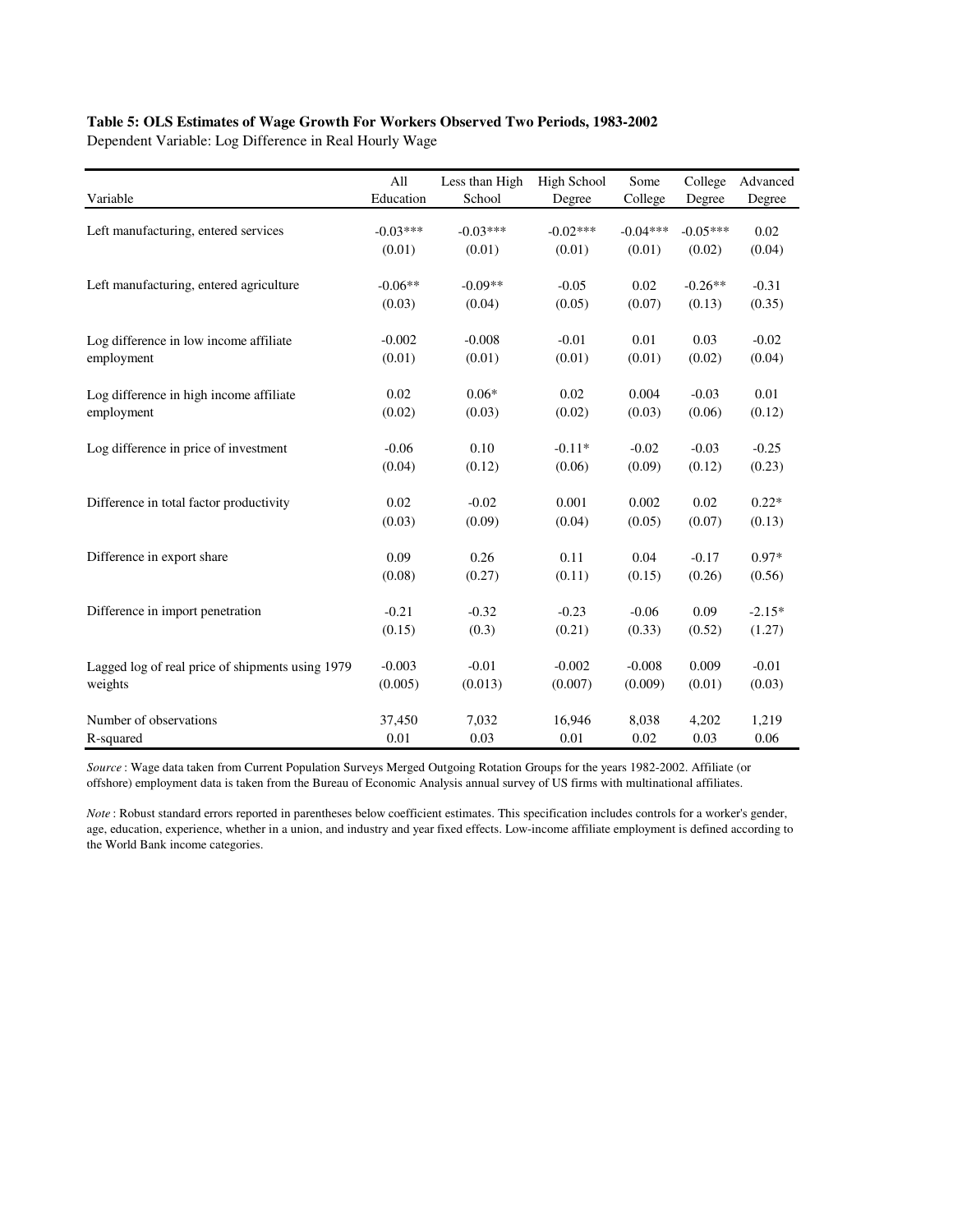**Table 5: OLS Estimates of Wage Growth For Workers Observed Two Periods, 1983-2002**

Dependent Variable: Log Difference in Real Hourly Wage

| Variable | All Education | Less than High School | High School Degree | Some College | College Degree | Advanced Degree |
|---|---|---|---|---|---|---|
| Left manufacturing, entered services | -0.03*** | -0.03*** | -0.02*** | -0.04*** | -0.05*** | 0.02 |
| | (0.01) | (0.01) | (0.01) | (0.01) | (0.02) | (0.04) |
| Left manufacturing, entered agriculture | -0.06** | -0.09** | -0.05 | 0.02 | -0.26** | -0.31 |
| | (0.03) | (0.04) | (0.05) | (0.07) | (0.13) | (0.35) |
| Log difference in low income affiliate employment | -0.002 | -0.008 | -0.01 | 0.01 | 0.03 | -0.02 |
| | (0.01) | (0.01) | (0.01) | (0.01) | (0.02) | (0.04) |
| Log difference in high income affiliate employment | 0.02 | 0.06* | 0.02 | 0.004 | -0.03 | 0.01 |
| | (0.02) | (0.03) | (0.02) | (0.03) | (0.06) | (0.12) |
| Log difference in price of investment | -0.06 | 0.10 | -0.11* | -0.02 | -0.03 | -0.25 |
| | (0.04) | (0.12) | (0.06) | (0.09) | (0.12) | (0.23) |
| Difference in total factor productivity | 0.02 | -0.02 | 0.001 | 0.002 | 0.02 | 0.22* |
| | (0.03) | (0.09) | (0.04) | (0.05) | (0.07) | (0.13) |
| Difference in export share | 0.09 | 0.26 | 0.11 | 0.04 | -0.17 | 0.97* |
| | (0.08) | (0.27) | (0.11) | (0.15) | (0.26) | (0.56) |
| Difference in import penetration | -0.21 | -0.32 | -0.23 | -0.06 | 0.09 | -2.15* |
| | (0.15) | (0.3) | (0.21) | (0.33) | (0.52) | (1.27) |
| Lagged log of real price of shipments using 1979 weights | -0.003 | -0.01 | -0.002 | -0.008 | 0.009 | -0.01 |
| | (0.005) | (0.013) | (0.007) | (0.009) | (0.01) | (0.03) |
| Number of observations | 37,450 | 7,032 | 16,946 | 8,038 | 4,202 | 1,219 |
| R-squared | 0.01 | 0.03 | 0.01 | 0.02 | 0.03 | 0.06 |

*Source* : Wage data taken from Current Population Surveys Merged Outgoing Rotation Groups for the years 1982-2002. Affiliate (or offshore) employment data is taken from the Bureau of Economic Analysis annual survey of US firms with multinational affiliates.

*Note* : Robust standard errors reported in parentheses below coefficient estimates. This specification includes controls for a worker's gender, age, education, experience, whether in a union, and industry and year fixed effects. Low-income affiliate employment is defined according to the World Bank income categories.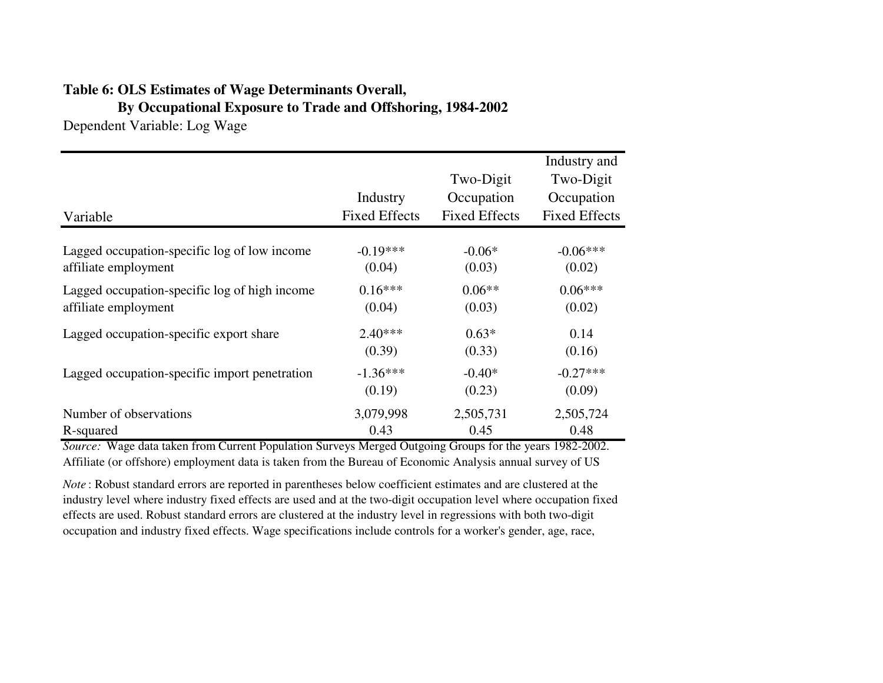**Table 6: OLS Estimates of Wage Determinants Overall,**
**By Occupational Exposure to Trade and Offshoring, 1984-2002**

Dependent Variable: Log Wage

| Variable | Industry Fixed Effects | Two-Digit Occupation Fixed Effects | Industry and Two-Digit Occupation Fixed Effects |
|---|---|---|---|
| Lagged occupation-specific log of low income affiliate employment | -0.19*** | -0.06* | -0.06*** |
| | (0.04) | (0.03) | (0.02) |
| Lagged occupation-specific log of high income affiliate employment | 0.16*** | 0.06** | 0.06*** |
| | (0.04) | (0.03) | (0.02) |
| Lagged occupation-specific export share | 2.40*** | 0.63* | 0.14 |
| | (0.39) | (0.33) | (0.16) |
| Lagged occupation-specific import penetration | -1.36*** | -0.40* | -0.27*** |
| | (0.19) | (0.23) | (0.09) |
| Number of observations | 3,079,998 | 2,505,731 | 2,505,724 |
| R-squared | 0.43 | 0.45 | 0.48 |

*Source:* Wage data taken from Current Population Surveys Merged Outgoing Groups for the years 1982-2002. Affiliate (or offshore) employment data is taken from the Bureau of Economic Analysis annual survey of US

*Note* : Robust standard errors are reported in parentheses below coefficient estimates and are clustered at the industry level where industry fixed effects are used and at the two-digit occupation level where occupation fixed effects are used. Robust standard errors are clustered at the industry level in regressions with both two-digit occupation and industry fixed effects. Wage specifications include controls for a worker's gender, age, race,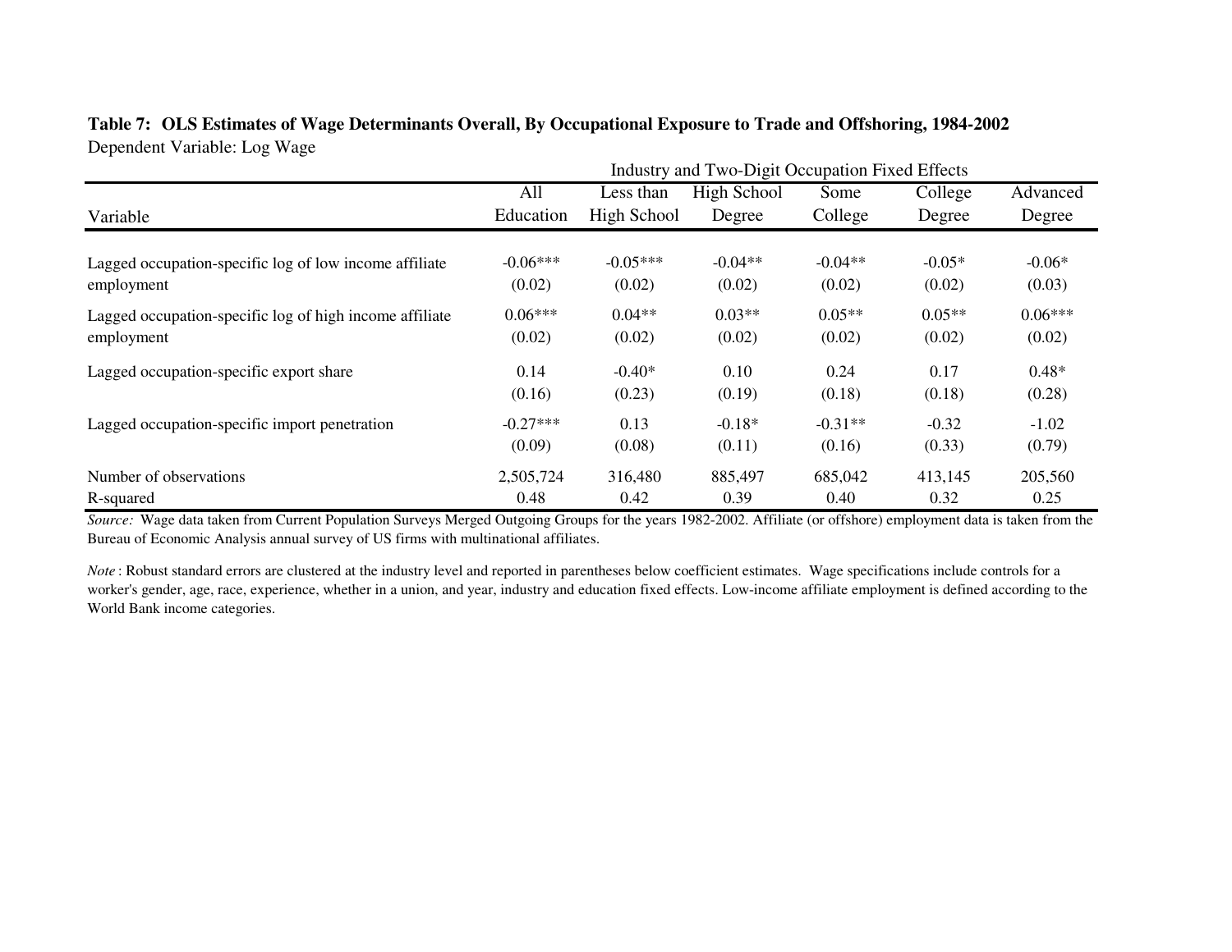**Table 7: OLS Estimates of Wage Determinants Overall, By Occupational Exposure to Trade and Offshoring, 1984-2002**

Dependent Variable: Log Wage

| | Industry and Two-Digit Occupation Fixed Effects | | | | | |
|---|---|---|---|---|---|---|
| Variable | All Education | Less than High School | High School Degree | Some College | College Degree | Advanced Degree |
| Lagged occupation-specific log of low income affiliate employment | -0.06*** | -0.05*** | -0.04** | -0.04** | -0.05* | -0.06* |
| | (0.02) | (0.02) | (0.02) | (0.02) | (0.02) | (0.03) |
| Lagged occupation-specific log of high income affiliate employment | 0.06*** | 0.04** | 0.03** | 0.05** | 0.05** | 0.06*** |
| | (0.02) | (0.02) | (0.02) | (0.02) | (0.02) | (0.02) |
| Lagged occupation-specific export share | 0.14 | -0.40* | 0.10 | 0.24 | 0.17 | 0.48* |
| | (0.16) | (0.23) | (0.19) | (0.18) | (0.18) | (0.28) |
| Lagged occupation-specific import penetration | -0.27*** | 0.13 | -0.18* | -0.31** | -0.32 | -1.02 |
| | (0.09) | (0.08) | (0.11) | (0.16) | (0.33) | (0.79) |
| Number of observations | 2,505,724 | 316,480 | 885,497 | 685,042 | 413,145 | 205,560 |
| R-squared | 0.48 | 0.42 | 0.39 | 0.40 | 0.32 | 0.25 |

*Source:* Wage data taken from Current Population Surveys Merged Outgoing Groups for the years 1982-2002. Affiliate (or offshore) employment data is taken from the Bureau of Economic Analysis annual survey of US firms with multinational affiliates.

*Note* : Robust standard errors are clustered at the industry level and reported in parentheses below coefficient estimates. Wage specifications include controls for a worker's gender, age, race, experience, whether in a union, and year, industry and education fixed effects. Low-income affiliate employment is defined according to the World Bank income categories.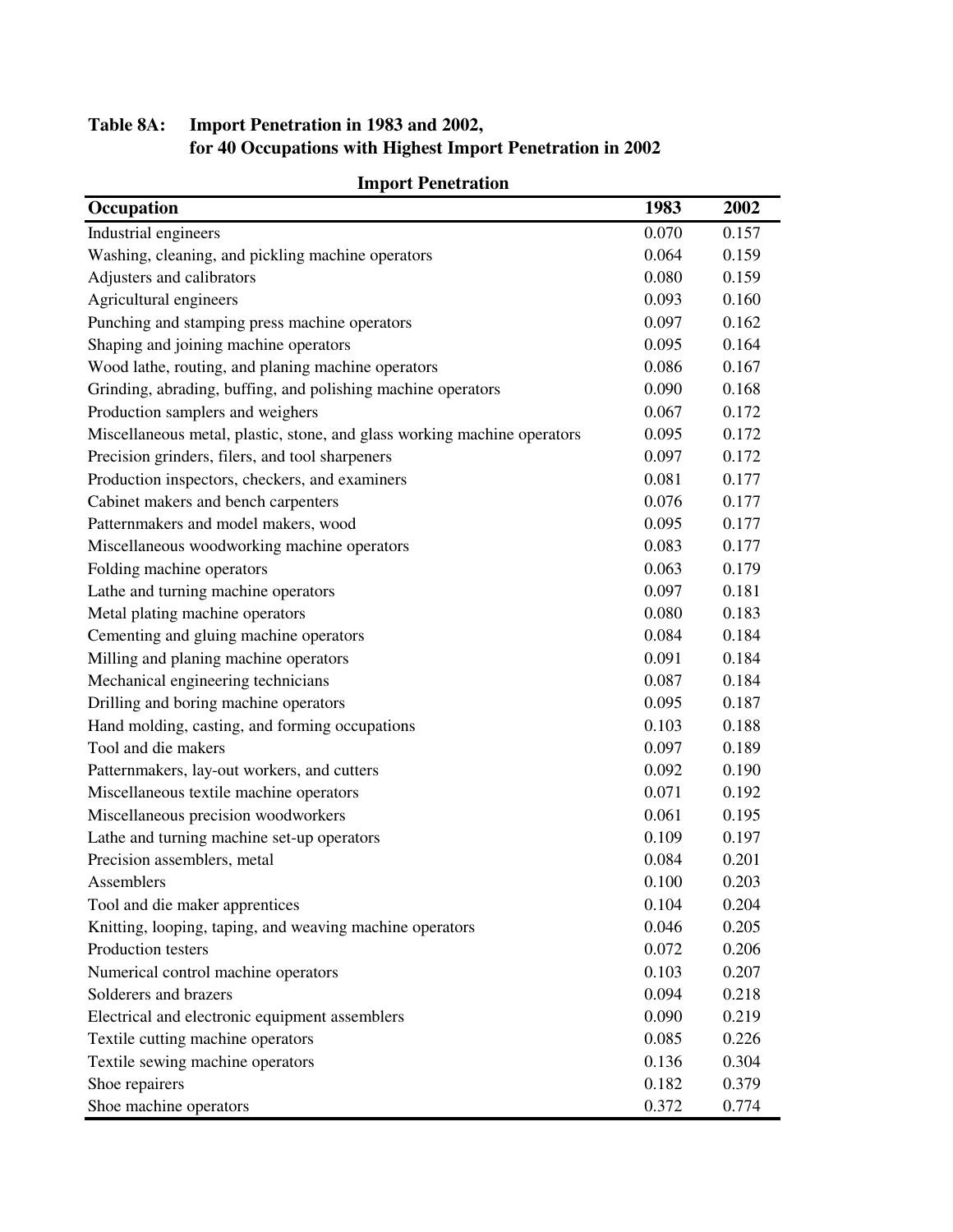**Table 8A: Import Penetration in 1983 and 2002, for 40 Occupations with Highest Import Penetration in 2002**

| | Import Penetration | |
|---|---|---|
| **Occupation** | **1983** | **2002** |
| Industrial engineers | 0.070 | 0.157 |
| Washing, cleaning, and pickling machine operators | 0.064 | 0.159 |
| Adjusters and calibrators | 0.080 | 0.159 |
| Agricultural engineers | 0.093 | 0.160 |
| Punching and stamping press machine operators | 0.097 | 0.162 |
| Shaping and joining machine operators | 0.095 | 0.164 |
| Wood lathe, routing, and planing machine operators | 0.086 | 0.167 |
| Grinding, abrading, buffing, and polishing machine operators | 0.090 | 0.168 |
| Production samplers and weighers | 0.067 | 0.172 |
| Miscellaneous metal, plastic, stone, and glass working machine operators | 0.095 | 0.172 |
| Precision grinders, filers, and tool sharpeners | 0.097 | 0.172 |
| Production inspectors, checkers, and examiners | 0.081 | 0.177 |
| Cabinet makers and bench carpenters | 0.076 | 0.177 |
| Patternmakers and model makers, wood | 0.095 | 0.177 |
| Miscellaneous woodworking machine operators | 0.083 | 0.177 |
| Folding machine operators | 0.063 | 0.179 |
| Lathe and turning machine operators | 0.097 | 0.181 |
| Metal plating machine operators | 0.080 | 0.183 |
| Cementing and gluing machine operators | 0.084 | 0.184 |
| Milling and planing machine operators | 0.091 | 0.184 |
| Mechanical engineering technicians | 0.087 | 0.184 |
| Drilling and boring machine operators | 0.095 | 0.187 |
| Hand molding, casting, and forming occupations | 0.103 | 0.188 |
| Tool and die makers | 0.097 | 0.189 |
| Patternmakers, lay-out workers, and cutters | 0.092 | 0.190 |
| Miscellaneous textile machine operators | 0.071 | 0.192 |
| Miscellaneous precision woodworkers | 0.061 | 0.195 |
| Lathe and turning machine set-up operators | 0.109 | 0.197 |
| Precision assemblers, metal | 0.084 | 0.201 |
| Assemblers | 0.100 | 0.203 |
| Tool and die maker apprentices | 0.104 | 0.204 |
| Knitting, looping, taping, and weaving machine operators | 0.046 | 0.205 |
| Production testers | 0.072 | 0.206 |
| Numerical control machine operators | 0.103 | 0.207 |
| Solderers and brazers | 0.094 | 0.218 |
| Electrical and electronic equipment assemblers | 0.090 | 0.219 |
| Textile cutting machine operators | 0.085 | 0.226 |
| Textile sewing machine operators | 0.136 | 0.304 |
| Shoe repairers | 0.182 | 0.379 |
| Shoe machine operators | 0.372 | 0.774 |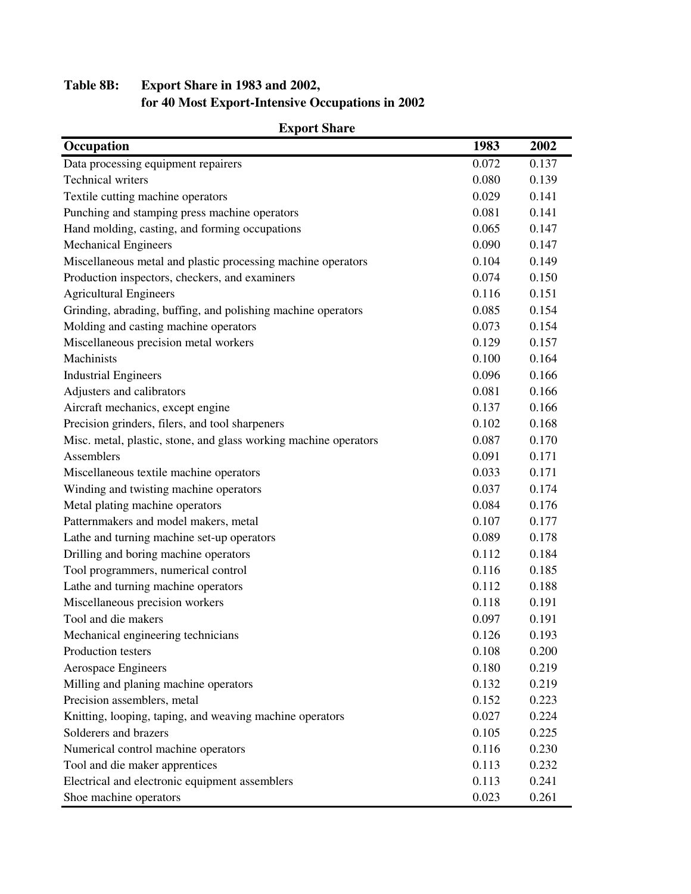**Table 8B: Export Share in 1983 and 2002, for 40 Most Export-Intensive Occupations in 2002**

| | Export Share | |
|---|---|---|
| **Occupation** | **1983** | **2002** |
| Data processing equipment repairers | 0.072 | 0.137 |
| Technical writers | 0.080 | 0.139 |
| Textile cutting machine operators | 0.029 | 0.141 |
| Punching and stamping press machine operators | 0.081 | 0.141 |
| Hand molding, casting, and forming occupations | 0.065 | 0.147 |
| Mechanical Engineers | 0.090 | 0.147 |
| Miscellaneous metal and plastic processing machine operators | 0.104 | 0.149 |
| Production inspectors, checkers, and examiners | 0.074 | 0.150 |
| Agricultural Engineers | 0.116 | 0.151 |
| Grinding, abrading, buffing, and polishing machine operators | 0.085 | 0.154 |
| Molding and casting machine operators | 0.073 | 0.154 |
| Miscellaneous precision metal workers | 0.129 | 0.157 |
| Machinists | 0.100 | 0.164 |
| Industrial Engineers | 0.096 | 0.166 |
| Adjusters and calibrators | 0.081 | 0.166 |
| Aircraft mechanics, except engine | 0.137 | 0.166 |
| Precision grinders, filers, and tool sharpeners | 0.102 | 0.168 |
| Misc. metal, plastic, stone, and glass working machine operators | 0.087 | 0.170 |
| Assemblers | 0.091 | 0.171 |
| Miscellaneous textile machine operators | 0.033 | 0.171 |
| Winding and twisting machine operators | 0.037 | 0.174 |
| Metal plating machine operators | 0.084 | 0.176 |
| Patternmakers and model makers, metal | 0.107 | 0.177 |
| Lathe and turning machine set-up operators | 0.089 | 0.178 |
| Drilling and boring machine operators | 0.112 | 0.184 |
| Tool programmers, numerical control | 0.116 | 0.185 |
| Lathe and turning machine operators | 0.112 | 0.188 |
| Miscellaneous precision workers | 0.118 | 0.191 |
| Tool and die makers | 0.097 | 0.191 |
| Mechanical engineering technicians | 0.126 | 0.193 |
| Production testers | 0.108 | 0.200 |
| Aerospace Engineers | 0.180 | 0.219 |
| Milling and planing machine operators | 0.132 | 0.219 |
| Precision assemblers, metal | 0.152 | 0.223 |
| Knitting, looping, taping, and weaving machine operators | 0.027 | 0.224 |
| Solderers and brazers | 0.105 | 0.225 |
| Numerical control machine operators | 0.116 | 0.230 |
| Tool and die maker apprentices | 0.113 | 0.232 |
| Electrical and electronic equipment assemblers | 0.113 | 0.241 |
| Shoe machine operators | 0.023 | 0.261 |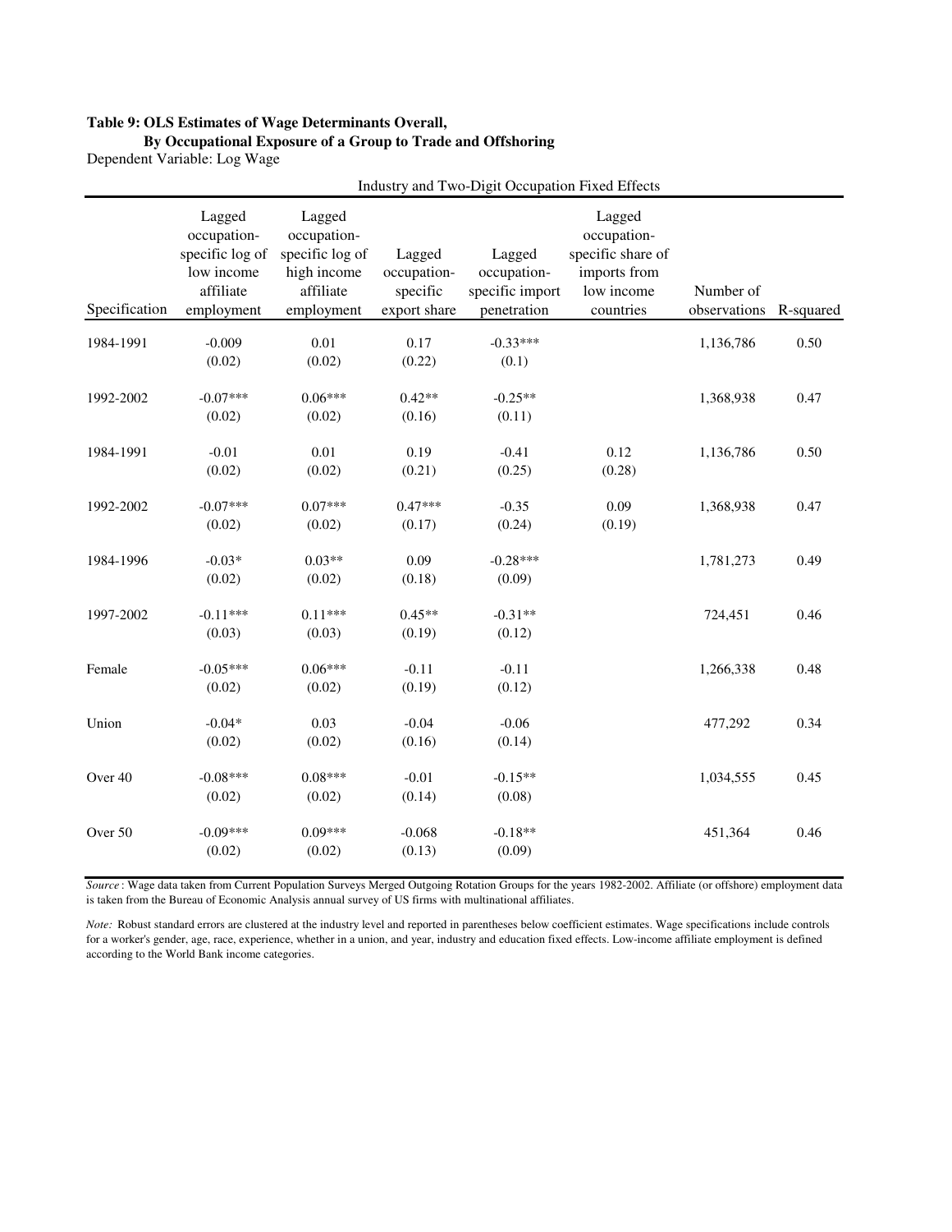**Table 9: OLS Estimates of Wage Determinants Overall, By Occupational Exposure of a Group to Trade and Offshoring**

Dependent Variable: Log Wage

| | Industry and Two-Digit Occupation Fixed Effects | | | | | | |
|---|---|---|---|---|---|---|---|
| Specification | Lagged occupation-specific log of low income affiliate employment | Lagged occupation-specific log of high income affiliate employment | Lagged occupation-specific export share | Lagged occupation-specific import penetration | Lagged occupation-specific share of imports from low income countries | Number of observations | R-squared |
| 1984-1991 | -0.009 | 0.01 | 0.17 | -0.33*** | | 1,136,786 | 0.50 |
| | (0.02) | (0.02) | (0.22) | (0.1) | | | |
| 1992-2002 | -0.07*** | 0.06*** | 0.42** | -0.25** | | 1,368,938 | 0.47 |
| | (0.02) | (0.02) | (0.16) | (0.11) | | | |
| 1984-1991 | -0.01 | 0.01 | 0.19 | -0.41 | 0.12 | 1,136,786 | 0.50 |
| | (0.02) | (0.02) | (0.21) | (0.25) | (0.28) | | |
| 1992-2002 | -0.07*** | 0.07*** | 0.47*** | -0.35 | 0.09 | 1,368,938 | 0.47 |
| | (0.02) | (0.02) | (0.17) | (0.24) | (0.19) | | |
| 1984-1996 | -0.03* | 0.03** | 0.09 | -0.28*** | | 1,781,273 | 0.49 |
| | (0.02) | (0.02) | (0.18) | (0.09) | | | |
| 1997-2002 | -0.11*** | 0.11*** | 0.45** | -0.31** | | 724,451 | 0.46 |
| | (0.03) | (0.03) | (0.19) | (0.12) | | | |
| Female | -0.05*** | 0.06*** | -0.11 | -0.11 | | 1,266,338 | 0.48 |
| | (0.02) | (0.02) | (0.19) | (0.12) | | | |
| Union | -0.04* | 0.03 | -0.04 | -0.06 | | 477,292 | 0.34 |
| | (0.02) | (0.02) | (0.16) | (0.14) | | | |
| Over 40 | -0.08*** | 0.08*** | -0.01 | -0.15** | | 1,034,555 | 0.45 |
| | (0.02) | (0.02) | (0.14) | (0.08) | | | |
| Over 50 | -0.09*** | 0.09*** | -0.068 | -0.18** | | 451,364 | 0.46 |
| | (0.02) | (0.02) | (0.13) | (0.09) | | | |

*Source*: Wage data taken from Current Population Surveys Merged Outgoing Rotation Groups for the years 1982-2002. Affiliate (or offshore) employment data is taken from the Bureau of Economic Analysis annual survey of US firms with multinational affiliates.

*Note:* Robust standard errors are clustered at the industry level and reported in parentheses below coefficient estimates. Wage specifications include controls for a worker's gender, age, race, experience, whether in a union, and year, industry and education fixed effects. Low-income affiliate employment is defined according to the World Bank income categories.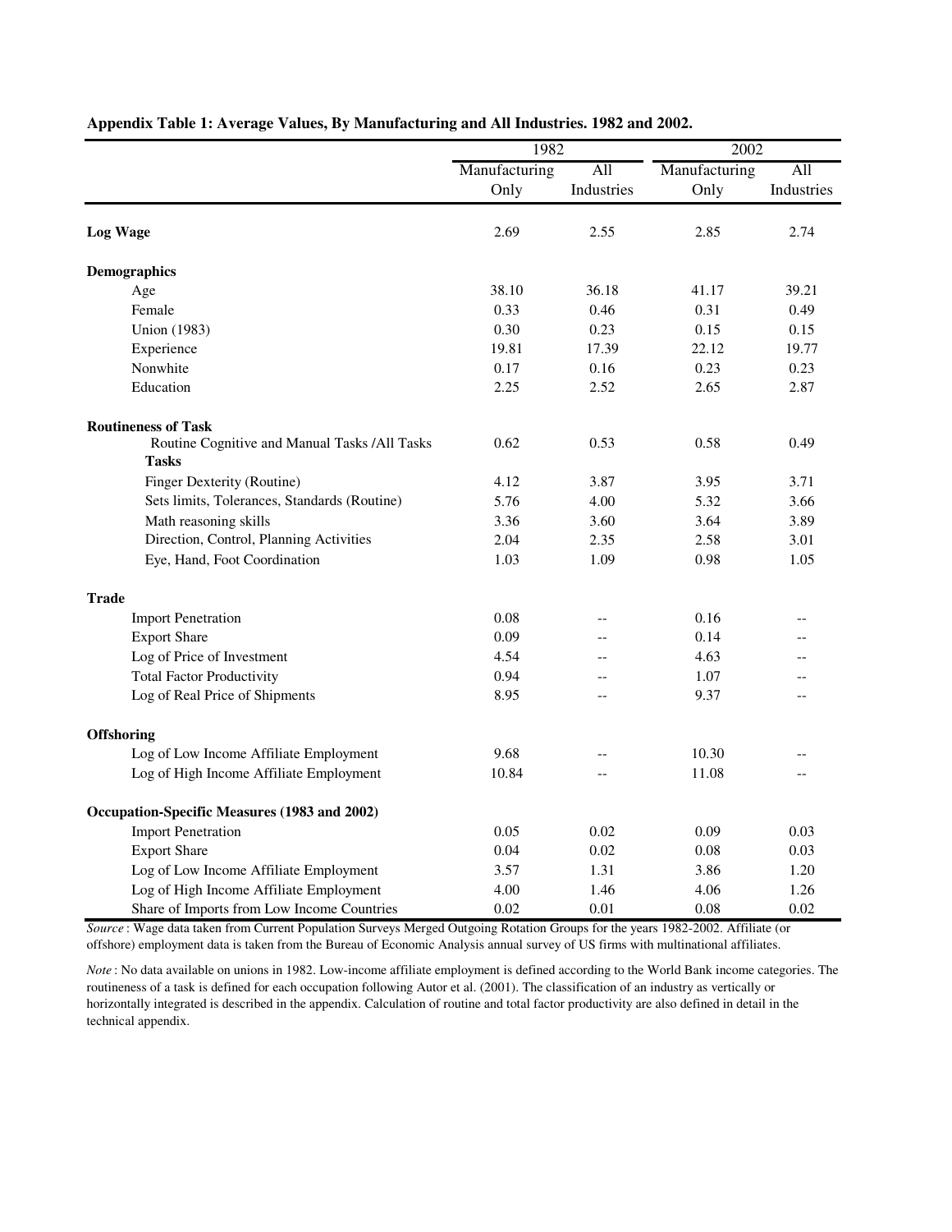**Appendix Table 1: Average Values, By Manufacturing and All Industries. 1982 and 2002.**

| | 1982 | | 2002 | |
|---|---|---|---|---|
| | Manufacturing Only | All Industries | Manufacturing Only | All Industries |
| **Log Wage** | 2.69 | 2.55 | 2.85 | 2.74 |
| **Demographics** | | | | |
| Age | 38.10 | 36.18 | 41.17 | 39.21 |
| Female | 0.33 | 0.46 | 0.31 | 0.49 |
| Union (1983) | 0.30 | 0.23 | 0.15 | 0.15 |
| Experience | 19.81 | 17.39 | 22.12 | 19.77 |
| Nonwhite | 0.17 | 0.16 | 0.23 | 0.23 |
| Education | 2.25 | 2.52 | 2.65 | 2.87 |
| **Routineness of Task** | | | | |
| Routine Cognitive and Manual Tasks /All Tasks | 0.62 | 0.53 | 0.58 | 0.49 |
| **Tasks** | | | | |
| Finger Dexterity (Routine) | 4.12 | 3.87 | 3.95 | 3.71 |
| Sets limits, Tolerances, Standards (Routine) | 5.76 | 4.00 | 5.32 | 3.66 |
| Math reasoning skills | 3.36 | 3.60 | 3.64 | 3.89 |
| Direction, Control, Planning Activities | 2.04 | 2.35 | 2.58 | 3.01 |
| Eye, Hand, Foot Coordination | 1.03 | 1.09 | 0.98 | 1.05 |
| **Trade** | | | | |
| Import Penetration | 0.08 | -- | 0.16 | -- |
| Export Share | 0.09 | -- | 0.14 | -- |
| Log of Price of Investment | 4.54 | -- | 4.63 | -- |
| Total Factor Productivity | 0.94 | -- | 1.07 | -- |
| Log of Real Price of Shipments | 8.95 | -- | 9.37 | -- |
| **Offshoring** | | | | |
| Log of Low Income Affiliate Employment | 9.68 | -- | 10.30 | -- |
| Log of High Income Affiliate Employment | 10.84 | -- | 11.08 | -- |
| **Occupation-Specific Measures (1983 and 2002)** | | | | |
| Import Penetration | 0.05 | 0.02 | 0.09 | 0.03 |
| Export Share | 0.04 | 0.02 | 0.08 | 0.03 |
| Log of Low Income Affiliate Employment | 3.57 | 1.31 | 3.86 | 1.20 |
| Log of High Income Affiliate Employment | 4.00 | 1.46 | 4.06 | 1.26 |
| Share of Imports from Low Income Countries | 0.02 | 0.01 | 0.08 | 0.02 |

*Source* : Wage data taken from Current Population Surveys Merged Outgoing Rotation Groups for the years 1982-2002. Affiliate (or offshore) employment data is taken from the Bureau of Economic Analysis annual survey of US firms with multinational affiliates.

*Note* : No data available on unions in 1982. Low-income affiliate employment is defined according to the World Bank income categories. The routineness of a task is defined for each occupation following Autor et al. (2001). The classification of an industry as vertically or horizontally integrated is described in the appendix. Calculation of routine and total factor productivity are also defined in detail in the technical appendix.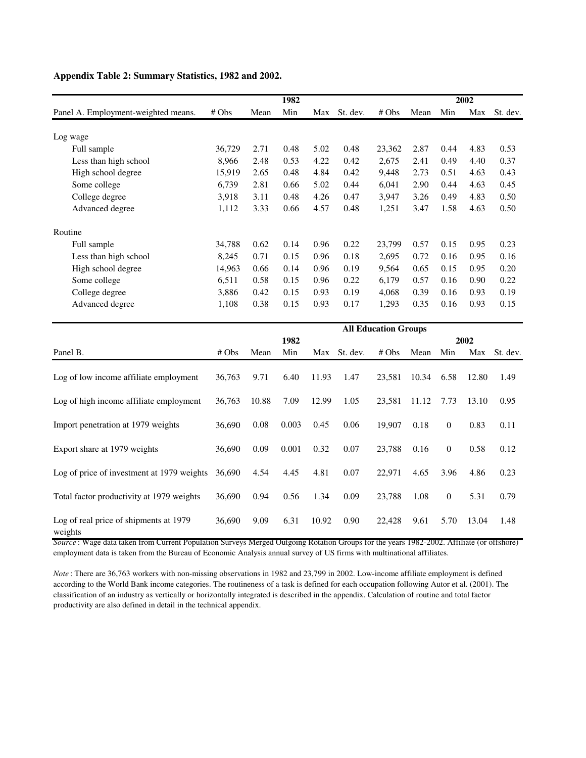**Appendix Table 2: Summary Statistics, 1982 and 2002.**

| Panel A. Employment-weighted means. | # Obs | Mean | 1982 Min | Max | St. dev. | # Obs | Mean | 2002 Min | Max | St. dev. |
|---|---|---|---|---|---|---|---|---|---|---|
| Log wage | | | | | | | | | | |
| Full sample | 36,729 | 2.71 | 0.48 | 5.02 | 0.48 | 23,362 | 2.87 | 0.44 | 4.83 | 0.53 |
| Less than high school | 8,966 | 2.48 | 0.53 | 4.22 | 0.42 | 2,675 | 2.41 | 0.49 | 4.40 | 0.37 |
| High school degree | 15,919 | 2.65 | 0.48 | 4.84 | 0.42 | 9,448 | 2.73 | 0.51 | 4.63 | 0.43 |
| Some college | 6,739 | 2.81 | 0.66 | 5.02 | 0.44 | 6,041 | 2.90 | 0.44 | 4.63 | 0.45 |
| College degree | 3,918 | 3.11 | 0.48 | 4.26 | 0.47 | 3,947 | 3.26 | 0.49 | 4.83 | 0.50 |
| Advanced degree | 1,112 | 3.33 | 0.66 | 4.57 | 0.48 | 1,251 | 3.47 | 1.58 | 4.63 | 0.50 |
| Routine | | | | | | | | | | |
| Full sample | 34,788 | 0.62 | 0.14 | 0.96 | 0.22 | 23,799 | 0.57 | 0.15 | 0.95 | 0.23 |
| Less than high school | 8,245 | 0.71 | 0.15 | 0.96 | 0.18 | 2,695 | 0.72 | 0.16 | 0.95 | 0.16 |
| High school degree | 14,963 | 0.66 | 0.14 | 0.96 | 0.19 | 9,564 | 0.65 | 0.15 | 0.95 | 0.20 |
| Some college | 6,511 | 0.58 | 0.15 | 0.96 | 0.22 | 6,179 | 0.57 | 0.16 | 0.90 | 0.22 |
| College degree | 3,886 | 0.42 | 0.15 | 0.93 | 0.19 | 4,068 | 0.39 | 0.16 | 0.93 | 0.19 |
| Advanced degree | 1,108 | 0.38 | 0.15 | 0.93 | 0.17 | 1,293 | 0.35 | 0.16 | 0.93 | 0.15 |

| | All Education Groups | | | | | | | | | |
|---|---|---|---|---|---|---|---|---|---|---|
| Panel B. | # Obs | Mean | 1982 Min | Max | St. dev. | # Obs | Mean | 2002 Min | Max | St. dev. |
| Log of low income affiliate employment | 36,763 | 9.71 | 6.40 | 11.93 | 1.47 | 23,581 | 10.34 | 6.58 | 12.80 | 1.49 |
| Log of high income affiliate employment | 36,763 | 10.88 | 7.09 | 12.99 | 1.05 | 23,581 | 11.12 | 7.73 | 13.10 | 0.95 |
| Import penetration at 1979 weights | 36,690 | 0.08 | 0.003 | 0.45 | 0.06 | 19,907 | 0.18 | 0 | 0.83 | 0.11 |
| Export share at 1979 weights | 36,690 | 0.09 | 0.001 | 0.32 | 0.07 | 23,788 | 0.16 | 0 | 0.58 | 0.12 |
| Log of price of investment at 1979 weights | 36,690 | 4.54 | 4.45 | 4.81 | 0.07 | 22,971 | 4.65 | 3.96 | 4.86 | 0.23 |
| Total factor productivity at 1979 weights | 36,690 | 0.94 | 0.56 | 1.34 | 0.09 | 23,788 | 1.08 | 0 | 5.31 | 0.79 |
| Log of real price of shipments at 1979 weights | 36,690 | 9.09 | 6.31 | 10.92 | 0.90 | 22,428 | 9.61 | 5.70 | 13.04 | 1.48 |

*Source* : Wage data taken from Current Population Surveys Merged Outgoing Rotation Groups for the years 1982-2002. Affiliate (or offshore) employment data is taken from the Bureau of Economic Analysis annual survey of US firms with multinational affiliates.

*Note* : There are 36,763 workers with non-missing observations in 1982 and 23,799 in 2002. Low-income affiliate employment is defined according to the World Bank income categories. The routineness of a task is defined for each occupation following Autor et al. (2001). The classification of an industry as vertically or horizontally integrated is described in the appendix. Calculation of routine and total factor productivity are also defined in detail in the technical appendix.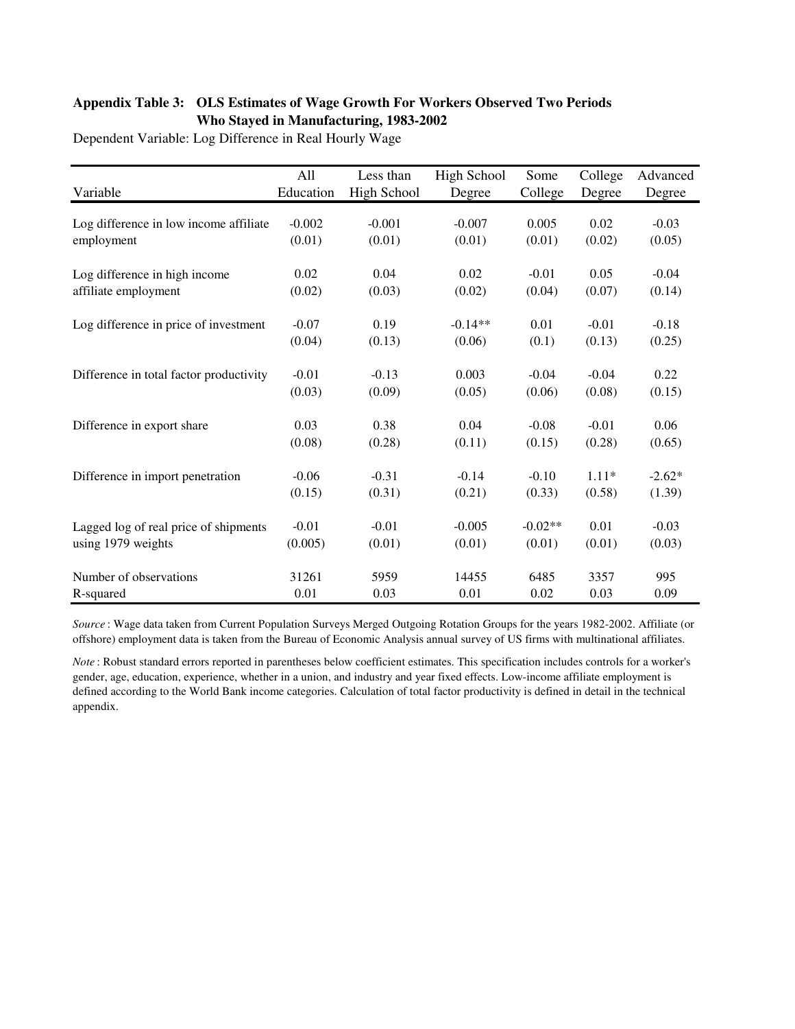**Appendix Table 3: OLS Estimates of Wage Growth For Workers Observed Two Periods Who Stayed in Manufacturing, 1983-2002**

Dependent Variable: Log Difference in Real Hourly Wage

| Variable | All Education | Less than High School | High School Degree | Some College | College Degree | Advanced Degree |
|---|---|---|---|---|---|---|
| Log difference in low income affiliate employment | -0.002 | -0.001 | -0.007 | 0.005 | 0.02 | -0.03 |
| | (0.01) | (0.01) | (0.01) | (0.01) | (0.02) | (0.05) |
| Log difference in high income affiliate employment | 0.02 | 0.04 | 0.02 | -0.01 | 0.05 | -0.04 |
| | (0.02) | (0.03) | (0.02) | (0.04) | (0.07) | (0.14) |
| Log difference in price of investment | -0.07 | 0.19 | -0.14** | 0.01 | -0.01 | -0.18 |
| | (0.04) | (0.13) | (0.06) | (0.1) | (0.13) | (0.25) |
| Difference in total factor productivity | -0.01 | -0.13 | 0.003 | -0.04 | -0.04 | 0.22 |
| | (0.03) | (0.09) | (0.05) | (0.06) | (0.08) | (0.15) |
| Difference in export share | 0.03 | 0.38 | 0.04 | -0.08 | -0.01 | 0.06 |
| | (0.08) | (0.28) | (0.11) | (0.15) | (0.28) | (0.65) |
| Difference in import penetration | -0.06 | -0.31 | -0.14 | -0.10 | 1.11* | -2.62* |
| | (0.15) | (0.31) | (0.21) | (0.33) | (0.58) | (1.39) |
| Lagged log of real price of shipments using 1979 weights | -0.01 | -0.01 | -0.005 | -0.02** | 0.01 | -0.03 |
| | (0.005) | (0.01) | (0.01) | (0.01) | (0.01) | (0.03) |
| Number of observations | 31261 | 5959 | 14455 | 6485 | 3357 | 995 |
| R-squared | 0.01 | 0.03 | 0.01 | 0.02 | 0.03 | 0.09 |

*Source* : Wage data taken from Current Population Surveys Merged Outgoing Rotation Groups for the years 1982-2002. Affiliate (or offshore) employment data is taken from the Bureau of Economic Analysis annual survey of US firms with multinational affiliates.

*Note* : Robust standard errors reported in parentheses below coefficient estimates. This specification includes controls for a worker's gender, age, education, experience, whether in a union, and industry and year fixed effects. Low-income affiliate employment is defined according to the World Bank income categories. Calculation of total factor productivity is defined in detail in the technical appendix.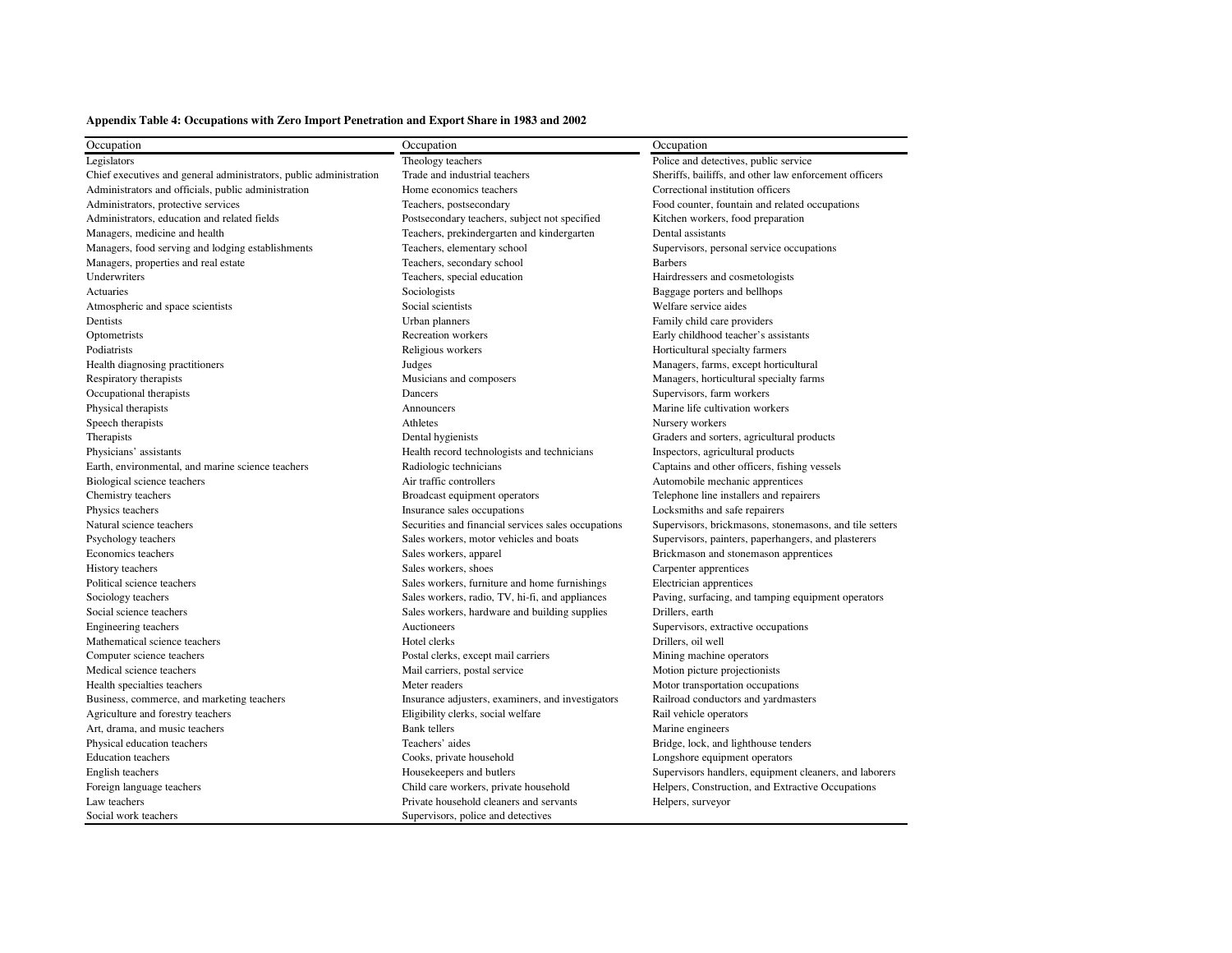**Appendix Table 4: Occupations with Zero Import Penetration and Export Share in 1983 and 2002**

| Occupation | Occupation | Occupation |
|---|---|---|
| Legislators | Theology teachers | Police and detectives, public service |
| Chief executives and general administrators, public administration | Trade and industrial teachers | Sheriffs, bailiffs, and other law enforcement officers |
| Administrators and officials, public administration | Home economics teachers | Correctional institution officers |
| Administrators, protective services | Teachers, postsecondary | Food counter, fountain and related occupations |
| Administrators, education and related fields | Postsecondary teachers, subject not specified | Kitchen workers, food preparation |
| Managers, medicine and health | Teachers, prekindergarten and kindergarten | Dental assistants |
| Managers, food serving and lodging establishments | Teachers, elementary school | Supervisors, personal service occupations |
| Managers, properties and real estate | Teachers, secondary school | Barbers |
| Underwriters | Teachers, special education | Hairdressers and cosmetologists |
| Actuaries | Sociologists | Baggage porters and bellhops |
| Atmospheric and space scientists | Social scientists | Welfare service aides |
| Dentists | Urban planners | Family child care providers |
| Optometrists | Recreation workers | Early childhood teacher's assistants |
| Podiatrists | Religious workers | Horticultural specialty farmers |
| Health diagnosing practitioners | Judges | Managers, farms, except horticultural |
| Respiratory therapists | Musicians and composers | Managers, horticultural specialty farms |
| Occupational therapists | Dancers | Supervisors, farm workers |
| Physical therapists | Announcers | Marine life cultivation workers |
| Speech therapists | Athletes | Nursery workers |
| Therapists | Dental hygienists | Graders and sorters, agricultural products |
| Physicians' assistants | Health record technologists and technicians | Inspectors, agricultural products |
| Earth, environmental, and marine science teachers | Radiologic technicians | Captains and other officers, fishing vessels |
| Biological science teachers | Air traffic controllers | Automobile mechanic apprentices |
| Chemistry teachers | Broadcast equipment operators | Telephone line installers and repairers |
| Physics teachers | Insurance sales occupations | Locksmiths and safe repairers |
| Natural science teachers | Securities and financial services sales occupations | Supervisors, brickmasons, stonemasons, and tile setters |
| Psychology teachers | Sales workers, motor vehicles and boats | Supervisors, painters, paperhangers, and plasterers |
| Economics teachers | Sales workers, apparel | Brickmason and stonemason apprentices |
| History teachers | Sales workers, shoes | Carpenter apprentices |
| Political science teachers | Sales workers, furniture and home furnishings | Electrician apprentices |
| Sociology teachers | Sales workers, radio, TV, hi-fi, and appliances | Paving, surfacing, and tamping equipment operators |
| Social science teachers | Sales workers, hardware and building supplies | Drillers, earth |
| Engineering teachers | Auctioneers | Supervisors, extractive occupations |
| Mathematical science teachers | Hotel clerks | Drillers, oil well |
| Computer science teachers | Postal clerks, except mail carriers | Mining machine operators |
| Medical science teachers | Mail carriers, postal service | Motion picture projectionists |
| Health specialties teachers | Meter readers | Motor transportation occupations |
| Business, commerce, and marketing teachers | Insurance adjusters, examiners, and investigators | Railroad conductors and yardmasters |
| Agriculture and forestry teachers | Eligibility clerks, social welfare | Rail vehicle operators |
| Art, drama, and music teachers | Bank tellers | Marine engineers |
| Physical education teachers | Teachers' aides | Bridge, lock, and lighthouse tenders |
| Education teachers | Cooks, private household | Longshore equipment operators |
| English teachers | Housekeepers and butlers | Supervisors handlers, equipment cleaners, and laborers |
| Foreign language teachers | Child care workers, private household | Helpers, Construction, and Extractive Occupations |
| Law teachers | Private household cleaners and servants | Helpers, surveyor |
| Social work teachers | Supervisors, police and detectives | |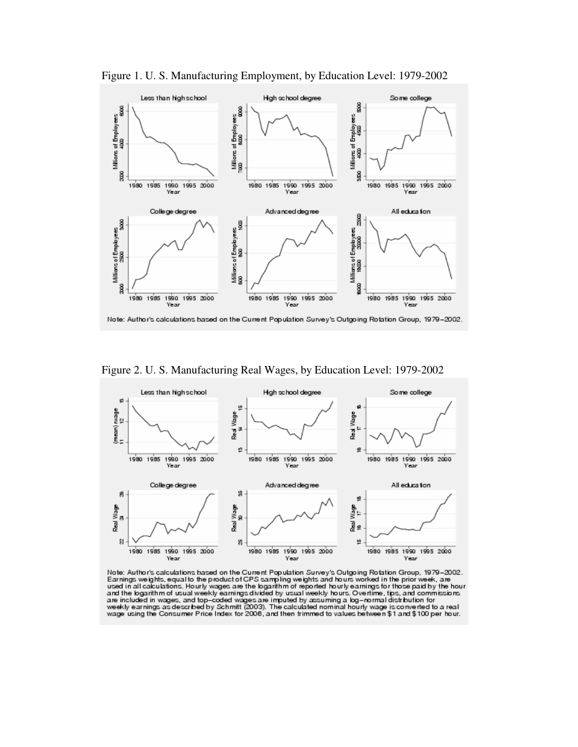Figure 1. U. S. Manufacturing Employment, by Education Level: 1979-2002

Note: Author's calculations based on the Current Population Survey's Outgoing Rotation Group, 1979–2002.

Figure 2. U. S. Manufacturing Real Wages, by Education Level: 1979-2002

Note: Author's calculations based on the Current Population Survey's Outgoing Rotation Group, 1979–2002. Earnings weights, equal to the product of CPS sampling weights and hours worked in the prior week, are used in all calculations. Hourly wages are the logarithm of reported hourly earnings for those paid by the hour and the logarithm of usual weekly earnings divided by usual weekly hours. Overtime, tips, and commissions are included in wages, and top-coded wages are imputed by assuming a log-normal distribution for weekly earnings as described by Schmitt (2003). The calculated nominal hourly wage is converted to a real wage using the Consumer Price Index for 2006, and then trimmed to values between $1 and $100 per hour.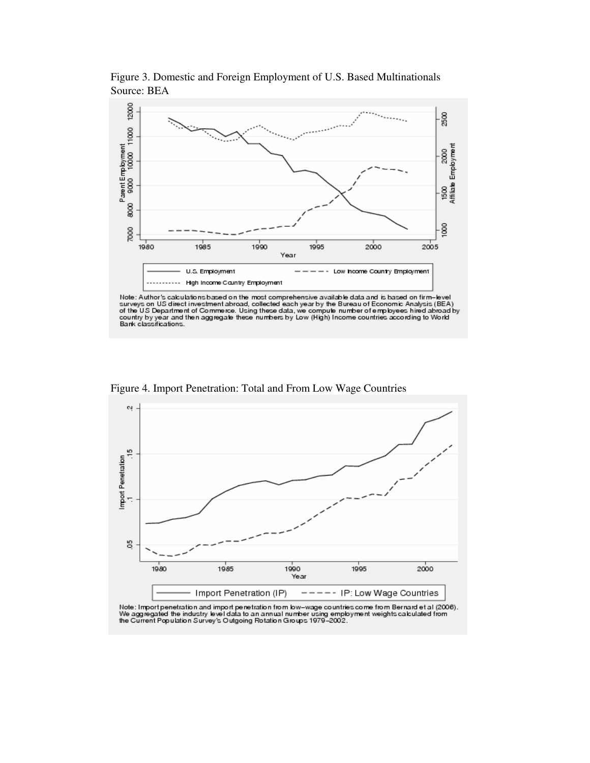Figure 3. Domestic and Foreign Employment of U.S. Based Multinationals
Source: BEA

Note: Author's calculations based on the most comprehensive available data and is based on firm-level surveys on US direct investment abroad, collected each year by the Bureau of Economic Analysis (BEA) of the US Department of Commerce. Using these data, we compute number of employees hired abroad by country by year and then aggregate these numbers by Low (High) Income countries according to World Bank classifications.

Figure 4. Import Penetration: Total and From Low Wage Countries

Note: Import penetration and import penetration from low-wage countries come from Bernard et al (2006). We aggregated the industry level data to an annual number using employment weights calculated from the Current Population Survey's Outgoing Rotation Groups 1979-2002.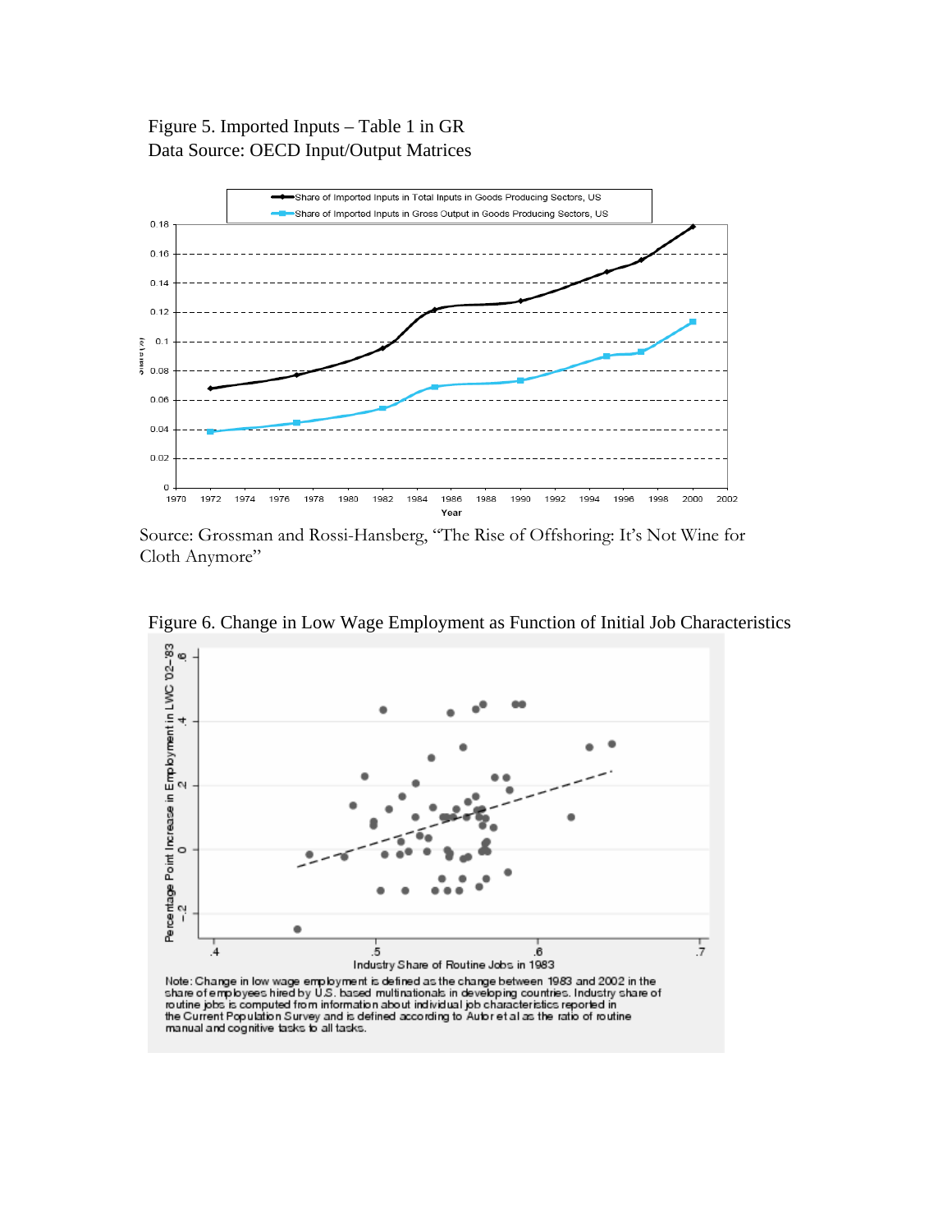Figure 5. Imported Inputs – Table 1 in GR
Data Source: OECD Input/Output Matrices

Source: Grossman and Rossi-Hansberg, "The Rise of Offshoring: It's Not Wine for Cloth Anymore"

Figure 6. Change in Low Wage Employment as Function of Initial Job Characteristics

Note: Change in low wage employment is defined as the change between 1983 and 2002 in the share of employees hired by U.S. based multinationals in developing countries. Industry share of routine jobs is computed from information about individual job characteristics reported in the Current Population Survey and is defined according to Autor et al as the ratio of routine manual and cognitive tasks to all tasks.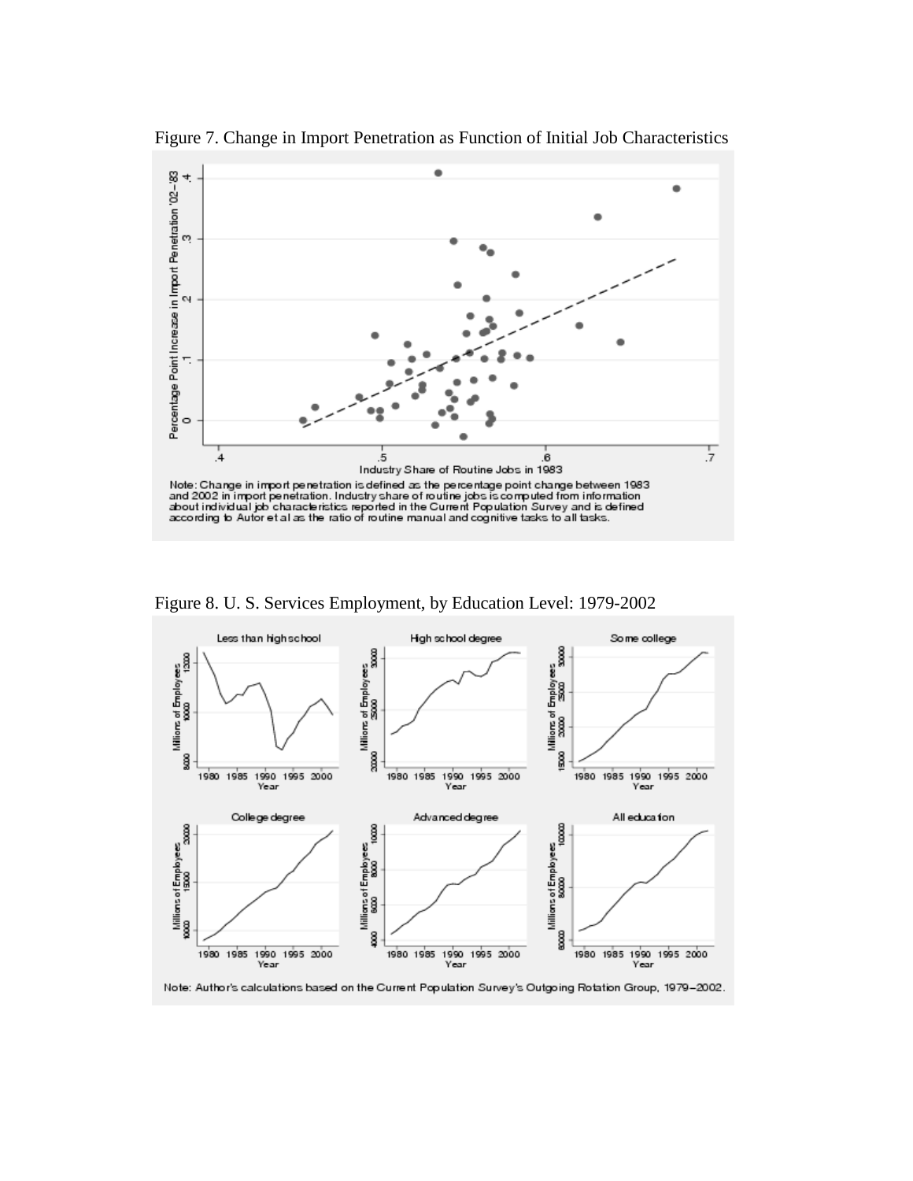Figure 7. Change in Import Penetration as Function of Initial Job Characteristics

Note: Change in import penetration is defined as the percentage point change between 1983 and 2002 in import penetration. Industry share of routine jobs is computed from information about individual job characteristics reported in the Current Population Survey and is defined according to Autor et al as the ratio of routine manual and cognitive tasks to all tasks.

Figure 8. U. S. Services Employment, by Education Level: 1979-2002

Note: Author's calculations based on the Current Population Survey's Outgoing Rotation Group, 1979–2002.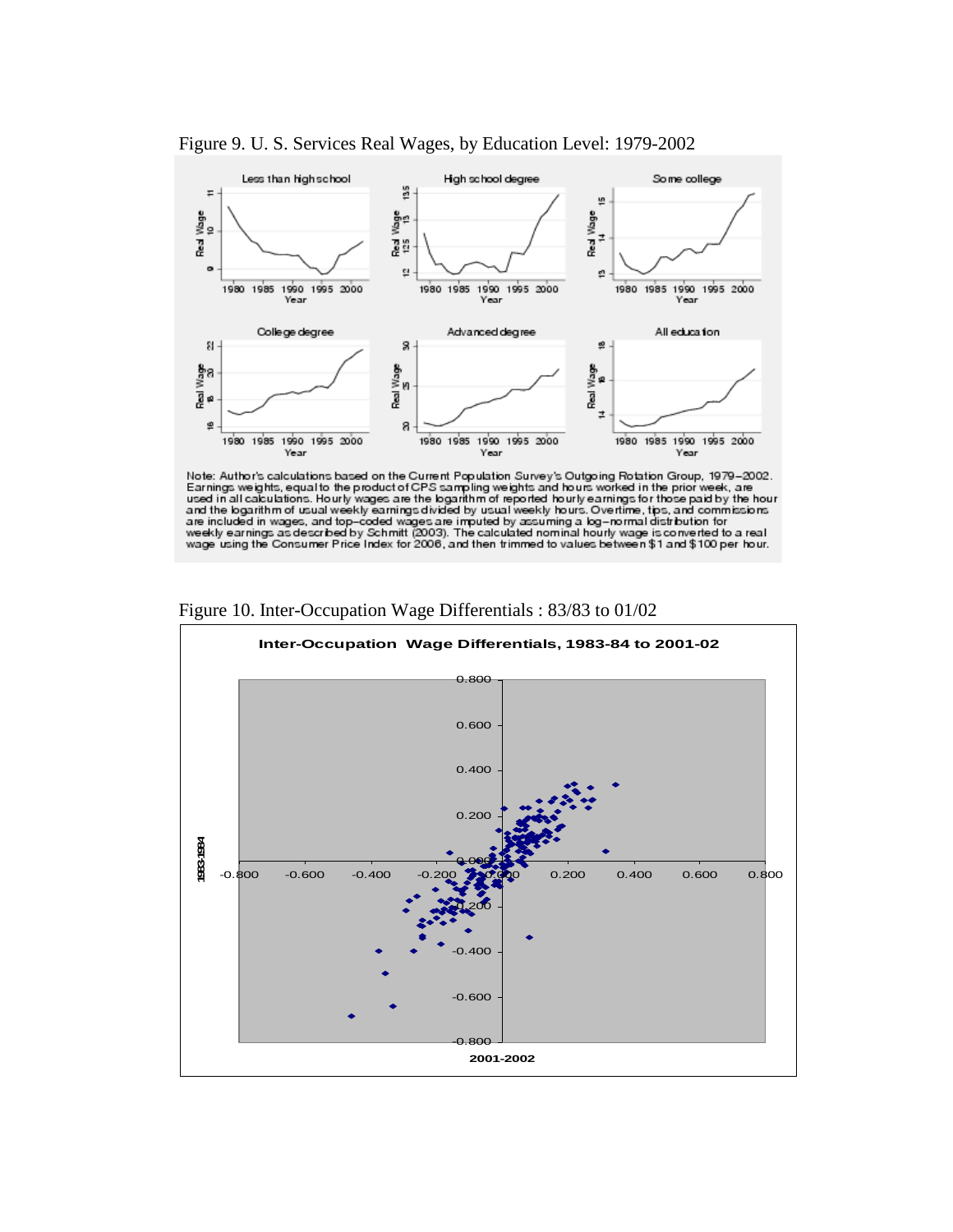Figure 9. U. S. Services Real Wages, by Education Level: 1979-2002

Less than high school

High school degree

Some college

College degree

Advanced degree

All education

Real Wage

Year

1980 1985 1990 1995 2000

Note: Author's calculations based on the Current Population Survey's Outgoing Rotation Group, 1979–2002. Earnings weights, equal to the product of CPS sampling weights and hours worked in the prior week, are used in all calculations. Hourly wages are the logarithm of reported hourly earnings for those paid by the hour and the logarithm of usual weekly earnings divided by usual weekly hours. Overtime, tips, and commissions are included in wages, and top–coded wages are imputed by assuming a log–normal distribution for weekly earnings as described by Schmitt (2003). The calculated nominal hourly wage is converted to a real wage using the Consumer Price Index for 2006, and then trimmed to values between $1 and $100 per hour.

Figure 10. Inter-Occupation Wage Differentials : 83/83 to 01/02

**Inter-Occupation Wage Differentials, 1983-84 to 2001-02**

1983-1984

2001-2002

-0.800 -0.600 -0.400 -0.200 0.000 0.200 0.400 0.600 0.800

0.800 0.600 0.400 0.200 0.000 -0.200 -0.400 -0.600 -0.800